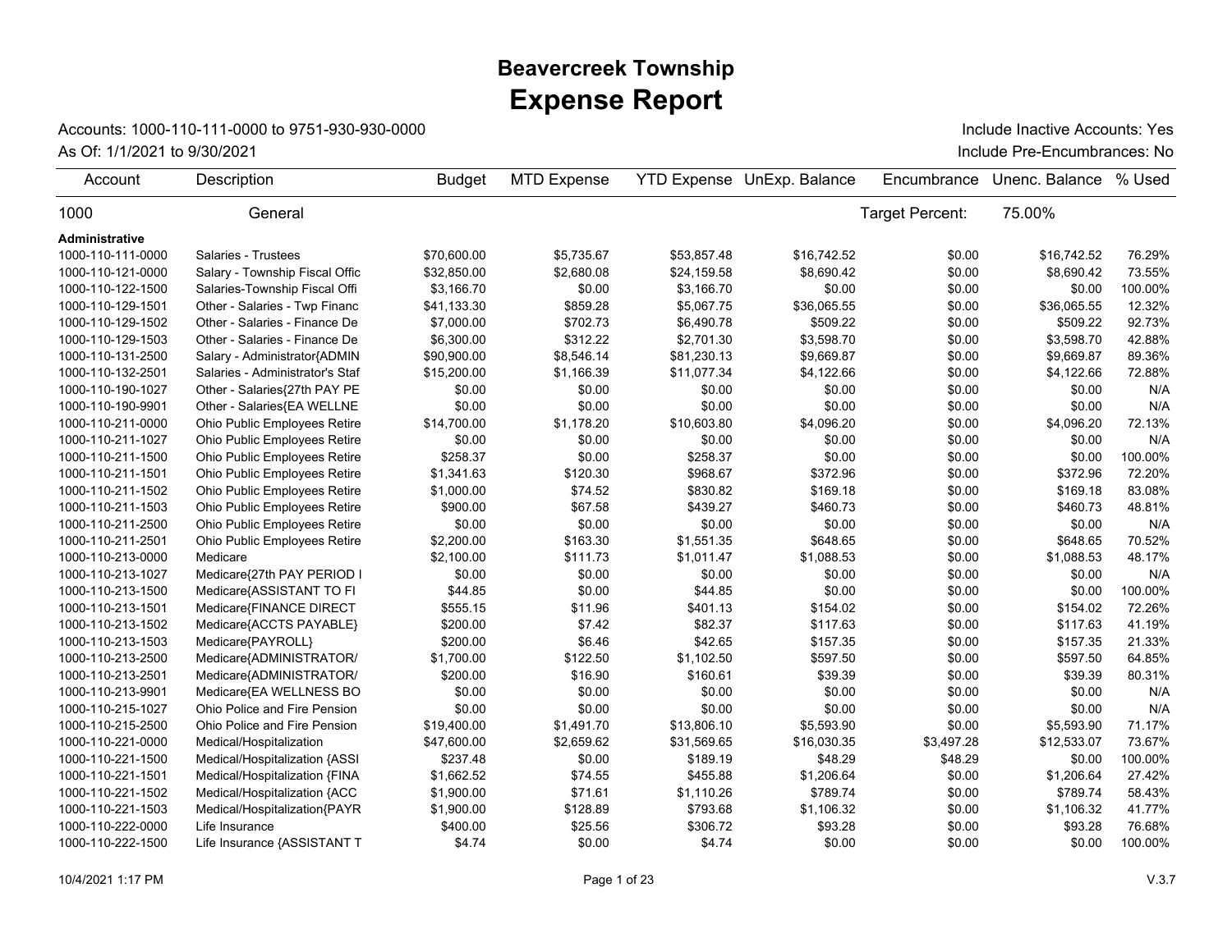# Beavercreek Township
# Expense Report

Accounts: 1000-110-111-0000 to 9751-930-930-0000

As Of: 1/1/2021 to 9/30/2021

Include Inactive Accounts: Yes

Include Pre-Encumbrances: No

| Account | Description | Budget | MTD Expense | YTD Expense | UnExp. Balance | Encumbrance | Unenc. Balance | % Used |
|---|---|---|---|---|---|---|---|---|
| 1000 | General | | | | | Target Percent: | 75.00% | |
| **Administrative** | | | | | | | | |
| 1000-110-111-0000 | Salaries - Trustees | $70,600.00 | $5,735.67 | $53,857.48 | $16,742.52 | $0.00 | $16,742.52 | 76.29% |
| 1000-110-121-0000 | Salary - Township Fiscal Offic | $32,850.00 | $2,680.08 | $24,159.58 | $8,690.42 | $0.00 | $8,690.42 | 73.55% |
| 1000-110-122-1500 | Salaries-Township Fiscal Offi | $3,166.70 | $0.00 | $3,166.70 | $0.00 | $0.00 | $0.00 | 100.00% |
| 1000-110-129-1501 | Other - Salaries - Twp Financ | $41,133.30 | $859.28 | $5,067.75 | $36,065.55 | $0.00 | $36,065.55 | 12.32% |
| 1000-110-129-1502 | Other - Salaries - Finance De | $7,000.00 | $702.73 | $6,490.78 | $509.22 | $0.00 | $509.22 | 92.73% |
| 1000-110-129-1503 | Other - Salaries - Finance De | $6,300.00 | $312.22 | $2,701.30 | $3,598.70 | $0.00 | $3,598.70 | 42.88% |
| 1000-110-131-2500 | Salary - Administrator{ADMIN | $90,900.00 | $8,546.14 | $81,230.13 | $9,669.87 | $0.00 | $9,669.87 | 89.36% |
| 1000-110-132-2501 | Salaries - Administrator's Staf | $15,200.00 | $1,166.39 | $11,077.34 | $4,122.66 | $0.00 | $4,122.66 | 72.88% |
| 1000-110-190-1027 | Other - Salaries{27th PAY PE | $0.00 | $0.00 | $0.00 | $0.00 | $0.00 | $0.00 | N/A |
| 1000-110-190-9901 | Other - Salaries{EA WELLNE | $0.00 | $0.00 | $0.00 | $0.00 | $0.00 | $0.00 | N/A |
| 1000-110-211-0000 | Ohio Public Employees Retire | $14,700.00 | $1,178.20 | $10,603.80 | $4,096.20 | $0.00 | $4,096.20 | 72.13% |
| 1000-110-211-1027 | Ohio Public Employees Retire | $0.00 | $0.00 | $0.00 | $0.00 | $0.00 | $0.00 | N/A |
| 1000-110-211-1500 | Ohio Public Employees Retire | $258.37 | $0.00 | $258.37 | $0.00 | $0.00 | $0.00 | 100.00% |
| 1000-110-211-1501 | Ohio Public Employees Retire | $1,341.63 | $120.30 | $968.67 | $372.96 | $0.00 | $372.96 | 72.20% |
| 1000-110-211-1502 | Ohio Public Employees Retire | $1,000.00 | $74.52 | $830.82 | $169.18 | $0.00 | $169.18 | 83.08% |
| 1000-110-211-1503 | Ohio Public Employees Retire | $900.00 | $67.58 | $439.27 | $460.73 | $0.00 | $460.73 | 48.81% |
| 1000-110-211-2500 | Ohio Public Employees Retire | $0.00 | $0.00 | $0.00 | $0.00 | $0.00 | $0.00 | N/A |
| 1000-110-211-2501 | Ohio Public Employees Retire | $2,200.00 | $163.30 | $1,551.35 | $648.65 | $0.00 | $648.65 | 70.52% |
| 1000-110-213-0000 | Medicare | $2,100.00 | $111.73 | $1,011.47 | $1,088.53 | $0.00 | $1,088.53 | 48.17% |
| 1000-110-213-1027 | Medicare{27th PAY PERIOD I | $0.00 | $0.00 | $0.00 | $0.00 | $0.00 | $0.00 | N/A |
| 1000-110-213-1500 | Medicare{ASSISTANT TO FI | $44.85 | $0.00 | $44.85 | $0.00 | $0.00 | $0.00 | 100.00% |
| 1000-110-213-1501 | Medicare{FINANCE DIRECT | $555.15 | $11.96 | $401.13 | $154.02 | $0.00 | $154.02 | 72.26% |
| 1000-110-213-1502 | Medicare{ACCTS PAYABLE} | $200.00 | $7.42 | $82.37 | $117.63 | $0.00 | $117.63 | 41.19% |
| 1000-110-213-1503 | Medicare{PAYROLL} | $200.00 | $6.46 | $42.65 | $157.35 | $0.00 | $157.35 | 21.33% |
| 1000-110-213-2500 | Medicare{ADMINISTRATOR/ | $1,700.00 | $122.50 | $1,102.50 | $597.50 | $0.00 | $597.50 | 64.85% |
| 1000-110-213-2501 | Medicare{ADMINISTRATOR/ | $200.00 | $16.90 | $160.61 | $39.39 | $0.00 | $39.39 | 80.31% |
| 1000-110-213-9901 | Medicare{EA WELLNESS BO | $0.00 | $0.00 | $0.00 | $0.00 | $0.00 | $0.00 | N/A |
| 1000-110-215-1027 | Ohio Police and Fire Pension | $0.00 | $0.00 | $0.00 | $0.00 | $0.00 | $0.00 | N/A |
| 1000-110-215-2500 | Ohio Police and Fire Pension | $19,400.00 | $1,491.70 | $13,806.10 | $5,593.90 | $0.00 | $5,593.90 | 71.17% |
| 1000-110-221-0000 | Medical/Hospitalization | $47,600.00 | $2,659.62 | $31,569.65 | $16,030.35 | $3,497.28 | $12,533.07 | 73.67% |
| 1000-110-221-1500 | Medical/Hospitalization {ASSI | $237.48 | $0.00 | $189.19 | $48.29 | $48.29 | $0.00 | 100.00% |
| 1000-110-221-1501 | Medical/Hospitalization {FINA | $1,662.52 | $74.55 | $455.88 | $1,206.64 | $0.00 | $1,206.64 | 27.42% |
| 1000-110-221-1502 | Medical/Hospitalization {ACC | $1,900.00 | $71.61 | $1,110.26 | $789.74 | $0.00 | $789.74 | 58.43% |
| 1000-110-221-1503 | Medical/Hospitalization{PAYR | $1,900.00 | $128.89 | $793.68 | $1,106.32 | $0.00 | $1,106.32 | 41.77% |
| 1000-110-222-0000 | Life Insurance | $400.00 | $25.56 | $306.72 | $93.28 | $0.00 | $93.28 | 76.68% |
| 1000-110-222-1500 | Life Insurance {ASSISTANT T | $4.74 | $0.00 | $4.74 | $0.00 | $0.00 | $0.00 | 100.00% |

10/4/2021 1:17 PM

V.3.7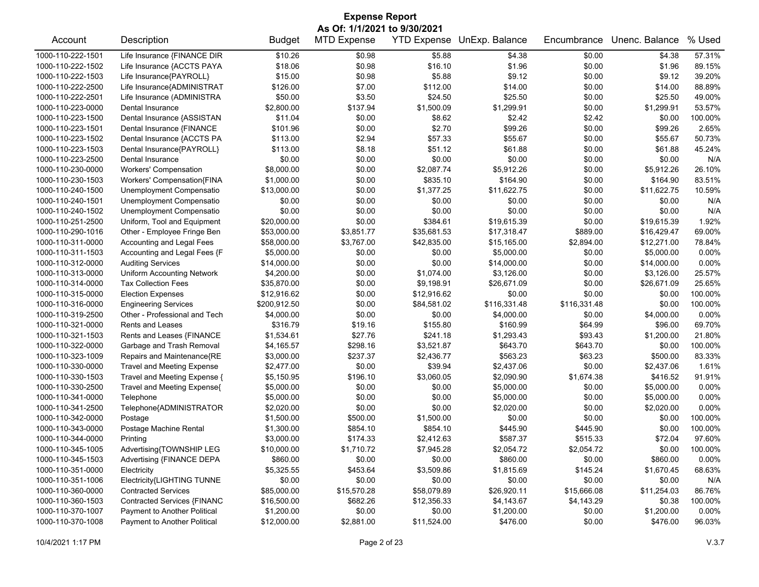# Expense Report

**As Of: 1/1/2021 to 9/30/2021**

| Account | Description | Budget | MTD Expense | YTD Expense | UnExp. Balance | Encumbrance | Unenc. Balance | % Used |
|---|---|---|---|---|---|---|---|---|
| 1000-110-222-1501 | Life Insurance {FINANCE DIR | $10.26 | $0.98 | $5.88 | $4.38 | $0.00 | $4.38 | 57.31% |
| 1000-110-222-1502 | Life Insurance {ACCTS PAYA | $18.06 | $0.98 | $16.10 | $1.96 | $0.00 | $1.96 | 89.15% |
| 1000-110-222-1503 | Life Insurance{PAYROLL} | $15.00 | $0.98 | $5.88 | $9.12 | $0.00 | $9.12 | 39.20% |
| 1000-110-222-2500 | Life Insurance{ADMINISTRAT | $126.00 | $7.00 | $112.00 | $14.00 | $0.00 | $14.00 | 88.89% |
| 1000-110-222-2501 | Life Insurance (ADMINISTRA | $50.00 | $3.50 | $24.50 | $25.50 | $0.00 | $25.50 | 49.00% |
| 1000-110-223-0000 | Dental Insurance | $2,800.00 | $137.94 | $1,500.09 | $1,299.91 | $0.00 | $1,299.91 | 53.57% |
| 1000-110-223-1500 | Dental Insurance {ASSISTAN | $11.04 | $0.00 | $8.62 | $2.42 | $2.42 | $0.00 | 100.00% |
| 1000-110-223-1501 | Dental Insurance {FINANCE | $101.96 | $0.00 | $2.70 | $99.26 | $0.00 | $99.26 | 2.65% |
| 1000-110-223-1502 | Dental Insurance {ACCTS PA | $113.00 | $2.94 | $57.33 | $55.67 | $0.00 | $55.67 | 50.73% |
| 1000-110-223-1503 | Dental Insurance{PAYROLL} | $113.00 | $8.18 | $51.12 | $61.88 | $0.00 | $61.88 | 45.24% |
| 1000-110-223-2500 | Dental Insurance | $0.00 | $0.00 | $0.00 | $0.00 | $0.00 | $0.00 | N/A |
| 1000-110-230-0000 | Workers' Compensation | $8,000.00 | $0.00 | $2,087.74 | $5,912.26 | $0.00 | $5,912.26 | 26.10% |
| 1000-110-230-1503 | Workers' Compensation{FINA | $1,000.00 | $0.00 | $835.10 | $164.90 | $0.00 | $164.90 | 83.51% |
| 1000-110-240-1500 | Unemployment Compensatio | $13,000.00 | $0.00 | $1,377.25 | $11,622.75 | $0.00 | $11,622.75 | 10.59% |
| 1000-110-240-1501 | Unemployment Compensatio | $0.00 | $0.00 | $0.00 | $0.00 | $0.00 | $0.00 | N/A |
| 1000-110-240-1502 | Unemployment Compensatio | $0.00 | $0.00 | $0.00 | $0.00 | $0.00 | $0.00 | N/A |
| 1000-110-251-2500 | Uniform, Tool and Equipment | $20,000.00 | $0.00 | $384.61 | $19,615.39 | $0.00 | $19,615.39 | 1.92% |
| 1000-110-290-1016 | Other - Employee Fringe Ben | $53,000.00 | $3,851.77 | $35,681.53 | $17,318.47 | $889.00 | $16,429.47 | 69.00% |
| 1000-110-311-0000 | Accounting and Legal Fees | $58,000.00 | $3,767.00 | $42,835.00 | $15,165.00 | $2,894.00 | $12,271.00 | 78.84% |
| 1000-110-311-1503 | Accounting and Legal Fees {F | $5,000.00 | $0.00 | $0.00 | $5,000.00 | $0.00 | $5,000.00 | 0.00% |
| 1000-110-312-0000 | Auditing Services | $14,000.00 | $0.00 | $0.00 | $14,000.00 | $0.00 | $14,000.00 | 0.00% |
| 1000-110-313-0000 | Uniform Accounting Network | $4,200.00 | $0.00 | $1,074.00 | $3,126.00 | $0.00 | $3,126.00 | 25.57% |
| 1000-110-314-0000 | Tax Collection Fees | $35,870.00 | $0.00 | $9,198.91 | $26,671.09 | $0.00 | $26,671.09 | 25.65% |
| 1000-110-315-0000 | Election Expenses | $12,916.62 | $0.00 | $12,916.62 | $0.00 | $0.00 | $0.00 | 100.00% |
| 1000-110-316-0000 | Engineering Services | $200,912.50 | $0.00 | $84,581.02 | $116,331.48 | $116,331.48 | $0.00 | 100.00% |
| 1000-110-319-2500 | Other - Professional and Tech | $4,000.00 | $0.00 | $0.00 | $4,000.00 | $0.00 | $4,000.00 | 0.00% |
| 1000-110-321-0000 | Rents and Leases | $316.79 | $19.16 | $155.80 | $160.99 | $64.99 | $96.00 | 69.70% |
| 1000-110-321-1503 | Rents and Leases {FINANCE | $1,534.61 | $27.76 | $241.18 | $1,293.43 | $93.43 | $1,200.00 | 21.80% |
| 1000-110-322-0000 | Garbage and Trash Removal | $4,165.57 | $298.16 | $3,521.87 | $643.70 | $643.70 | $0.00 | 100.00% |
| 1000-110-323-1009 | Repairs and Maintenance{RE | $3,000.00 | $237.37 | $2,436.77 | $563.23 | $63.23 | $500.00 | 83.33% |
| 1000-110-330-0000 | Travel and Meeting Expense | $2,477.00 | $0.00 | $39.94 | $2,437.06 | $0.00 | $2,437.06 | 1.61% |
| 1000-110-330-1503 | Travel and Meeting Expense { | $5,150.95 | $196.10 | $3,060.05 | $2,090.90 | $1,674.38 | $416.52 | 91.91% |
| 1000-110-330-2500 | Travel and Meeting Expense{ | $5,000.00 | $0.00 | $0.00 | $5,000.00 | $0.00 | $5,000.00 | 0.00% |
| 1000-110-341-0000 | Telephone | $5,000.00 | $0.00 | $0.00 | $5,000.00 | $0.00 | $5,000.00 | 0.00% |
| 1000-110-341-2500 | Telephone{ADMINISTRATOR | $2,020.00 | $0.00 | $0.00 | $2,020.00 | $0.00 | $2,020.00 | 0.00% |
| 1000-110-342-0000 | Postage | $1,500.00 | $500.00 | $1,500.00 | $0.00 | $0.00 | $0.00 | 100.00% |
| 1000-110-343-0000 | Postage Machine Rental | $1,300.00 | $854.10 | $854.10 | $445.90 | $445.90 | $0.00 | 100.00% |
| 1000-110-344-0000 | Printing | $3,000.00 | $174.33 | $2,412.63 | $587.37 | $515.33 | $72.04 | 97.60% |
| 1000-110-345-1005 | Advertising{TOWNSHIP LEG | $10,000.00 | $1,710.72 | $7,945.28 | $2,054.72 | $2,054.72 | $0.00 | 100.00% |
| 1000-110-345-1503 | Advertising {FINANCE DEPA | $860.00 | $0.00 | $0.00 | $860.00 | $0.00 | $860.00 | 0.00% |
| 1000-110-351-0000 | Electricity | $5,325.55 | $453.64 | $3,509.86 | $1,815.69 | $145.24 | $1,670.45 | 68.63% |
| 1000-110-351-1006 | Electricity{LIGHTING TUNNE | $0.00 | $0.00 | $0.00 | $0.00 | $0.00 | $0.00 | N/A |
| 1000-110-360-0000 | Contracted Services | $85,000.00 | $15,570.28 | $58,079.89 | $26,920.11 | $15,666.08 | $11,254.03 | 86.76% |
| 1000-110-360-1503 | Contracted Services {FINANC | $16,500.00 | $682.26 | $12,356.33 | $4,143.67 | $4,143.29 | $0.38 | 100.00% |
| 1000-110-370-1007 | Payment to Another Political | $1,200.00 | $0.00 | $0.00 | $1,200.00 | $0.00 | $1,200.00 | 0.00% |
| 1000-110-370-1008 | Payment to Another Political | $12,000.00 | $2,881.00 | $11,524.00 | $476.00 | $0.00 | $476.00 | 96.03% |

10/4/2021 1:17 PM V.3.7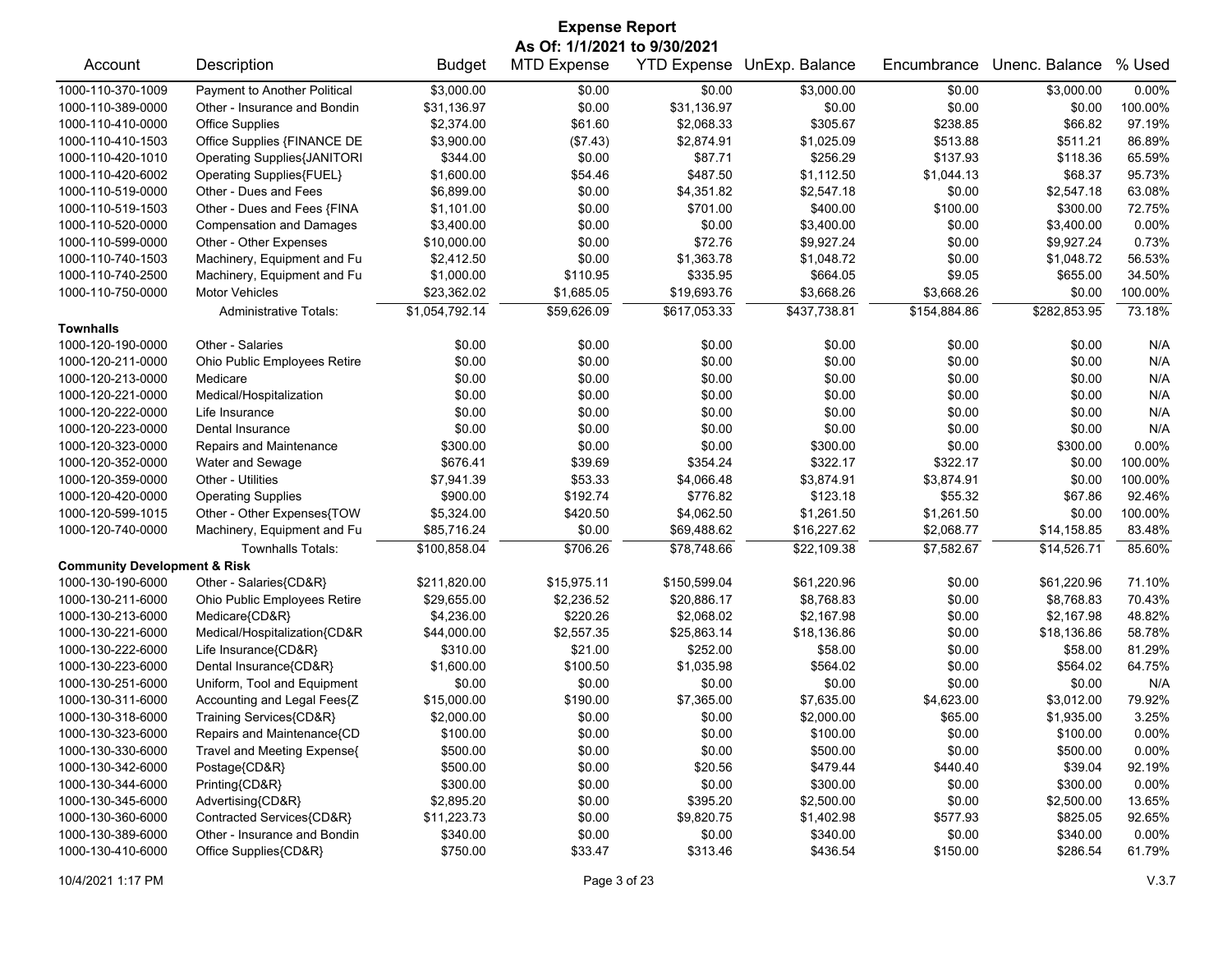**Expense Report**
**As Of: 1/1/2021 to 9/30/2021**

| Account | Description | Budget | MTD Expense | YTD Expense | UnExp. Balance | Encumbrance | Unenc. Balance | % Used |
|---|---|---|---|---|---|---|---|---|
| 1000-110-370-1009 | Payment to Another Political | $3,000.00 | $0.00 | $0.00 | $3,000.00 | $0.00 | $3,000.00 | 0.00% |
| 1000-110-389-0000 | Other - Insurance and Bondin | $31,136.97 | $0.00 | $31,136.97 | $0.00 | $0.00 | $0.00 | 100.00% |
| 1000-110-410-0000 | Office Supplies | $2,374.00 | $61.60 | $2,068.33 | $305.67 | $238.85 | $66.82 | 97.19% |
| 1000-110-410-1503 | Office Supplies {FINANCE DE | $3,900.00 | ($7.43) | $2,874.91 | $1,025.09 | $513.88 | $511.21 | 86.89% |
| 1000-110-420-1010 | Operating Supplies{JANITORI | $344.00 | $0.00 | $87.71 | $256.29 | $137.93 | $118.36 | 65.59% |
| 1000-110-420-6002 | Operating Supplies{FUEL} | $1,600.00 | $54.46 | $487.50 | $1,112.50 | $1,044.13 | $68.37 | 95.73% |
| 1000-110-519-0000 | Other - Dues and Fees | $6,899.00 | $0.00 | $4,351.82 | $2,547.18 | $0.00 | $2,547.18 | 63.08% |
| 1000-110-519-1503 | Other - Dues and Fees {FINA | $1,101.00 | $0.00 | $701.00 | $400.00 | $100.00 | $300.00 | 72.75% |
| 1000-110-520-0000 | Compensation and Damages | $3,400.00 | $0.00 | $0.00 | $3,400.00 | $0.00 | $3,400.00 | 0.00% |
| 1000-110-599-0000 | Other - Other Expenses | $10,000.00 | $0.00 | $72.76 | $9,927.24 | $0.00 | $9,927.24 | 0.73% |
| 1000-110-740-1503 | Machinery, Equipment and Fu | $2,412.50 | $0.00 | $1,363.78 | $1,048.72 | $0.00 | $1,048.72 | 56.53% |
| 1000-110-740-2500 | Machinery, Equipment and Fu | $1,000.00 | $110.95 | $335.95 | $664.05 | $9.05 | $655.00 | 34.50% |
| 1000-110-750-0000 | Motor Vehicles | $23,362.02 | $1,685.05 | $19,693.76 | $3,668.26 | $3,668.26 | $0.00 | 100.00% |
| | Administrative Totals: | $1,054,792.14 | $59,626.09 | $617,053.33 | $437,738.81 | $154,884.86 | $282,853.95 | 73.18% |
| **Townhalls** | | | | | | | | |
| 1000-120-190-0000 | Other - Salaries | $0.00 | $0.00 | $0.00 | $0.00 | $0.00 | $0.00 | N/A |
| 1000-120-211-0000 | Ohio Public Employees Retire | $0.00 | $0.00 | $0.00 | $0.00 | $0.00 | $0.00 | N/A |
| 1000-120-213-0000 | Medicare | $0.00 | $0.00 | $0.00 | $0.00 | $0.00 | $0.00 | N/A |
| 1000-120-221-0000 | Medical/Hospitalization | $0.00 | $0.00 | $0.00 | $0.00 | $0.00 | $0.00 | N/A |
| 1000-120-222-0000 | Life Insurance | $0.00 | $0.00 | $0.00 | $0.00 | $0.00 | $0.00 | N/A |
| 1000-120-223-0000 | Dental Insurance | $0.00 | $0.00 | $0.00 | $0.00 | $0.00 | $0.00 | N/A |
| 1000-120-323-0000 | Repairs and Maintenance | $300.00 | $0.00 | $0.00 | $300.00 | $0.00 | $300.00 | 0.00% |
| 1000-120-352-0000 | Water and Sewage | $676.41 | $39.69 | $354.24 | $322.17 | $322.17 | $0.00 | 100.00% |
| 1000-120-359-0000 | Other - Utilities | $7,941.39 | $53.33 | $4,066.48 | $3,874.91 | $3,874.91 | $0.00 | 100.00% |
| 1000-120-420-0000 | Operating Supplies | $900.00 | $192.74 | $776.82 | $123.18 | $55.32 | $67.86 | 92.46% |
| 1000-120-599-1015 | Other - Other Expenses{TOW | $5,324.00 | $420.50 | $4,062.50 | $1,261.50 | $1,261.50 | $0.00 | 100.00% |
| 1000-120-740-0000 | Machinery, Equipment and Fu | $85,716.24 | $0.00 | $69,488.62 | $16,227.62 | $2,068.77 | $14,158.85 | 83.48% |
| | Townhalls Totals: | $100,858.04 | $706.26 | $78,748.66 | $22,109.38 | $7,582.67 | $14,526.71 | 85.60% |
| **Community Development & Risk** | | | | | | | | |
| 1000-130-190-6000 | Other - Salaries{CD&R} | $211,820.00 | $15,975.11 | $150,599.04 | $61,220.96 | $0.00 | $61,220.96 | 71.10% |
| 1000-130-211-6000 | Ohio Public Employees Retire | $29,655.00 | $2,236.52 | $20,886.17 | $8,768.83 | $0.00 | $8,768.83 | 70.43% |
| 1000-130-213-6000 | Medicare{CD&R} | $4,236.00 | $220.26 | $2,068.02 | $2,167.98 | $0.00 | $2,167.98 | 48.82% |
| 1000-130-221-6000 | Medical/Hospitalization{CD&R | $44,000.00 | $2,557.35 | $25,863.14 | $18,136.86 | $0.00 | $18,136.86 | 58.78% |
| 1000-130-222-6000 | Life Insurance{CD&R} | $310.00 | $21.00 | $252.00 | $58.00 | $0.00 | $58.00 | 81.29% |
| 1000-130-223-6000 | Dental Insurance{CD&R} | $1,600.00 | $100.50 | $1,035.98 | $564.02 | $0.00 | $564.02 | 64.75% |
| 1000-130-251-6000 | Uniform, Tool and Equipment | $0.00 | $0.00 | $0.00 | $0.00 | $0.00 | $0.00 | N/A |
| 1000-130-311-6000 | Accounting and Legal Fees{Z | $15,000.00 | $190.00 | $7,365.00 | $7,635.00 | $4,623.00 | $3,012.00 | 79.92% |
| 1000-130-318-6000 | Training Services{CD&R} | $2,000.00 | $0.00 | $0.00 | $2,000.00 | $65.00 | $1,935.00 | 3.25% |
| 1000-130-323-6000 | Repairs and Maintenance{CD | $100.00 | $0.00 | $0.00 | $100.00 | $0.00 | $100.00 | 0.00% |
| 1000-130-330-6000 | Travel and Meeting Expense{ | $500.00 | $0.00 | $0.00 | $500.00 | $0.00 | $500.00 | 0.00% |
| 1000-130-342-6000 | Postage{CD&R} | $500.00 | $0.00 | $20.56 | $479.44 | $440.40 | $39.04 | 92.19% |
| 1000-130-344-6000 | Printing{CD&R} | $300.00 | $0.00 | $0.00 | $300.00 | $0.00 | $300.00 | 0.00% |
| 1000-130-345-6000 | Advertising{CD&R} | $2,895.20 | $0.00 | $395.20 | $2,500.00 | $0.00 | $2,500.00 | 13.65% |
| 1000-130-360-6000 | Contracted Services{CD&R} | $11,223.73 | $0.00 | $9,820.75 | $1,402.98 | $577.93 | $825.05 | 92.65% |
| 1000-130-389-6000 | Other - Insurance and Bondin | $340.00 | $0.00 | $0.00 | $340.00 | $0.00 | $340.00 | 0.00% |
| 1000-130-410-6000 | Office Supplies{CD&R} | $750.00 | $33.47 | $313.46 | $436.54 | $150.00 | $286.54 | 61.79% |

10/4/2021 1:17 PM V.3.7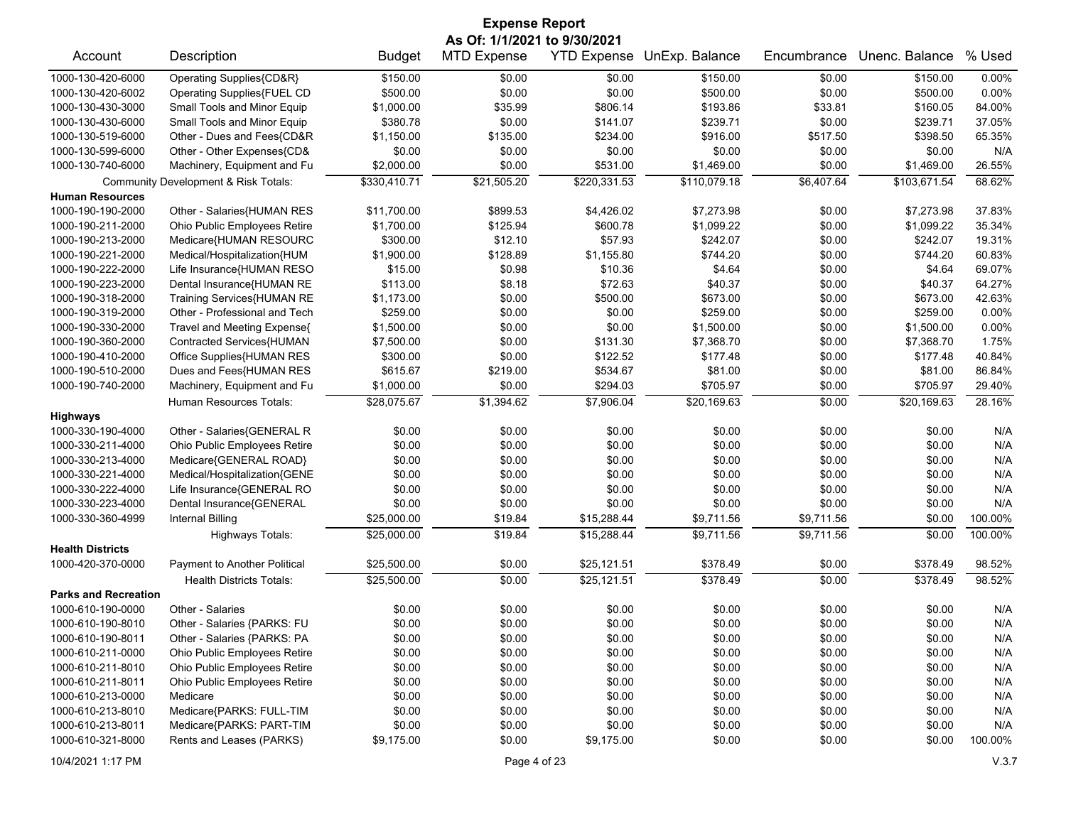# Expense Report

**As Of: 1/1/2021 to 9/30/2021**

| Account | Description | Budget | MTD Expense | YTD Expense | UnExp. Balance | Encumbrance | Unenc. Balance | % Used |
|---|---|---|---|---|---|---|---|---|
| 1000-130-420-6000 | Operating Supplies{CD&R} | $150.00 | $0.00 | $0.00 | $150.00 | $0.00 | $150.00 | 0.00% |
| 1000-130-420-6002 | Operating Supplies{FUEL CD | $500.00 | $0.00 | $0.00 | $500.00 | $0.00 | $500.00 | 0.00% |
| 1000-130-430-3000 | Small Tools and Minor Equip | $1,000.00 | $35.99 | $806.14 | $193.86 | $33.81 | $160.05 | 84.00% |
| 1000-130-430-6000 | Small Tools and Minor Equip | $380.78 | $0.00 | $141.07 | $239.71 | $0.00 | $239.71 | 37.05% |
| 1000-130-519-6000 | Other - Dues and Fees{CD&R | $1,150.00 | $135.00 | $234.00 | $916.00 | $517.50 | $398.50 | 65.35% |
| 1000-130-599-6000 | Other - Other Expenses{CD& | $0.00 | $0.00 | $0.00 | $0.00 | $0.00 | $0.00 | N/A |
| 1000-130-740-6000 | Machinery, Equipment and Fu | $2,000.00 | $0.00 | $531.00 | $1,469.00 | $0.00 | $1,469.00 | 26.55% |
| | Community Development & Risk Totals: | $330,410.71 | $21,505.20 | $220,331.53 | $110,079.18 | $6,407.64 | $103,671.54 | 68.62% |
| **Human Resources** | | | | | | | | |
| 1000-190-190-2000 | Other - Salaries{HUMAN RES | $11,700.00 | $899.53 | $4,426.02 | $7,273.98 | $0.00 | $7,273.98 | 37.83% |
| 1000-190-211-2000 | Ohio Public Employees Retire | $1,700.00 | $125.94 | $600.78 | $1,099.22 | $0.00 | $1,099.22 | 35.34% |
| 1000-190-213-2000 | Medicare{HUMAN RESOURC | $300.00 | $12.10 | $57.93 | $242.07 | $0.00 | $242.07 | 19.31% |
| 1000-190-221-2000 | Medical/Hospitalization{HUM | $1,900.00 | $128.89 | $1,155.80 | $744.20 | $0.00 | $744.20 | 60.83% |
| 1000-190-222-2000 | Life Insurance{HUMAN RESO | $15.00 | $0.98 | $10.36 | $4.64 | $0.00 | $4.64 | 69.07% |
| 1000-190-223-2000 | Dental Insurance{HUMAN RE | $113.00 | $8.18 | $72.63 | $40.37 | $0.00 | $40.37 | 64.27% |
| 1000-190-318-2000 | Training Services{HUMAN RE | $1,173.00 | $0.00 | $500.00 | $673.00 | $0.00 | $673.00 | 42.63% |
| 1000-190-319-2000 | Other - Professional and Tech | $259.00 | $0.00 | $0.00 | $259.00 | $0.00 | $259.00 | 0.00% |
| 1000-190-330-2000 | Travel and Meeting Expense{ | $1,500.00 | $0.00 | $0.00 | $1,500.00 | $0.00 | $1,500.00 | 0.00% |
| 1000-190-360-2000 | Contracted Services{HUMAN | $7,500.00 | $0.00 | $131.30 | $7,368.70 | $0.00 | $7,368.70 | 1.75% |
| 1000-190-410-2000 | Office Supplies{HUMAN RES | $300.00 | $0.00 | $122.52 | $177.48 | $0.00 | $177.48 | 40.84% |
| 1000-190-510-2000 | Dues and Fees{HUMAN RES | $615.67 | $219.00 | $534.67 | $81.00 | $0.00 | $81.00 | 86.84% |
| 1000-190-740-2000 | Machinery, Equipment and Fu | $1,000.00 | $0.00 | $294.03 | $705.97 | $0.00 | $705.97 | 29.40% |
| | Human Resources Totals: | $28,075.67 | $1,394.62 | $7,906.04 | $20,169.63 | $0.00 | $20,169.63 | 28.16% |
| **Highways** | | | | | | | | |
| 1000-330-190-4000 | Other - Salaries{GENERAL R | $0.00 | $0.00 | $0.00 | $0.00 | $0.00 | $0.00 | N/A |
| 1000-330-211-4000 | Ohio Public Employees Retire | $0.00 | $0.00 | $0.00 | $0.00 | $0.00 | $0.00 | N/A |
| 1000-330-213-4000 | Medicare{GENERAL ROAD} | $0.00 | $0.00 | $0.00 | $0.00 | $0.00 | $0.00 | N/A |
| 1000-330-221-4000 | Medical/Hospitalization{GENE | $0.00 | $0.00 | $0.00 | $0.00 | $0.00 | $0.00 | N/A |
| 1000-330-222-4000 | Life Insurance{GENERAL RO | $0.00 | $0.00 | $0.00 | $0.00 | $0.00 | $0.00 | N/A |
| 1000-330-223-4000 | Dental Insurance{GENERAL | $0.00 | $0.00 | $0.00 | $0.00 | $0.00 | $0.00 | N/A |
| 1000-330-360-4999 | Internal Billing | $25,000.00 | $19.84 | $15,288.44 | $9,711.56 | $9,711.56 | $0.00 | 100.00% |
| | Highways Totals: | $25,000.00 | $19.84 | $15,288.44 | $9,711.56 | $9,711.56 | $0.00 | 100.00% |
| **Health Districts** | | | | | | | | |
| 1000-420-370-0000 | Payment to Another Political | $25,500.00 | $0.00 | $25,121.51 | $378.49 | $0.00 | $378.49 | 98.52% |
| | Health Districts Totals: | $25,500.00 | $0.00 | $25,121.51 | $378.49 | $0.00 | $378.49 | 98.52% |
| **Parks and Recreation** | | | | | | | | |
| 1000-610-190-0000 | Other - Salaries | $0.00 | $0.00 | $0.00 | $0.00 | $0.00 | $0.00 | N/A |
| 1000-610-190-8010 | Other - Salaries {PARKS: FU | $0.00 | $0.00 | $0.00 | $0.00 | $0.00 | $0.00 | N/A |
| 1000-610-190-8011 | Other - Salaries {PARKS: PA | $0.00 | $0.00 | $0.00 | $0.00 | $0.00 | $0.00 | N/A |
| 1000-610-211-0000 | Ohio Public Employees Retire | $0.00 | $0.00 | $0.00 | $0.00 | $0.00 | $0.00 | N/A |
| 1000-610-211-8010 | Ohio Public Employees Retire | $0.00 | $0.00 | $0.00 | $0.00 | $0.00 | $0.00 | N/A |
| 1000-610-211-8011 | Ohio Public Employees Retire | $0.00 | $0.00 | $0.00 | $0.00 | $0.00 | $0.00 | N/A |
| 1000-610-213-0000 | Medicare | $0.00 | $0.00 | $0.00 | $0.00 | $0.00 | $0.00 | N/A |
| 1000-610-213-8010 | Medicare{PARKS: FULL-TIM | $0.00 | $0.00 | $0.00 | $0.00 | $0.00 | $0.00 | N/A |
| 1000-610-213-8011 | Medicare{PARKS: PART-TIM | $0.00 | $0.00 | $0.00 | $0.00 | $0.00 | $0.00 | N/A |
| 1000-610-321-8000 | Rents and Leases (PARKS) | $9,175.00 | $0.00 | $9,175.00 | $0.00 | $0.00 | $0.00 | 100.00% |

10/4/2021 1:17 PM

V.3.7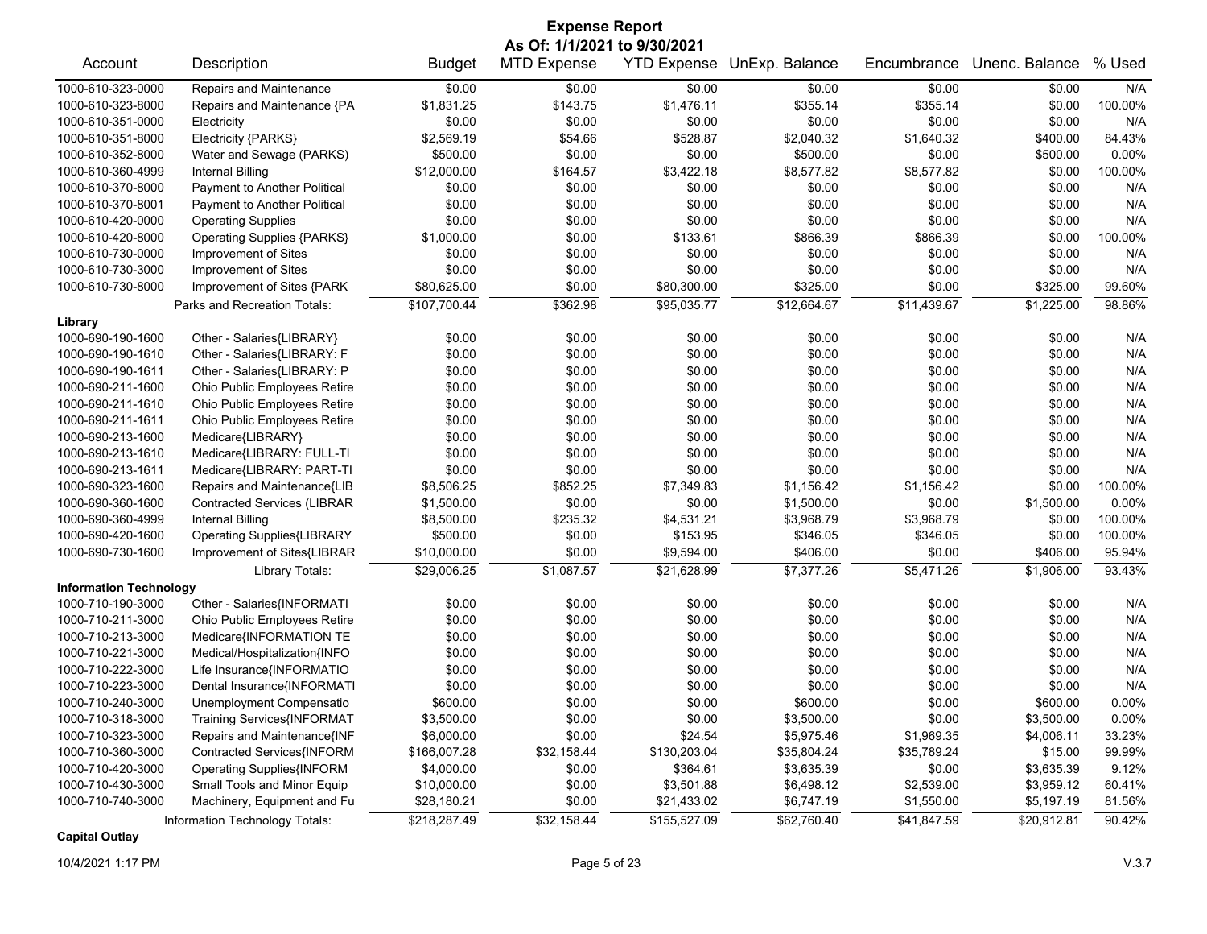# Expense Report

**As Of: 1/1/2021 to 9/30/2021**

| Account | Description | Budget | MTD Expense | YTD Expense | UnExp. Balance | Encumbrance | Unenc. Balance | % Used |
|---|---|---|---|---|---|---|---|---|
| 1000-610-323-0000 | Repairs and Maintenance | $0.00 | $0.00 | $0.00 | $0.00 | $0.00 | $0.00 | N/A |
| 1000-610-323-8000 | Repairs and Maintenance {PA | $1,831.25 | $143.75 | $1,476.11 | $355.14 | $355.14 | $0.00 | 100.00% |
| 1000-610-351-0000 | Electricity | $0.00 | $0.00 | $0.00 | $0.00 | $0.00 | $0.00 | N/A |
| 1000-610-351-8000 | Electricity {PARKS} | $2,569.19 | $54.66 | $528.87 | $2,040.32 | $1,640.32 | $400.00 | 84.43% |
| 1000-610-352-8000 | Water and Sewage (PARKS) | $500.00 | $0.00 | $0.00 | $500.00 | $0.00 | $500.00 | 0.00% |
| 1000-610-360-4999 | Internal Billing | $12,000.00 | $164.57 | $3,422.18 | $8,577.82 | $8,577.82 | $0.00 | 100.00% |
| 1000-610-370-8000 | Payment to Another Political | $0.00 | $0.00 | $0.00 | $0.00 | $0.00 | $0.00 | N/A |
| 1000-610-370-8001 | Payment to Another Political | $0.00 | $0.00 | $0.00 | $0.00 | $0.00 | $0.00 | N/A |
| 1000-610-420-0000 | Operating Supplies | $0.00 | $0.00 | $0.00 | $0.00 | $0.00 | $0.00 | N/A |
| 1000-610-420-8000 | Operating Supplies {PARKS} | $1,000.00 | $0.00 | $133.61 | $866.39 | $866.39 | $0.00 | 100.00% |
| 1000-610-730-0000 | Improvement of Sites | $0.00 | $0.00 | $0.00 | $0.00 | $0.00 | $0.00 | N/A |
| 1000-610-730-3000 | Improvement of Sites | $0.00 | $0.00 | $0.00 | $0.00 | $0.00 | $0.00 | N/A |
| 1000-610-730-8000 | Improvement of Sites {PARK | $80,625.00 | $0.00 | $80,300.00 | $325.00 | $0.00 | $325.00 | 99.60% |
| | Parks and Recreation Totals: | $107,700.44 | $362.98 | $95,035.77 | $12,664.67 | $11,439.67 | $1,225.00 | 98.86% |
| **Library** | | | | | | | | |
| 1000-690-190-1600 | Other - Salaries{LIBRARY} | $0.00 | $0.00 | $0.00 | $0.00 | $0.00 | $0.00 | N/A |
| 1000-690-190-1610 | Other - Salaries{LIBRARY: F | $0.00 | $0.00 | $0.00 | $0.00 | $0.00 | $0.00 | N/A |
| 1000-690-190-1611 | Other - Salaries{LIBRARY: P | $0.00 | $0.00 | $0.00 | $0.00 | $0.00 | $0.00 | N/A |
| 1000-690-211-1600 | Ohio Public Employees Retire | $0.00 | $0.00 | $0.00 | $0.00 | $0.00 | $0.00 | N/A |
| 1000-690-211-1610 | Ohio Public Employees Retire | $0.00 | $0.00 | $0.00 | $0.00 | $0.00 | $0.00 | N/A |
| 1000-690-211-1611 | Ohio Public Employees Retire | $0.00 | $0.00 | $0.00 | $0.00 | $0.00 | $0.00 | N/A |
| 1000-690-213-1600 | Medicare{LIBRARY} | $0.00 | $0.00 | $0.00 | $0.00 | $0.00 | $0.00 | N/A |
| 1000-690-213-1610 | Medicare{LIBRARY: FULL-TI | $0.00 | $0.00 | $0.00 | $0.00 | $0.00 | $0.00 | N/A |
| 1000-690-213-1611 | Medicare{LIBRARY: PART-TI | $0.00 | $0.00 | $0.00 | $0.00 | $0.00 | $0.00 | N/A |
| 1000-690-323-1600 | Repairs and Maintenance{LIB | $8,506.25 | $852.25 | $7,349.83 | $1,156.42 | $1,156.42 | $0.00 | 100.00% |
| 1000-690-360-1600 | Contracted Services (LIBRAR | $1,500.00 | $0.00 | $0.00 | $1,500.00 | $0.00 | $1,500.00 | 0.00% |
| 1000-690-360-4999 | Internal Billing | $8,500.00 | $235.32 | $4,531.21 | $3,968.79 | $3,968.79 | $0.00 | 100.00% |
| 1000-690-420-1600 | Operating Supplies{LIBRARY | $500.00 | $0.00 | $153.95 | $346.05 | $346.05 | $0.00 | 100.00% |
| 1000-690-730-1600 | Improvement of Sites{LIBRAR | $10,000.00 | $0.00 | $9,594.00 | $406.00 | $0.00 | $406.00 | 95.94% |
| | Library Totals: | $29,006.25 | $1,087.57 | $21,628.99 | $7,377.26 | $5,471.26 | $1,906.00 | 93.43% |
| **Information Technology** | | | | | | | | |
| 1000-710-190-3000 | Other - Salaries{INFORMATI | $0.00 | $0.00 | $0.00 | $0.00 | $0.00 | $0.00 | N/A |
| 1000-710-211-3000 | Ohio Public Employees Retire | $0.00 | $0.00 | $0.00 | $0.00 | $0.00 | $0.00 | N/A |
| 1000-710-213-3000 | Medicare{INFORMATION TE | $0.00 | $0.00 | $0.00 | $0.00 | $0.00 | $0.00 | N/A |
| 1000-710-221-3000 | Medical/Hospitalization{INFO | $0.00 | $0.00 | $0.00 | $0.00 | $0.00 | $0.00 | N/A |
| 1000-710-222-3000 | Life Insurance{INFORMATIO | $0.00 | $0.00 | $0.00 | $0.00 | $0.00 | $0.00 | N/A |
| 1000-710-223-3000 | Dental Insurance{INFORMATI | $0.00 | $0.00 | $0.00 | $0.00 | $0.00 | $0.00 | N/A |
| 1000-710-240-3000 | Unemployment Compensatio | $600.00 | $0.00 | $0.00 | $600.00 | $0.00 | $600.00 | 0.00% |
| 1000-710-318-3000 | Training Services{INFORMAT | $3,500.00 | $0.00 | $0.00 | $3,500.00 | $0.00 | $3,500.00 | 0.00% |
| 1000-710-323-3000 | Repairs and Maintenance{INF | $6,000.00 | $0.00 | $24.54 | $5,975.46 | $1,969.35 | $4,006.11 | 33.23% |
| 1000-710-360-3000 | Contracted Services{INFORM | $166,007.28 | $32,158.44 | $130,203.04 | $35,804.24 | $35,789.24 | $15.00 | 99.99% |
| 1000-710-420-3000 | Operating Supplies{INFORM | $4,000.00 | $0.00 | $364.61 | $3,635.39 | $0.00 | $3,635.39 | 9.12% |
| 1000-710-430-3000 | Small Tools and Minor Equip | $10,000.00 | $0.00 | $3,501.88 | $6,498.12 | $2,539.00 | $3,959.12 | 60.41% |
| 1000-710-740-3000 | Machinery, Equipment and Fu | $28,180.21 | $0.00 | $21,433.02 | $6,747.19 | $1,550.00 | $5,197.19 | 81.56% |
| | Information Technology Totals: | $218,287.49 | $32,158.44 | $155,527.09 | $62,760.40 | $41,847.59 | $20,912.81 | 90.42% |
| **Capital Outlay** | | | | | | | | |

10/4/2021 1:17 PM — V.3.7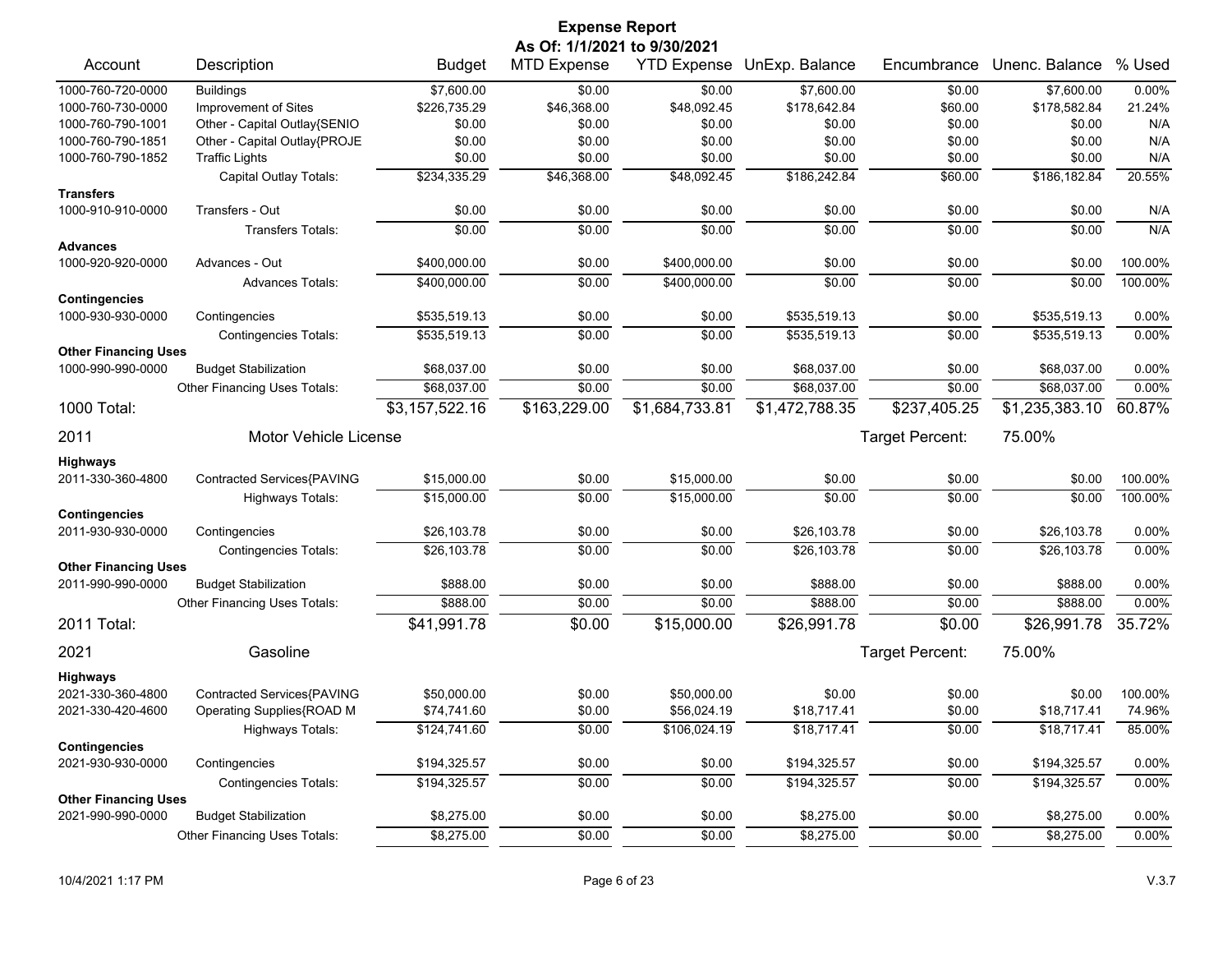# Expense Report

**As Of: 1/1/2021 to 9/30/2021**

| Account | Description | Budget | MTD Expense | YTD Expense | UnExp. Balance | Encumbrance | Unenc. Balance | % Used |
|---|---|---|---|---|---|---|---|---|
| 1000-760-720-0000 | Buildings | $7,600.00 | $0.00 | $0.00 | $7,600.00 | $0.00 | $7,600.00 | 0.00% |
| 1000-760-730-0000 | Improvement of Sites | $226,735.29 | $46,368.00 | $48,092.45 | $178,642.84 | $60.00 | $178,582.84 | 21.24% |
| 1000-760-790-1001 | Other - Capital Outlay{SENIO | $0.00 | $0.00 | $0.00 | $0.00 | $0.00 | $0.00 | N/A |
| 1000-760-790-1851 | Other - Capital Outlay{PROJE | $0.00 | $0.00 | $0.00 | $0.00 | $0.00 | $0.00 | N/A |
| 1000-760-790-1852 | Traffic Lights | $0.00 | $0.00 | $0.00 | $0.00 | $0.00 | $0.00 | N/A |
| | Capital Outlay Totals: | $234,335.29 | $46,368.00 | $48,092.45 | $186,242.84 | $60.00 | $186,182.84 | 20.55% |
| **Transfers** | | | | | | | | |
| 1000-910-910-0000 | Transfers - Out | $0.00 | $0.00 | $0.00 | $0.00 | $0.00 | $0.00 | N/A |
| | Transfers Totals: | $0.00 | $0.00 | $0.00 | $0.00 | $0.00 | $0.00 | N/A |
| **Advances** | | | | | | | | |
| 1000-920-920-0000 | Advances - Out | $400,000.00 | $0.00 | $400,000.00 | $0.00 | $0.00 | $0.00 | 100.00% |
| | Advances Totals: | $400,000.00 | $0.00 | $400,000.00 | $0.00 | $0.00 | $0.00 | 100.00% |
| **Contingencies** | | | | | | | | |
| 1000-930-930-0000 | Contingencies | $535,519.13 | $0.00 | $0.00 | $535,519.13 | $0.00 | $535,519.13 | 0.00% |
| | Contingencies Totals: | $535,519.13 | $0.00 | $0.00 | $535,519.13 | $0.00 | $535,519.13 | 0.00% |
| **Other Financing Uses** | | | | | | | | |
| 1000-990-990-0000 | Budget Stabilization | $68,037.00 | $0.00 | $0.00 | $68,037.00 | $0.00 | $68,037.00 | 0.00% |
| | Other Financing Uses Totals: | $68,037.00 | $0.00 | $0.00 | $68,037.00 | $0.00 | $68,037.00 | 0.00% |
| **1000 Total:** | | **$3,157,522.16** | **$163,229.00** | **$1,684,733.81** | **$1,472,788.35** | **$237,405.25** | **$1,235,383.10** | **60.87%** |
| **2011** | **Motor Vehicle License** | | | | | Target Percent: | 75.00% | |
| **Highways** | | | | | | | | |
| 2011-330-360-4800 | Contracted Services{PAVING | $15,000.00 | $0.00 | $15,000.00 | $0.00 | $0.00 | $0.00 | 100.00% |
| | Highways Totals: | $15,000.00 | $0.00 | $15,000.00 | $0.00 | $0.00 | $0.00 | 100.00% |
| **Contingencies** | | | | | | | | |
| 2011-930-930-0000 | Contingencies | $26,103.78 | $0.00 | $0.00 | $26,103.78 | $0.00 | $26,103.78 | 0.00% |
| | Contingencies Totals: | $26,103.78 | $0.00 | $0.00 | $26,103.78 | $0.00 | $26,103.78 | 0.00% |
| **Other Financing Uses** | | | | | | | | |
| 2011-990-990-0000 | Budget Stabilization | $888.00 | $0.00 | $0.00 | $888.00 | $0.00 | $888.00 | 0.00% |
| | Other Financing Uses Totals: | $888.00 | $0.00 | $0.00 | $888.00 | $0.00 | $888.00 | 0.00% |
| **2011 Total:** | | **$41,991.78** | **$0.00** | **$15,000.00** | **$26,991.78** | **$0.00** | **$26,991.78** | **35.72%** |
| **2021** | **Gasoline** | | | | | Target Percent: | 75.00% | |
| **Highways** | | | | | | | | |
| 2021-330-360-4800 | Contracted Services{PAVING | $50,000.00 | $0.00 | $50,000.00 | $0.00 | $0.00 | $0.00 | 100.00% |
| 2021-330-420-4600 | Operating Supplies{ROAD M | $74,741.60 | $0.00 | $56,024.19 | $18,717.41 | $0.00 | $18,717.41 | 74.96% |
| | Highways Totals: | $124,741.60 | $0.00 | $106,024.19 | $18,717.41 | $0.00 | $18,717.41 | 85.00% |
| **Contingencies** | | | | | | | | |
| 2021-930-930-0000 | Contingencies | $194,325.57 | $0.00 | $0.00 | $194,325.57 | $0.00 | $194,325.57 | 0.00% |
| | Contingencies Totals: | $194,325.57 | $0.00 | $0.00 | $194,325.57 | $0.00 | $194,325.57 | 0.00% |
| **Other Financing Uses** | | | | | | | | |
| 2021-990-990-0000 | Budget Stabilization | $8,275.00 | $0.00 | $0.00 | $8,275.00 | $0.00 | $8,275.00 | 0.00% |
| | Other Financing Uses Totals: | $8,275.00 | $0.00 | $0.00 | $8,275.00 | $0.00 | $8,275.00 | 0.00% |

10/4/2021 1:17 PM V.3.7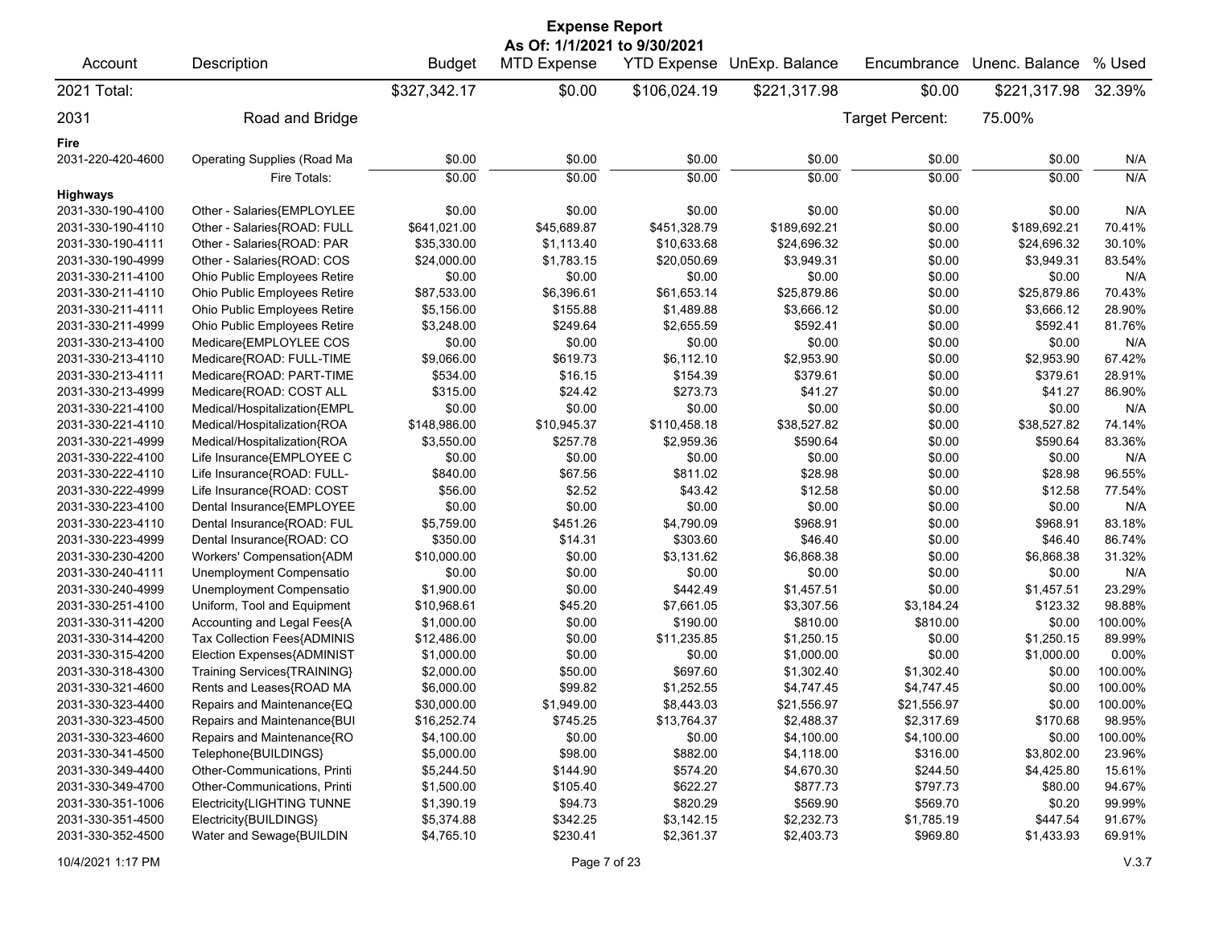# Expense Report

**As Of: 1/1/2021 to 9/30/2021**

| Account | Description | Budget | MTD Expense | YTD Expense | UnExp. Balance | Encumbrance | Unenc. Balance | % Used |
|---|---|---|---|---|---|---|---|---|
| 2021 Total: | | $327,342.17 | $0.00 | $106,024.19 | $221,317.98 | $0.00 | $221,317.98 | 32.39% |
| 2031 | Road and Bridge | | | | | Target Percent: | 75.00% | |
| **Fire** | | | | | | | | |
| 2031-220-420-4600 | Operating Supplies (Road Ma | $0.00 | $0.00 | $0.00 | $0.00 | $0.00 | $0.00 | N/A |
| | Fire Totals: | $0.00 | $0.00 | $0.00 | $0.00 | $0.00 | $0.00 | N/A |
| **Highways** | | | | | | | | |
| 2031-330-190-4100 | Other - Salaries{EMPLOYLEE | $0.00 | $0.00 | $0.00 | $0.00 | $0.00 | $0.00 | N/A |
| 2031-330-190-4110 | Other - Salaries{ROAD: FULL | $641,021.00 | $45,689.87 | $451,328.79 | $189,692.21 | $0.00 | $189,692.21 | 70.41% |
| 2031-330-190-4111 | Other - Salaries{ROAD: PAR | $35,330.00 | $1,113.40 | $10,633.68 | $24,696.32 | $0.00 | $24,696.32 | 30.10% |
| 2031-330-190-4999 | Other - Salaries{ROAD: COS | $24,000.00 | $1,783.15 | $20,050.69 | $3,949.31 | $0.00 | $3,949.31 | 83.54% |
| 2031-330-211-4100 | Ohio Public Employees Retire | $0.00 | $0.00 | $0.00 | $0.00 | $0.00 | $0.00 | N/A |
| 2031-330-211-4110 | Ohio Public Employees Retire | $87,533.00 | $6,396.61 | $61,653.14 | $25,879.86 | $0.00 | $25,879.86 | 70.43% |
| 2031-330-211-4111 | Ohio Public Employees Retire | $5,156.00 | $155.88 | $1,489.88 | $3,666.12 | $0.00 | $3,666.12 | 28.90% |
| 2031-330-211-4999 | Ohio Public Employees Retire | $3,248.00 | $249.64 | $2,655.59 | $592.41 | $0.00 | $592.41 | 81.76% |
| 2031-330-213-4100 | Medicare{EMPLOYLEE COS | $0.00 | $0.00 | $0.00 | $0.00 | $0.00 | $0.00 | N/A |
| 2031-330-213-4110 | Medicare{ROAD: FULL-TIME | $9,066.00 | $619.73 | $6,112.10 | $2,953.90 | $0.00 | $2,953.90 | 67.42% |
| 2031-330-213-4111 | Medicare{ROAD: PART-TIME | $534.00 | $16.15 | $154.39 | $379.61 | $0.00 | $379.61 | 28.91% |
| 2031-330-213-4999 | Medicare{ROAD: COST ALL | $315.00 | $24.42 | $273.73 | $41.27 | $0.00 | $41.27 | 86.90% |
| 2031-330-221-4100 | Medical/Hospitalization{EMPL | $0.00 | $0.00 | $0.00 | $0.00 | $0.00 | $0.00 | N/A |
| 2031-330-221-4110 | Medical/Hospitalization{ROA | $148,986.00 | $10,945.37 | $110,458.18 | $38,527.82 | $0.00 | $38,527.82 | 74.14% |
| 2031-330-221-4999 | Medical/Hospitalization{ROA | $3,550.00 | $257.78 | $2,959.36 | $590.64 | $0.00 | $590.64 | 83.36% |
| 2031-330-222-4100 | Life Insurance{EMPLOYEE C | $0.00 | $0.00 | $0.00 | $0.00 | $0.00 | $0.00 | N/A |
| 2031-330-222-4110 | Life Insurance{ROAD: FULL- | $840.00 | $67.56 | $811.02 | $28.98 | $0.00 | $28.98 | 96.55% |
| 2031-330-222-4999 | Life Insurance{ROAD: COST | $56.00 | $2.52 | $43.42 | $12.58 | $0.00 | $12.58 | 77.54% |
| 2031-330-223-4100 | Dental Insurance{EMPLOYEE | $0.00 | $0.00 | $0.00 | $0.00 | $0.00 | $0.00 | N/A |
| 2031-330-223-4110 | Dental Insurance{ROAD: FUL | $5,759.00 | $451.26 | $4,790.09 | $968.91 | $0.00 | $968.91 | 83.18% |
| 2031-330-223-4999 | Dental Insurance{ROAD: CO | $350.00 | $14.31 | $303.60 | $46.40 | $0.00 | $46.40 | 86.74% |
| 2031-330-230-4200 | Workers' Compensation{ADM | $10,000.00 | $0.00 | $3,131.62 | $6,868.38 | $0.00 | $6,868.38 | 31.32% |
| 2031-330-240-4111 | Unemployment Compensatio | $0.00 | $0.00 | $0.00 | $0.00 | $0.00 | $0.00 | N/A |
| 2031-330-240-4999 | Unemployment Compensatio | $1,900.00 | $0.00 | $442.49 | $1,457.51 | $0.00 | $1,457.51 | 23.29% |
| 2031-330-251-4100 | Uniform, Tool and Equipment | $10,968.61 | $45.20 | $7,661.05 | $3,307.56 | $3,184.24 | $123.32 | 98.88% |
| 2031-330-311-4200 | Accounting and Legal Fees{A | $1,000.00 | $0.00 | $190.00 | $810.00 | $810.00 | $0.00 | 100.00% |
| 2031-330-314-4200 | Tax Collection Fees{ADMINIS | $12,486.00 | $0.00 | $11,235.85 | $1,250.15 | $0.00 | $1,250.15 | 89.99% |
| 2031-330-315-4200 | Election Expenses{ADMINIST | $1,000.00 | $0.00 | $0.00 | $1,000.00 | $0.00 | $1,000.00 | 0.00% |
| 2031-330-318-4300 | Training Services{TRAINING} | $2,000.00 | $50.00 | $697.60 | $1,302.40 | $1,302.40 | $0.00 | 100.00% |
| 2031-330-321-4600 | Rents and Leases{ROAD MA | $6,000.00 | $99.82 | $1,252.55 | $4,747.45 | $4,747.45 | $0.00 | 100.00% |
| 2031-330-323-4400 | Repairs and Maintenance{EQ | $30,000.00 | $1,949.00 | $8,443.03 | $21,556.97 | $21,556.97 | $0.00 | 100.00% |
| 2031-330-323-4500 | Repairs and Maintenance{BUI | $16,252.74 | $745.25 | $13,764.37 | $2,488.37 | $2,317.69 | $170.68 | 98.95% |
| 2031-330-323-4600 | Repairs and Maintenance{RO | $4,100.00 | $0.00 | $0.00 | $4,100.00 | $4,100.00 | $0.00 | 100.00% |
| 2031-330-341-4500 | Telephone{BUILDINGS} | $5,000.00 | $98.00 | $882.00 | $4,118.00 | $316.00 | $3,802.00 | 23.96% |
| 2031-330-349-4400 | Other-Communications, Printi | $5,244.50 | $144.90 | $574.20 | $4,670.30 | $244.50 | $4,425.80 | 15.61% |
| 2031-330-349-4700 | Other-Communications, Printi | $1,500.00 | $105.40 | $622.27 | $877.73 | $797.73 | $80.00 | 94.67% |
| 2031-330-351-1006 | Electricity{LIGHTING TUNNE | $1,390.19 | $94.73 | $820.29 | $569.90 | $569.70 | $0.20 | 99.99% |
| 2031-330-351-4500 | Electricity{BUILDINGS} | $5,374.88 | $342.25 | $3,142.15 | $2,232.73 | $1,785.19 | $447.54 | 91.67% |
| 2031-330-352-4500 | Water and Sewage{BUILDIN | $4,765.10 | $230.41 | $2,361.37 | $2,403.73 | $969.80 | $1,433.93 | 69.91% |

10/4/2021 1:17 PM V.3.7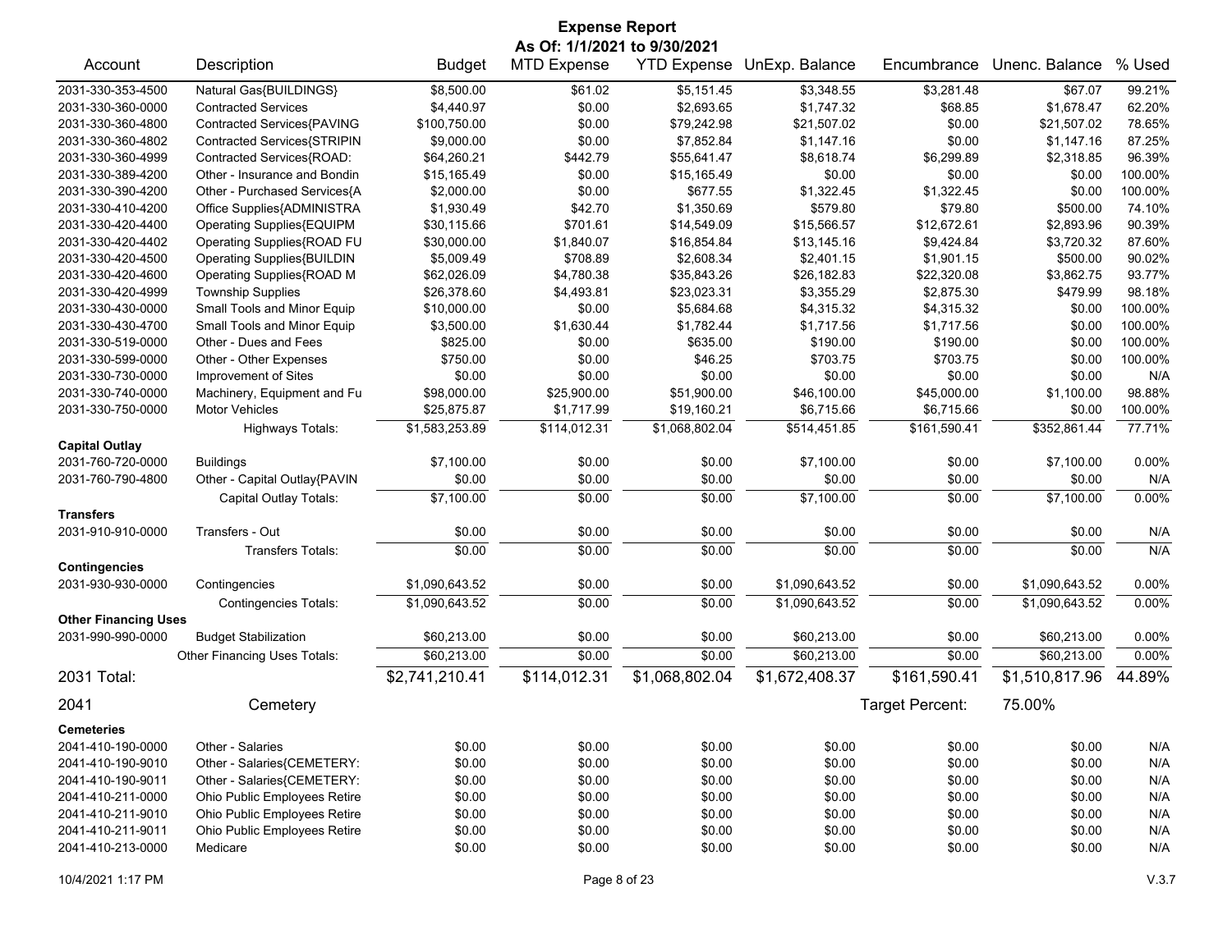# Expense Report

**As Of: 1/1/2021 to 9/30/2021**

| Account | Description | Budget | MTD Expense | YTD Expense | UnExp. Balance | Encumbrance | Unenc. Balance | % Used |
|---|---|---|---|---|---|---|---|---|
| 2031-330-353-4500 | Natural Gas{BUILDINGS} | $8,500.00 | $61.02 | $5,151.45 | $3,348.55 | $3,281.48 | $67.07 | 99.21% |
| 2031-330-360-0000 | Contracted Services | $4,440.97 | $0.00 | $2,693.65 | $1,747.32 | $68.85 | $1,678.47 | 62.20% |
| 2031-330-360-4800 | Contracted Services{PAVING | $100,750.00 | $0.00 | $79,242.98 | $21,507.02 | $0.00 | $21,507.02 | 78.65% |
| 2031-330-360-4802 | Contracted Services{STRIPIN | $9,000.00 | $0.00 | $7,852.84 | $1,147.16 | $0.00 | $1,147.16 | 87.25% |
| 2031-330-360-4999 | Contracted Services{ROAD: | $64,260.21 | $442.79 | $55,641.47 | $8,618.74 | $6,299.89 | $2,318.85 | 96.39% |
| 2031-330-389-4200 | Other - Insurance and Bondin | $15,165.49 | $0.00 | $15,165.49 | $0.00 | $0.00 | $0.00 | 100.00% |
| 2031-330-390-4200 | Other - Purchased Services{A | $2,000.00 | $0.00 | $677.55 | $1,322.45 | $1,322.45 | $0.00 | 100.00% |
| 2031-330-410-4200 | Office Supplies{ADMINISTRA | $1,930.49 | $42.70 | $1,350.69 | $579.80 | $79.80 | $500.00 | 74.10% |
| 2031-330-420-4400 | Operating Supplies{EQUIPM | $30,115.66 | $701.61 | $14,549.09 | $15,566.57 | $12,672.61 | $2,893.96 | 90.39% |
| 2031-330-420-4402 | Operating Supplies{ROAD FU | $30,000.00 | $1,840.07 | $16,854.84 | $13,145.16 | $9,424.84 | $3,720.32 | 87.60% |
| 2031-330-420-4500 | Operating Supplies{BUILDIN | $5,009.49 | $708.89 | $2,608.34 | $2,401.15 | $1,901.15 | $500.00 | 90.02% |
| 2031-330-420-4600 | Operating Supplies{ROAD M | $62,026.09 | $4,780.38 | $35,843.26 | $26,182.83 | $22,320.08 | $3,862.75 | 93.77% |
| 2031-330-420-4999 | Township Supplies | $26,378.60 | $4,493.81 | $23,023.31 | $3,355.29 | $2,875.30 | $479.99 | 98.18% |
| 2031-330-430-0000 | Small Tools and Minor Equip | $10,000.00 | $0.00 | $5,684.68 | $4,315.32 | $4,315.32 | $0.00 | 100.00% |
| 2031-330-430-4700 | Small Tools and Minor Equip | $3,500.00 | $1,630.44 | $1,782.44 | $1,717.56 | $1,717.56 | $0.00 | 100.00% |
| 2031-330-519-0000 | Other - Dues and Fees | $825.00 | $0.00 | $635.00 | $190.00 | $190.00 | $0.00 | 100.00% |
| 2031-330-599-0000 | Other - Other Expenses | $750.00 | $0.00 | $46.25 | $703.75 | $703.75 | $0.00 | 100.00% |
| 2031-330-730-0000 | Improvement of Sites | $0.00 | $0.00 | $0.00 | $0.00 | $0.00 | $0.00 | N/A |
| 2031-330-740-0000 | Machinery, Equipment and Fu | $98,000.00 | $25,900.00 | $51,900.00 | $46,100.00 | $45,000.00 | $1,100.00 | 98.88% |
| 2031-330-750-0000 | Motor Vehicles | $25,875.87 | $1,717.99 | $19,160.21 | $6,715.66 | $6,715.66 | $0.00 | 100.00% |
| | Highways Totals: | $1,583,253.89 | $114,012.31 | $1,068,802.04 | $514,451.85 | $161,590.41 | $352,861.44 | 77.71% |
| **Capital Outlay** | | | | | | | | |
| 2031-760-720-0000 | Buildings | $7,100.00 | $0.00 | $0.00 | $7,100.00 | $0.00 | $7,100.00 | 0.00% |
| 2031-760-790-4800 | Other - Capital Outlay{PAVIN | $0.00 | $0.00 | $0.00 | $0.00 | $0.00 | $0.00 | N/A |
| | Capital Outlay Totals: | $7,100.00 | $0.00 | $0.00 | $7,100.00 | $0.00 | $7,100.00 | 0.00% |
| **Transfers** | | | | | | | | |
| 2031-910-910-0000 | Transfers - Out | $0.00 | $0.00 | $0.00 | $0.00 | $0.00 | $0.00 | N/A |
| | Transfers Totals: | $0.00 | $0.00 | $0.00 | $0.00 | $0.00 | $0.00 | N/A |
| **Contingencies** | | | | | | | | |
| 2031-930-930-0000 | Contingencies | $1,090,643.52 | $0.00 | $0.00 | $1,090,643.52 | $0.00 | $1,090,643.52 | 0.00% |
| | Contingencies Totals: | $1,090,643.52 | $0.00 | $0.00 | $1,090,643.52 | $0.00 | $1,090,643.52 | 0.00% |
| **Other Financing Uses** | | | | | | | | |
| 2031-990-990-0000 | Budget Stabilization | $60,213.00 | $0.00 | $0.00 | $60,213.00 | $0.00 | $60,213.00 | 0.00% |
| | Other Financing Uses Totals: | $60,213.00 | $0.00 | $0.00 | $60,213.00 | $0.00 | $60,213.00 | 0.00% |
| **2031 Total:** | | **$2,741,210.41** | **$114,012.31** | **$1,068,802.04** | **$1,672,408.37** | **$161,590.41** | **$1,510,817.96** | **44.89%** |

## 2041 Cemetery

Target Percent: 75.00%

| Account | Description | Budget | MTD Expense | YTD Expense | UnExp. Balance | Encumbrance | Unenc. Balance | % Used |
|---|---|---|---|---|---|---|---|---|
| **Cemeteries** | | | | | | | | |
| 2041-410-190-0000 | Other - Salaries | $0.00 | $0.00 | $0.00 | $0.00 | $0.00 | $0.00 | N/A |
| 2041-410-190-9010 | Other - Salaries{CEMETERY: | $0.00 | $0.00 | $0.00 | $0.00 | $0.00 | $0.00 | N/A |
| 2041-410-190-9011 | Other - Salaries{CEMETERY: | $0.00 | $0.00 | $0.00 | $0.00 | $0.00 | $0.00 | N/A |
| 2041-410-211-0000 | Ohio Public Employees Retire | $0.00 | $0.00 | $0.00 | $0.00 | $0.00 | $0.00 | N/A |
| 2041-410-211-9010 | Ohio Public Employees Retire | $0.00 | $0.00 | $0.00 | $0.00 | $0.00 | $0.00 | N/A |
| 2041-410-211-9011 | Ohio Public Employees Retire | $0.00 | $0.00 | $0.00 | $0.00 | $0.00 | $0.00 | N/A |
| 2041-410-213-0000 | Medicare | $0.00 | $0.00 | $0.00 | $0.00 | $0.00 | $0.00 | N/A |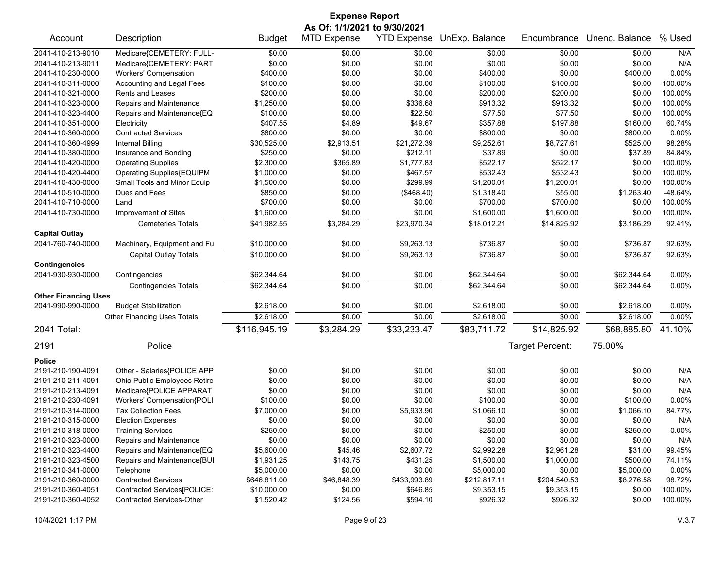# Expense Report

**As Of: 1/1/2021 to 9/30/2021**

| Account | Description | Budget | MTD Expense | YTD Expense | UnExp. Balance | Encumbrance | Unenc. Balance | % Used |
|---|---|---|---|---|---|---|---|---|
| 2041-410-213-9010 | Medicare{CEMETERY: FULL- | $0.00 | $0.00 | $0.00 | $0.00 | $0.00 | $0.00 | N/A |
| 2041-410-213-9011 | Medicare{CEMETERY: PART | $0.00 | $0.00 | $0.00 | $0.00 | $0.00 | $0.00 | N/A |
| 2041-410-230-0000 | Workers' Compensation | $400.00 | $0.00 | $0.00 | $400.00 | $0.00 | $400.00 | 0.00% |
| 2041-410-311-0000 | Accounting and Legal Fees | $100.00 | $0.00 | $0.00 | $100.00 | $100.00 | $0.00 | 100.00% |
| 2041-410-321-0000 | Rents and Leases | $200.00 | $0.00 | $0.00 | $200.00 | $200.00 | $0.00 | 100.00% |
| 2041-410-323-0000 | Repairs and Maintenance | $1,250.00 | $0.00 | $336.68 | $913.32 | $913.32 | $0.00 | 100.00% |
| 2041-410-323-4400 | Repairs and Maintenance{EQ | $100.00 | $0.00 | $22.50 | $77.50 | $77.50 | $0.00 | 100.00% |
| 2041-410-351-0000 | Electricity | $407.55 | $4.89 | $49.67 | $357.88 | $197.88 | $160.00 | 60.74% |
| 2041-410-360-0000 | Contracted Services | $800.00 | $0.00 | $0.00 | $800.00 | $0.00 | $800.00 | 0.00% |
| 2041-410-360-4999 | Internal Billing | $30,525.00 | $2,913.51 | $21,272.39 | $9,252.61 | $8,727.61 | $525.00 | 98.28% |
| 2041-410-380-0000 | Insurance and Bonding | $250.00 | $0.00 | $212.11 | $37.89 | $0.00 | $37.89 | 84.84% |
| 2041-410-420-0000 | Operating Supplies | $2,300.00 | $365.89 | $1,777.83 | $522.17 | $522.17 | $0.00 | 100.00% |
| 2041-410-420-4400 | Operating Supplies{EQUIPM | $1,000.00 | $0.00 | $467.57 | $532.43 | $532.43 | $0.00 | 100.00% |
| 2041-410-430-0000 | Small Tools and Minor Equip | $1,500.00 | $0.00 | $299.99 | $1,200.01 | $1,200.01 | $0.00 | 100.00% |
| 2041-410-510-0000 | Dues and Fees | $850.00 | $0.00 | ($468.40) | $1,318.40 | $55.00 | $1,263.40 | -48.64% |
| 2041-410-710-0000 | Land | $700.00 | $0.00 | $0.00 | $700.00 | $700.00 | $0.00 | 100.00% |
| 2041-410-730-0000 | Improvement of Sites | $1,600.00 | $0.00 | $0.00 | $1,600.00 | $1,600.00 | $0.00 | 100.00% |
| | Cemeteries Totals: | $41,982.55 | $3,284.29 | $23,970.34 | $18,012.21 | $14,825.92 | $3,186.29 | 92.41% |
| **Capital Outlay** | | | | | | | | |
| 2041-760-740-0000 | Machinery, Equipment and Fu | $10,000.00 | $0.00 | $9,263.13 | $736.87 | $0.00 | $736.87 | 92.63% |
| | Capital Outlay Totals: | $10,000.00 | $0.00 | $9,263.13 | $736.87 | $0.00 | $736.87 | 92.63% |
| **Contingencies** | | | | | | | | |
| 2041-930-930-0000 | Contingencies | $62,344.64 | $0.00 | $0.00 | $62,344.64 | $0.00 | $62,344.64 | 0.00% |
| | Contingencies Totals: | $62,344.64 | $0.00 | $0.00 | $62,344.64 | $0.00 | $62,344.64 | 0.00% |
| **Other Financing Uses** | | | | | | | | |
| 2041-990-990-0000 | Budget Stabilization | $2,618.00 | $0.00 | $0.00 | $2,618.00 | $0.00 | $2,618.00 | 0.00% |
| | Other Financing Uses Totals: | $2,618.00 | $0.00 | $0.00 | $2,618.00 | $0.00 | $2,618.00 | 0.00% |
| **2041 Total:** | | $116,945.19 | $3,284.29 | $33,233.47 | $83,711.72 | $14,825.92 | $68,885.80 | 41.10% |

## 2191 Police

Target Percent: 75.00%

| Account | Description | Budget | MTD Expense | YTD Expense | UnExp. Balance | Encumbrance | Unenc. Balance | % Used |
|---|---|---|---|---|---|---|---|---|
| **Police** | | | | | | | | |
| 2191-210-190-4091 | Other - Salaries{POLICE APP | $0.00 | $0.00 | $0.00 | $0.00 | $0.00 | $0.00 | N/A |
| 2191-210-211-4091 | Ohio Public Employees Retire | $0.00 | $0.00 | $0.00 | $0.00 | $0.00 | $0.00 | N/A |
| 2191-210-213-4091 | Medicare{POLICE APPARAT | $0.00 | $0.00 | $0.00 | $0.00 | $0.00 | $0.00 | N/A |
| 2191-210-230-4091 | Workers' Compensation{POLI | $100.00 | $0.00 | $0.00 | $100.00 | $0.00 | $100.00 | 0.00% |
| 2191-210-314-0000 | Tax Collection Fees | $7,000.00 | $0.00 | $5,933.90 | $1,066.10 | $0.00 | $1,066.10 | 84.77% |
| 2191-210-315-0000 | Election Expenses | $0.00 | $0.00 | $0.00 | $0.00 | $0.00 | $0.00 | N/A |
| 2191-210-318-0000 | Training Services | $250.00 | $0.00 | $0.00 | $250.00 | $0.00 | $250.00 | 0.00% |
| 2191-210-323-0000 | Repairs and Maintenance | $0.00 | $0.00 | $0.00 | $0.00 | $0.00 | $0.00 | N/A |
| 2191-210-323-4400 | Repairs and Maintenance{EQ | $5,600.00 | $45.46 | $2,607.72 | $2,992.28 | $2,961.28 | $31.00 | 99.45% |
| 2191-210-323-4500 | Repairs and Maintenance{BUI | $1,931.25 | $143.75 | $431.25 | $1,500.00 | $1,000.00 | $500.00 | 74.11% |
| 2191-210-341-0000 | Telephone | $5,000.00 | $0.00 | $0.00 | $5,000.00 | $0.00 | $5,000.00 | 0.00% |
| 2191-210-360-0000 | Contracted Services | $646,811.00 | $46,848.39 | $433,993.89 | $212,817.11 | $204,540.53 | $8,276.58 | 98.72% |
| 2191-210-360-4051 | Contracted Services[POLICE: | $10,000.00 | $0.00 | $646.85 | $9,353.15 | $9,353.15 | $0.00 | 100.00% |
| 2191-210-360-4052 | Contracted Services-Other | $1,520.42 | $124.56 | $594.10 | $926.32 | $926.32 | $0.00 | 100.00% |

10/4/2021 1:17 PM

V.3.7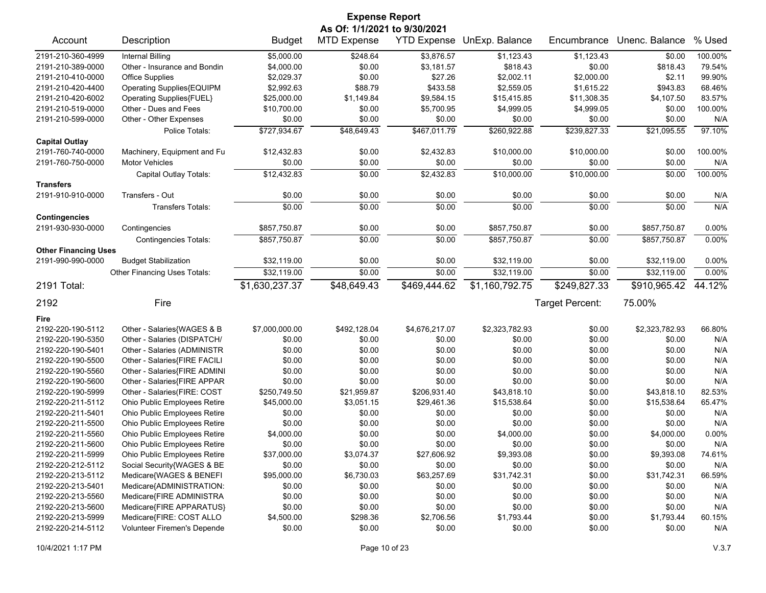# Expense Report

**As Of: 1/1/2021 to 9/30/2021**

| Account | Description | Budget | MTD Expense | YTD Expense | UnExp. Balance | Encumbrance | Unenc. Balance | % Used |
|---|---|---|---|---|---|---|---|---|
| 2191-210-360-4999 | Internal Billing | $5,000.00 | $248.64 | $3,876.57 | $1,123.43 | $1,123.43 | $0.00 | 100.00% |
| 2191-210-389-0000 | Other - Insurance and Bondin | $4,000.00 | $0.00 | $3,181.57 | $818.43 | $0.00 | $818.43 | 79.54% |
| 2191-210-410-0000 | Office Supplies | $2,029.37 | $0.00 | $27.26 | $2,002.11 | $2,000.00 | $2.11 | 99.90% |
| 2191-210-420-4400 | Operating Supplies{EQUIPM | $2,992.63 | $88.79 | $433.58 | $2,559.05 | $1,615.22 | $943.83 | 68.46% |
| 2191-210-420-6002 | Operating Supplies{FUEL} | $25,000.00 | $1,149.84 | $9,584.15 | $15,415.85 | $11,308.35 | $4,107.50 | 83.57% |
| 2191-210-519-0000 | Other - Dues and Fees | $10,700.00 | $0.00 | $5,700.95 | $4,999.05 | $4,999.05 | $0.00 | 100.00% |
| 2191-210-599-0000 | Other - Other Expenses | $0.00 | $0.00 | $0.00 | $0.00 | $0.00 | $0.00 | N/A |
| | Police Totals: | $727,934.67 | $48,649.43 | $467,011.79 | $260,922.88 | $239,827.33 | $21,095.55 | 97.10% |
| **Capital Outlay** | | | | | | | | |
| 2191-760-740-0000 | Machinery, Equipment and Fu | $12,432.83 | $0.00 | $2,432.83 | $10,000.00 | $10,000.00 | $0.00 | 100.00% |
| 2191-760-750-0000 | Motor Vehicles | $0.00 | $0.00 | $0.00 | $0.00 | $0.00 | $0.00 | N/A |
| | Capital Outlay Totals: | $12,432.83 | $0.00 | $2,432.83 | $10,000.00 | $10,000.00 | $0.00 | 100.00% |
| **Transfers** | | | | | | | | |
| 2191-910-910-0000 | Transfers - Out | $0.00 | $0.00 | $0.00 | $0.00 | $0.00 | $0.00 | N/A |
| | Transfers Totals: | $0.00 | $0.00 | $0.00 | $0.00 | $0.00 | $0.00 | N/A |
| **Contingencies** | | | | | | | | |
| 2191-930-930-0000 | Contingencies | $857,750.87 | $0.00 | $0.00 | $857,750.87 | $0.00 | $857,750.87 | 0.00% |
| | Contingencies Totals: | $857,750.87 | $0.00 | $0.00 | $857,750.87 | $0.00 | $857,750.87 | 0.00% |
| **Other Financing Uses** | | | | | | | | |
| 2191-990-990-0000 | Budget Stabilization | $32,119.00 | $0.00 | $0.00 | $32,119.00 | $0.00 | $32,119.00 | 0.00% |
| | Other Financing Uses Totals: | $32,119.00 | $0.00 | $0.00 | $32,119.00 | $0.00 | $32,119.00 | 0.00% |
| **2191 Total:** | | **$1,630,237.37** | **$48,649.43** | **$469,444.62** | **$1,160,792.75** | **$249,827.33** | **$910,965.42** | **44.12%** |
| **2192** | **Fire** | | | | | Target Percent: | 75.00% | |
| **Fire** | | | | | | | | |
| 2192-220-190-5112 | Other - Salaries{WAGES & B | $7,000,000.00 | $492,128.04 | $4,676,217.07 | $2,323,782.93 | $0.00 | $2,323,782.93 | 66.80% |
| 2192-220-190-5350 | Other - Salaries (DISPATCH/ | $0.00 | $0.00 | $0.00 | $0.00 | $0.00 | $0.00 | N/A |
| 2192-220-190-5401 | Other - Salaries (ADMINISTR | $0.00 | $0.00 | $0.00 | $0.00 | $0.00 | $0.00 | N/A |
| 2192-220-190-5500 | Other - Salaries{FIRE FACILI | $0.00 | $0.00 | $0.00 | $0.00 | $0.00 | $0.00 | N/A |
| 2192-220-190-5560 | Other - Salaries{FIRE ADMINI | $0.00 | $0.00 | $0.00 | $0.00 | $0.00 | $0.00 | N/A |
| 2192-220-190-5600 | Other - Salaries{FIRE APPAR | $0.00 | $0.00 | $0.00 | $0.00 | $0.00 | $0.00 | N/A |
| 2192-220-190-5999 | Other - Salaries(FIRE: COST | $250,749.50 | $21,959.87 | $206,931.40 | $43,818.10 | $0.00 | $43,818.10 | 82.53% |
| 2192-220-211-5112 | Ohio Public Employees Retire | $45,000.00 | $3,051.15 | $29,461.36 | $15,538.64 | $0.00 | $15,538.64 | 65.47% |
| 2192-220-211-5401 | Ohio Public Employees Retire | $0.00 | $0.00 | $0.00 | $0.00 | $0.00 | $0.00 | N/A |
| 2192-220-211-5500 | Ohio Public Employees Retire | $0.00 | $0.00 | $0.00 | $0.00 | $0.00 | $0.00 | N/A |
| 2192-220-211-5560 | Ohio Public Employees Retire | $4,000.00 | $0.00 | $0.00 | $4,000.00 | $0.00 | $4,000.00 | 0.00% |
| 2192-220-211-5600 | Ohio Public Employees Retire | $0.00 | $0.00 | $0.00 | $0.00 | $0.00 | $0.00 | N/A |
| 2192-220-211-5999 | Ohio Public Employees Retire | $37,000.00 | $3,074.37 | $27,606.92 | $9,393.08 | $0.00 | $9,393.08 | 74.61% |
| 2192-220-212-5112 | Social Security{WAGES & BE | $0.00 | $0.00 | $0.00 | $0.00 | $0.00 | $0.00 | N/A |
| 2192-220-213-5112 | Medicare{WAGES & BENEFI | $95,000.00 | $6,730.03 | $63,257.69 | $31,742.31 | $0.00 | $31,742.31 | 66.59% |
| 2192-220-213-5401 | Medicare{ADMINISTRATION: | $0.00 | $0.00 | $0.00 | $0.00 | $0.00 | $0.00 | N/A |
| 2192-220-213-5560 | Medicare{FIRE ADMINISTRA | $0.00 | $0.00 | $0.00 | $0.00 | $0.00 | $0.00 | N/A |
| 2192-220-213-5600 | Medicare{FIRE APPARATUS} | $0.00 | $0.00 | $0.00 | $0.00 | $0.00 | $0.00 | N/A |
| 2192-220-213-5999 | Medicare{FIRE: COST ALLO | $4,500.00 | $298.36 | $2,706.56 | $1,793.44 | $0.00 | $1,793.44 | 60.15% |
| 2192-220-214-5112 | Volunteer Firemen's Depende | $0.00 | $0.00 | $0.00 | $0.00 | $0.00 | $0.00 | N/A |

10/4/2021 1:17 PM　　V.3.7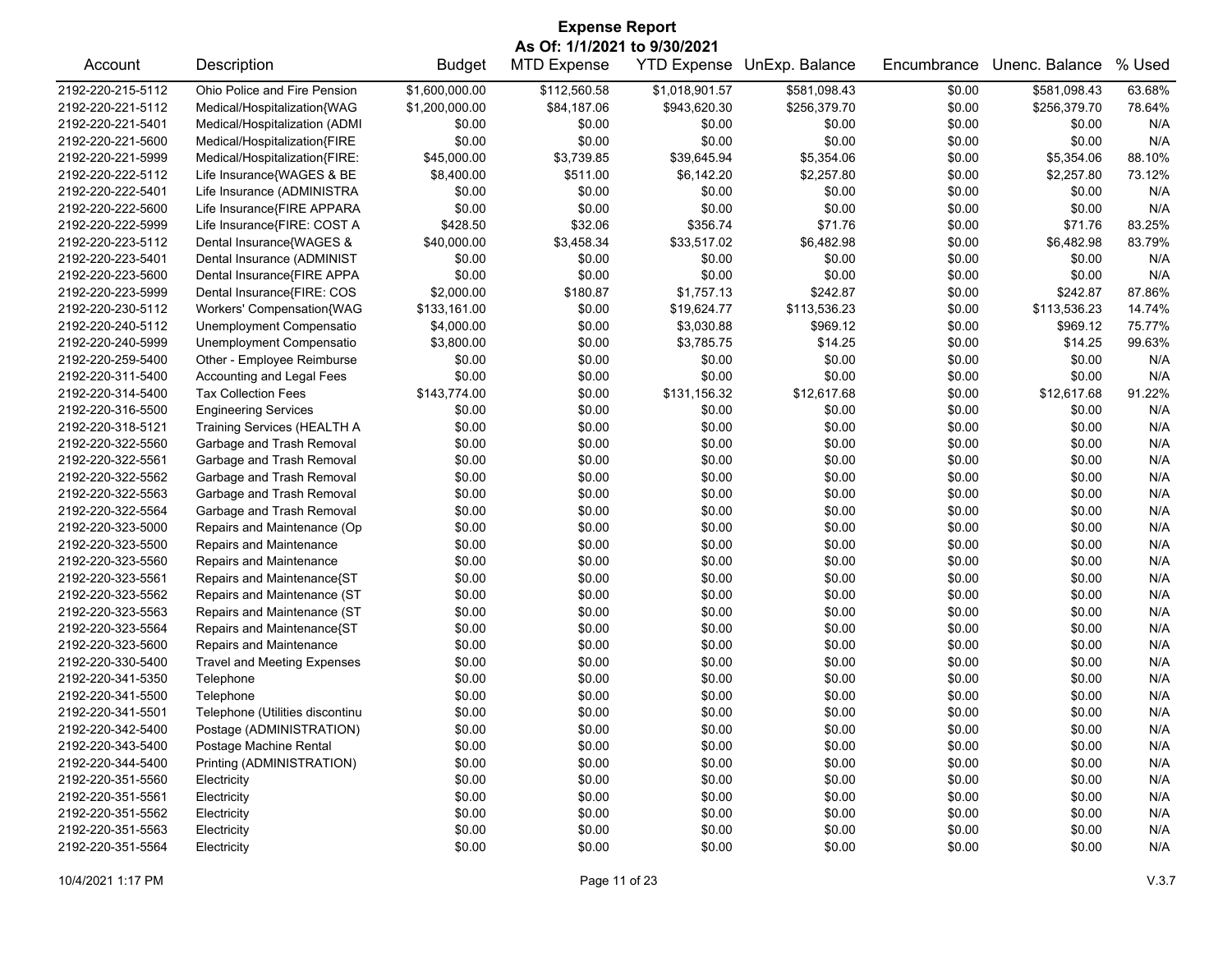# Expense Report

## As Of: 1/1/2021 to 9/30/2021

| Account | Description | Budget | MTD Expense | YTD Expense | UnExp. Balance | Encumbrance | Unenc. Balance | % Used |
|---|---|---|---|---|---|---|---|---|
| 2192-220-215-5112 | Ohio Police and Fire Pension | $1,600,000.00 | $112,560.58 | $1,018,901.57 | $581,098.43 | $0.00 | $581,098.43 | 63.68% |
| 2192-220-221-5112 | Medical/Hospitalization{WAG | $1,200,000.00 | $84,187.06 | $943,620.30 | $256,379.70 | $0.00 | $256,379.70 | 78.64% |
| 2192-220-221-5401 | Medical/Hospitalization (ADMI | $0.00 | $0.00 | $0.00 | $0.00 | $0.00 | $0.00 | N/A |
| 2192-220-221-5600 | Medical/Hospitalization{FIRE | $0.00 | $0.00 | $0.00 | $0.00 | $0.00 | $0.00 | N/A |
| 2192-220-221-5999 | Medical/Hospitalization{FIRE: | $45,000.00 | $3,739.85 | $39,645.94 | $5,354.06 | $0.00 | $5,354.06 | 88.10% |
| 2192-220-222-5112 | Life Insurance{WAGES & BE | $8,400.00 | $511.00 | $6,142.20 | $2,257.80 | $0.00 | $2,257.80 | 73.12% |
| 2192-220-222-5401 | Life Insurance (ADMINISTRA | $0.00 | $0.00 | $0.00 | $0.00 | $0.00 | $0.00 | N/A |
| 2192-220-222-5600 | Life Insurance{FIRE APPARA | $0.00 | $0.00 | $0.00 | $0.00 | $0.00 | $0.00 | N/A |
| 2192-220-222-5999 | Life Insurance{FIRE: COST A | $428.50 | $32.06 | $356.74 | $71.76 | $0.00 | $71.76 | 83.25% |
| 2192-220-223-5112 | Dental Insurance{WAGES & | $40,000.00 | $3,458.34 | $33,517.02 | $6,482.98 | $0.00 | $6,482.98 | 83.79% |
| 2192-220-223-5401 | Dental Insurance (ADMINIST | $0.00 | $0.00 | $0.00 | $0.00 | $0.00 | $0.00 | N/A |
| 2192-220-223-5600 | Dental Insurance{FIRE APPA | $0.00 | $0.00 | $0.00 | $0.00 | $0.00 | $0.00 | N/A |
| 2192-220-223-5999 | Dental Insurance{FIRE: COS | $2,000.00 | $180.87 | $1,757.13 | $242.87 | $0.00 | $242.87 | 87.86% |
| 2192-220-230-5112 | Workers' Compensation{WAG | $133,161.00 | $0.00 | $19,624.77 | $113,536.23 | $0.00 | $113,536.23 | 14.74% |
| 2192-220-240-5112 | Unemployment Compensatio | $4,000.00 | $0.00 | $3,030.88 | $969.12 | $0.00 | $969.12 | 75.77% |
| 2192-220-240-5999 | Unemployment Compensatio | $3,800.00 | $0.00 | $3,785.75 | $14.25 | $0.00 | $14.25 | 99.63% |
| 2192-220-259-5400 | Other - Employee Reimburse | $0.00 | $0.00 | $0.00 | $0.00 | $0.00 | $0.00 | N/A |
| 2192-220-311-5400 | Accounting and Legal Fees | $0.00 | $0.00 | $0.00 | $0.00 | $0.00 | $0.00 | N/A |
| 2192-220-314-5400 | Tax Collection Fees | $143,774.00 | $0.00 | $131,156.32 | $12,617.68 | $0.00 | $12,617.68 | 91.22% |
| 2192-220-316-5500 | Engineering Services | $0.00 | $0.00 | $0.00 | $0.00 | $0.00 | $0.00 | N/A |
| 2192-220-318-5121 | Training Services (HEALTH A | $0.00 | $0.00 | $0.00 | $0.00 | $0.00 | $0.00 | N/A |
| 2192-220-322-5560 | Garbage and Trash Removal | $0.00 | $0.00 | $0.00 | $0.00 | $0.00 | $0.00 | N/A |
| 2192-220-322-5561 | Garbage and Trash Removal | $0.00 | $0.00 | $0.00 | $0.00 | $0.00 | $0.00 | N/A |
| 2192-220-322-5562 | Garbage and Trash Removal | $0.00 | $0.00 | $0.00 | $0.00 | $0.00 | $0.00 | N/A |
| 2192-220-322-5563 | Garbage and Trash Removal | $0.00 | $0.00 | $0.00 | $0.00 | $0.00 | $0.00 | N/A |
| 2192-220-322-5564 | Garbage and Trash Removal | $0.00 | $0.00 | $0.00 | $0.00 | $0.00 | $0.00 | N/A |
| 2192-220-323-5000 | Repairs and Maintenance (Op | $0.00 | $0.00 | $0.00 | $0.00 | $0.00 | $0.00 | N/A |
| 2192-220-323-5500 | Repairs and Maintenance | $0.00 | $0.00 | $0.00 | $0.00 | $0.00 | $0.00 | N/A |
| 2192-220-323-5560 | Repairs and Maintenance | $0.00 | $0.00 | $0.00 | $0.00 | $0.00 | $0.00 | N/A |
| 2192-220-323-5561 | Repairs and Maintenance{ST | $0.00 | $0.00 | $0.00 | $0.00 | $0.00 | $0.00 | N/A |
| 2192-220-323-5562 | Repairs and Maintenance (ST | $0.00 | $0.00 | $0.00 | $0.00 | $0.00 | $0.00 | N/A |
| 2192-220-323-5563 | Repairs and Maintenance (ST | $0.00 | $0.00 | $0.00 | $0.00 | $0.00 | $0.00 | N/A |
| 2192-220-323-5564 | Repairs and Maintenance{ST | $0.00 | $0.00 | $0.00 | $0.00 | $0.00 | $0.00 | N/A |
| 2192-220-323-5600 | Repairs and Maintenance | $0.00 | $0.00 | $0.00 | $0.00 | $0.00 | $0.00 | N/A |
| 2192-220-330-5400 | Travel and Meeting Expenses | $0.00 | $0.00 | $0.00 | $0.00 | $0.00 | $0.00 | N/A |
| 2192-220-341-5350 | Telephone | $0.00 | $0.00 | $0.00 | $0.00 | $0.00 | $0.00 | N/A |
| 2192-220-341-5500 | Telephone | $0.00 | $0.00 | $0.00 | $0.00 | $0.00 | $0.00 | N/A |
| 2192-220-341-5501 | Telephone (Utilities discontinu | $0.00 | $0.00 | $0.00 | $0.00 | $0.00 | $0.00 | N/A |
| 2192-220-342-5400 | Postage (ADMINISTRATION) | $0.00 | $0.00 | $0.00 | $0.00 | $0.00 | $0.00 | N/A |
| 2192-220-343-5400 | Postage Machine Rental | $0.00 | $0.00 | $0.00 | $0.00 | $0.00 | $0.00 | N/A |
| 2192-220-344-5400 | Printing (ADMINISTRATION) | $0.00 | $0.00 | $0.00 | $0.00 | $0.00 | $0.00 | N/A |
| 2192-220-351-5560 | Electricity | $0.00 | $0.00 | $0.00 | $0.00 | $0.00 | $0.00 | N/A |
| 2192-220-351-5561 | Electricity | $0.00 | $0.00 | $0.00 | $0.00 | $0.00 | $0.00 | N/A |
| 2192-220-351-5562 | Electricity | $0.00 | $0.00 | $0.00 | $0.00 | $0.00 | $0.00 | N/A |
| 2192-220-351-5563 | Electricity | $0.00 | $0.00 | $0.00 | $0.00 | $0.00 | $0.00 | N/A |
| 2192-220-351-5564 | Electricity | $0.00 | $0.00 | $0.00 | $0.00 | $0.00 | $0.00 | N/A |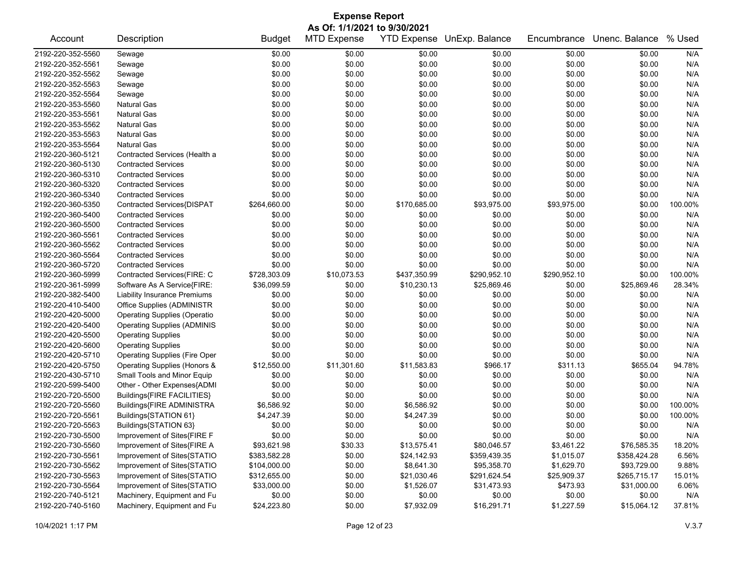# Expense Report

**As Of: 1/1/2021 to 9/30/2021**

| Account | Description | Budget | MTD Expense | YTD Expense | UnExp. Balance | Encumbrance | Unenc. Balance | % Used |
|---|---|---|---|---|---|---|---|---|
| 2192-220-352-5560 | Sewage | $0.00 | $0.00 | $0.00 | $0.00 | $0.00 | $0.00 | N/A |
| 2192-220-352-5561 | Sewage | $0.00 | $0.00 | $0.00 | $0.00 | $0.00 | $0.00 | N/A |
| 2192-220-352-5562 | Sewage | $0.00 | $0.00 | $0.00 | $0.00 | $0.00 | $0.00 | N/A |
| 2192-220-352-5563 | Sewage | $0.00 | $0.00 | $0.00 | $0.00 | $0.00 | $0.00 | N/A |
| 2192-220-352-5564 | Sewage | $0.00 | $0.00 | $0.00 | $0.00 | $0.00 | $0.00 | N/A |
| 2192-220-353-5560 | Natural Gas | $0.00 | $0.00 | $0.00 | $0.00 | $0.00 | $0.00 | N/A |
| 2192-220-353-5561 | Natural Gas | $0.00 | $0.00 | $0.00 | $0.00 | $0.00 | $0.00 | N/A |
| 2192-220-353-5562 | Natural Gas | $0.00 | $0.00 | $0.00 | $0.00 | $0.00 | $0.00 | N/A |
| 2192-220-353-5563 | Natural Gas | $0.00 | $0.00 | $0.00 | $0.00 | $0.00 | $0.00 | N/A |
| 2192-220-353-5564 | Natural Gas | $0.00 | $0.00 | $0.00 | $0.00 | $0.00 | $0.00 | N/A |
| 2192-220-360-5121 | Contracted Services (Health a | $0.00 | $0.00 | $0.00 | $0.00 | $0.00 | $0.00 | N/A |
| 2192-220-360-5130 | Contracted Services | $0.00 | $0.00 | $0.00 | $0.00 | $0.00 | $0.00 | N/A |
| 2192-220-360-5310 | Contracted Services | $0.00 | $0.00 | $0.00 | $0.00 | $0.00 | $0.00 | N/A |
| 2192-220-360-5320 | Contracted Services | $0.00 | $0.00 | $0.00 | $0.00 | $0.00 | $0.00 | N/A |
| 2192-220-360-5340 | Contracted Services | $0.00 | $0.00 | $0.00 | $0.00 | $0.00 | $0.00 | N/A |
| 2192-220-360-5350 | Contracted Services{DISPAT | $264,660.00 | $0.00 | $170,685.00 | $93,975.00 | $93,975.00 | $0.00 | 100.00% |
| 2192-220-360-5400 | Contracted Services | $0.00 | $0.00 | $0.00 | $0.00 | $0.00 | $0.00 | N/A |
| 2192-220-360-5500 | Contracted Services | $0.00 | $0.00 | $0.00 | $0.00 | $0.00 | $0.00 | N/A |
| 2192-220-360-5561 | Contracted Services | $0.00 | $0.00 | $0.00 | $0.00 | $0.00 | $0.00 | N/A |
| 2192-220-360-5562 | Contracted Services | $0.00 | $0.00 | $0.00 | $0.00 | $0.00 | $0.00 | N/A |
| 2192-220-360-5564 | Contracted Services | $0.00 | $0.00 | $0.00 | $0.00 | $0.00 | $0.00 | N/A |
| 2192-220-360-5720 | Contracted Services | $0.00 | $0.00 | $0.00 | $0.00 | $0.00 | $0.00 | N/A |
| 2192-220-360-5999 | Contracted Services(FIRE: C | $728,303.09 | $10,073.53 | $437,350.99 | $290,952.10 | $290,952.10 | $0.00 | 100.00% |
| 2192-220-361-5999 | Software As A Service{FIRE: | $36,099.59 | $0.00 | $10,230.13 | $25,869.46 | $0.00 | $25,869.46 | 28.34% |
| 2192-220-382-5400 | Liability Insurance Premiums | $0.00 | $0.00 | $0.00 | $0.00 | $0.00 | $0.00 | N/A |
| 2192-220-410-5400 | Office Supplies (ADMINISTR | $0.00 | $0.00 | $0.00 | $0.00 | $0.00 | $0.00 | N/A |
| 2192-220-420-5000 | Operating Supplies (Operatio | $0.00 | $0.00 | $0.00 | $0.00 | $0.00 | $0.00 | N/A |
| 2192-220-420-5400 | Operating Supplies (ADMINIS | $0.00 | $0.00 | $0.00 | $0.00 | $0.00 | $0.00 | N/A |
| 2192-220-420-5500 | Operating Supplies | $0.00 | $0.00 | $0.00 | $0.00 | $0.00 | $0.00 | N/A |
| 2192-220-420-5600 | Operating Supplies | $0.00 | $0.00 | $0.00 | $0.00 | $0.00 | $0.00 | N/A |
| 2192-220-420-5710 | Operating Supplies (Fire Oper | $0.00 | $0.00 | $0.00 | $0.00 | $0.00 | $0.00 | N/A |
| 2192-220-420-5750 | Operating Supplies (Honors & | $12,550.00 | $11,301.60 | $11,583.83 | $966.17 | $311.13 | $655.04 | 94.78% |
| 2192-220-430-5710 | Small Tools and Minor Equip | $0.00 | $0.00 | $0.00 | $0.00 | $0.00 | $0.00 | N/A |
| 2192-220-599-5400 | Other - Other Expenses{ADMI | $0.00 | $0.00 | $0.00 | $0.00 | $0.00 | $0.00 | N/A |
| 2192-220-720-5500 | Buildings{FIRE FACILITIES} | $0.00 | $0.00 | $0.00 | $0.00 | $0.00 | $0.00 | N/A |
| 2192-220-720-5560 | Buildings{FIRE ADMINISTRA | $6,586.92 | $0.00 | $6,586.92 | $0.00 | $0.00 | $0.00 | 100.00% |
| 2192-220-720-5561 | Buildings{STATION 61} | $4,247.39 | $0.00 | $4,247.39 | $0.00 | $0.00 | $0.00 | 100.00% |
| 2192-220-720-5563 | Buildings{STATION 63} | $0.00 | $0.00 | $0.00 | $0.00 | $0.00 | $0.00 | N/A |
| 2192-220-730-5500 | Improvement of Sites{FIRE F | $0.00 | $0.00 | $0.00 | $0.00 | $0.00 | $0.00 | N/A |
| 2192-220-730-5560 | Improvement of Sites{FIRE A | $93,621.98 | $30.33 | $13,575.41 | $80,046.57 | $3,461.22 | $76,585.35 | 18.20% |
| 2192-220-730-5561 | Improvement of Sites{STATIO | $383,582.28 | $0.00 | $24,142.93 | $359,439.35 | $1,015.07 | $358,424.28 | 6.56% |
| 2192-220-730-5562 | Improvement of Sites{STATIO | $104,000.00 | $0.00 | $8,641.30 | $95,358.70 | $1,629.70 | $93,729.00 | 9.88% |
| 2192-220-730-5563 | Improvement of Sites{STATIO | $312,655.00 | $0.00 | $21,030.46 | $291,624.54 | $25,909.37 | $265,715.17 | 15.01% |
| 2192-220-730-5564 | Improvement of Sites{STATIO | $33,000.00 | $0.00 | $1,526.07 | $31,473.93 | $473.93 | $31,000.00 | 6.06% |
| 2192-220-740-5121 | Machinery, Equipment and Fu | $0.00 | $0.00 | $0.00 | $0.00 | $0.00 | $0.00 | N/A |
| 2192-220-740-5160 | Machinery, Equipment and Fu | $24,223.80 | $0.00 | $7,932.09 | $16,291.71 | $1,227.59 | $15,064.12 | 37.81% |

10/4/2021 1:17 PM

V.3.7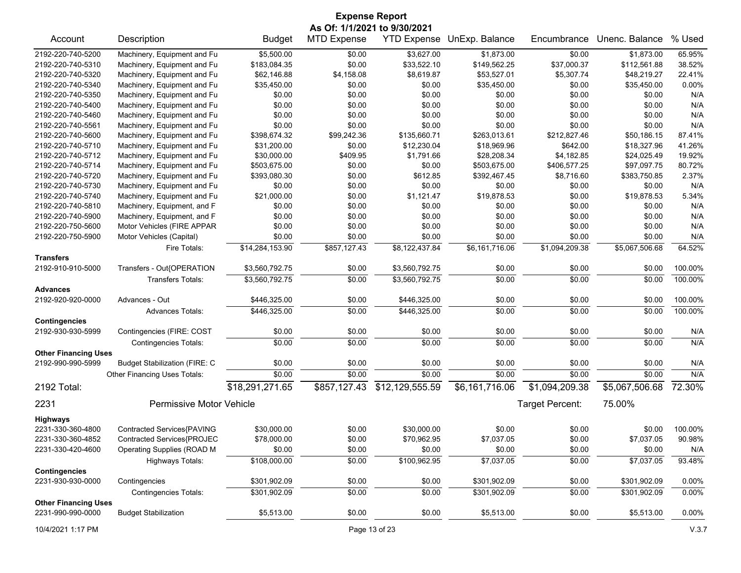# Expense Report

**As Of: 1/1/2021 to 9/30/2021**

| Account | Description | Budget | MTD Expense | YTD Expense | UnExp. Balance | Encumbrance | Unenc. Balance | % Used |
|---|---|---|---|---|---|---|---|---|
| 2192-220-740-5200 | Machinery, Equipment and Fu | $5,500.00 | $0.00 | $3,627.00 | $1,873.00 | $0.00 | $1,873.00 | 65.95% |
| 2192-220-740-5310 | Machinery, Equipment and Fu | $183,084.35 | $0.00 | $33,522.10 | $149,562.25 | $37,000.37 | $112,561.88 | 38.52% |
| 2192-220-740-5320 | Machinery, Equipment and Fu | $62,146.88 | $4,158.08 | $8,619.87 | $53,527.01 | $5,307.74 | $48,219.27 | 22.41% |
| 2192-220-740-5340 | Machinery, Equipment and Fu | $35,450.00 | $0.00 | $0.00 | $35,450.00 | $0.00 | $35,450.00 | 0.00% |
| 2192-220-740-5350 | Machinery, Equipment and Fu | $0.00 | $0.00 | $0.00 | $0.00 | $0.00 | $0.00 | N/A |
| 2192-220-740-5400 | Machinery, Equipment and Fu | $0.00 | $0.00 | $0.00 | $0.00 | $0.00 | $0.00 | N/A |
| 2192-220-740-5460 | Machinery, Equipment and Fu | $0.00 | $0.00 | $0.00 | $0.00 | $0.00 | $0.00 | N/A |
| 2192-220-740-5561 | Machinery, Equipment and Fu | $0.00 | $0.00 | $0.00 | $0.00 | $0.00 | $0.00 | N/A |
| 2192-220-740-5600 | Machinery, Equipment and Fu | $398,674.32 | $99,242.36 | $135,660.71 | $263,013.61 | $212,827.46 | $50,186.15 | 87.41% |
| 2192-220-740-5710 | Machinery, Equipment and Fu | $31,200.00 | $0.00 | $12,230.04 | $18,969.96 | $642.00 | $18,327.96 | 41.26% |
| 2192-220-740-5712 | Machinery, Equipment and Fu | $30,000.00 | $409.95 | $1,791.66 | $28,208.34 | $4,182.85 | $24,025.49 | 19.92% |
| 2192-220-740-5714 | Machinery, Equipment and Fu | $503,675.00 | $0.00 | $0.00 | $503,675.00 | $406,577.25 | $97,097.75 | 80.72% |
| 2192-220-740-5720 | Machinery, Equipment and Fu | $393,080.30 | $0.00 | $612.85 | $392,467.45 | $8,716.60 | $383,750.85 | 2.37% |
| 2192-220-740-5730 | Machinery, Equipment and Fu | $0.00 | $0.00 | $0.00 | $0.00 | $0.00 | $0.00 | N/A |
| 2192-220-740-5740 | Machinery, Equipment and Fu | $21,000.00 | $0.00 | $1,121.47 | $19,878.53 | $0.00 | $19,878.53 | 5.34% |
| 2192-220-740-5810 | Machinery, Equipment, and F | $0.00 | $0.00 | $0.00 | $0.00 | $0.00 | $0.00 | N/A |
| 2192-220-740-5900 | Machinery, Equipment, and F | $0.00 | $0.00 | $0.00 | $0.00 | $0.00 | $0.00 | N/A |
| 2192-220-750-5600 | Motor Vehicles (FIRE APPAR | $0.00 | $0.00 | $0.00 | $0.00 | $0.00 | $0.00 | N/A |
| 2192-220-750-5900 | Motor Vehicles (Capital) | $0.00 | $0.00 | $0.00 | $0.00 | $0.00 | $0.00 | N/A |
| | Fire Totals: | $14,284,153.90 | $857,127.43 | $8,122,437.84 | $6,161,716.06 | $1,094,209.38 | $5,067,506.68 | 64.52% |
| **Transfers** | | | | | | | | |
| 2192-910-910-5000 | Transfers - Out{OPERATION | $3,560,792.75 | $0.00 | $3,560,792.75 | $0.00 | $0.00 | $0.00 | 100.00% |
| | Transfers Totals: | $3,560,792.75 | $0.00 | $3,560,792.75 | $0.00 | $0.00 | $0.00 | 100.00% |
| **Advances** | | | | | | | | |
| 2192-920-920-0000 | Advances - Out | $446,325.00 | $0.00 | $446,325.00 | $0.00 | $0.00 | $0.00 | 100.00% |
| | Advances Totals: | $446,325.00 | $0.00 | $446,325.00 | $0.00 | $0.00 | $0.00 | 100.00% |
| **Contingencies** | | | | | | | | |
| 2192-930-930-5999 | Contingencies (FIRE: COST | $0.00 | $0.00 | $0.00 | $0.00 | $0.00 | $0.00 | N/A |
| | Contingencies Totals: | $0.00 | $0.00 | $0.00 | $0.00 | $0.00 | $0.00 | N/A |
| **Other Financing Uses** | | | | | | | | |
| 2192-990-990-5999 | Budget Stabilization (FIRE: C | $0.00 | $0.00 | $0.00 | $0.00 | $0.00 | $0.00 | N/A |
| | Other Financing Uses Totals: | $0.00 | $0.00 | $0.00 | $0.00 | $0.00 | $0.00 | N/A |
| **2192 Total:** | | $18,291,271.65 | $857,127.43 | $12,129,555.59 | $6,161,716.06 | $1,094,209.38 | $5,067,506.68 | 72.30% |

## 2231 Permissive Motor Vehicle

Target Percent: 75.00%

| Account | Description | Budget | MTD Expense | YTD Expense | UnExp. Balance | Encumbrance | Unenc. Balance | % Used |
|---|---|---|---|---|---|---|---|---|
| **Highways** | | | | | | | | |
| 2231-330-360-4800 | Contracted Services{PAVING | $30,000.00 | $0.00 | $30,000.00 | $0.00 | $0.00 | $0.00 | 100.00% |
| 2231-330-360-4852 | Contracted Services{PROJEC | $78,000.00 | $0.00 | $70,962.95 | $7,037.05 | $0.00 | $7,037.05 | 90.98% |
| 2231-330-420-4600 | Operating Supplies (ROAD M | $0.00 | $0.00 | $0.00 | $0.00 | $0.00 | $0.00 | N/A |
| | Highways Totals: | $108,000.00 | $0.00 | $100,962.95 | $7,037.05 | $0.00 | $7,037.05 | 93.48% |
| **Contingencies** | | | | | | | | |
| 2231-930-930-0000 | Contingencies | $301,902.09 | $0.00 | $0.00 | $301,902.09 | $0.00 | $301,902.09 | 0.00% |
| | Contingencies Totals: | $301,902.09 | $0.00 | $0.00 | $301,902.09 | $0.00 | $301,902.09 | 0.00% |
| **Other Financing Uses** | | | | | | | | |
| 2231-990-990-0000 | Budget Stabilization | $5,513.00 | $0.00 | $0.00 | $5,513.00 | $0.00 | $5,513.00 | 0.00% |

10/4/2021 1:17 PM — V.3.7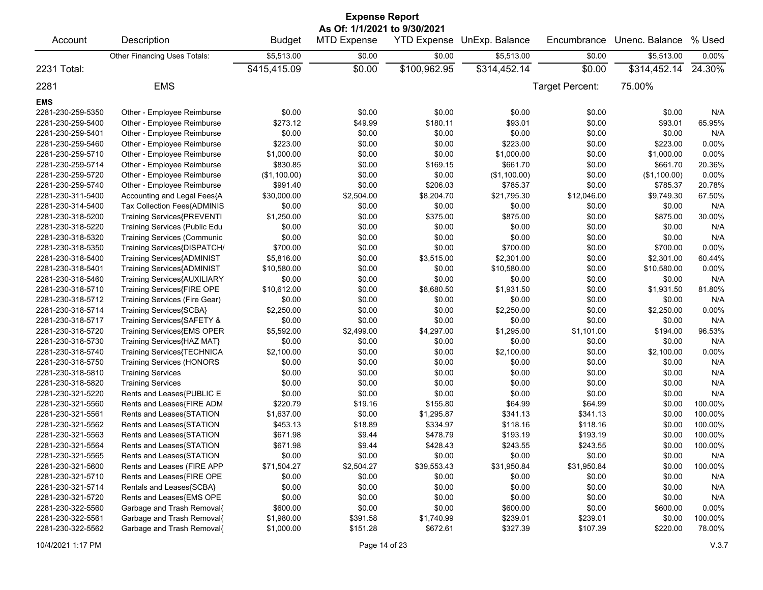# Expense Report

**As Of: 1/1/2021 to 9/30/2021**

| Account | Description | Budget | MTD Expense | YTD Expense | UnExp. Balance | Encumbrance | Unenc. Balance | % Used |
|---|---|---|---|---|---|---|---|---|
| | Other Financing Uses Totals: | $5,513.00 | $0.00 | $0.00 | $5,513.00 | $0.00 | $5,513.00 | 0.00% |
| **2231 Total:** | | **$415,415.09** | **$0.00** | **$100,962.95** | **$314,452.14** | **$0.00** | **$314,452.14** | **24.30%** |
| **2281** | **EMS** | | | | | Target Percent: | 75.00% | |
| **EMS** | | | | | | | | |
| 2281-230-259-5350 | Other - Employee Reimburse | $0.00 | $0.00 | $0.00 | $0.00 | $0.00 | $0.00 | N/A |
| 2281-230-259-5400 | Other - Employee Reimburse | $273.12 | $49.99 | $180.11 | $93.01 | $0.00 | $93.01 | 65.95% |
| 2281-230-259-5401 | Other - Employee Reimburse | $0.00 | $0.00 | $0.00 | $0.00 | $0.00 | $0.00 | N/A |
| 2281-230-259-5460 | Other - Employee Reimburse | $223.00 | $0.00 | $0.00 | $223.00 | $0.00 | $223.00 | 0.00% |
| 2281-230-259-5710 | Other - Employee Reimburse | $1,000.00 | $0.00 | $0.00 | $1,000.00 | $0.00 | $1,000.00 | 0.00% |
| 2281-230-259-5714 | Other - Employee Reimburse | $830.85 | $0.00 | $169.15 | $661.70 | $0.00 | $661.70 | 20.36% |
| 2281-230-259-5720 | Other - Employee Reimburse | ($1,100.00) | $0.00 | $0.00 | ($1,100.00) | $0.00 | ($1,100.00) | 0.00% |
| 2281-230-259-5740 | Other - Employee Reimburse | $991.40 | $0.00 | $206.03 | $785.37 | $0.00 | $785.37 | 20.78% |
| 2281-230-311-5400 | Accounting and Legal Fees{A | $30,000.00 | $2,504.00 | $8,204.70 | $21,795.30 | $12,046.00 | $9,749.30 | 67.50% |
| 2281-230-314-5400 | Tax Collection Fees{ADMINIS | $0.00 | $0.00 | $0.00 | $0.00 | $0.00 | $0.00 | N/A |
| 2281-230-318-5200 | Training Services{PREVENTI | $1,250.00 | $0.00 | $375.00 | $875.00 | $0.00 | $875.00 | 30.00% |
| 2281-230-318-5220 | Training Services (Public Edu | $0.00 | $0.00 | $0.00 | $0.00 | $0.00 | $0.00 | N/A |
| 2281-230-318-5320 | Training Services (Communic | $0.00 | $0.00 | $0.00 | $0.00 | $0.00 | $0.00 | N/A |
| 2281-230-318-5350 | Training Services{DISPATCH/ | $700.00 | $0.00 | $0.00 | $700.00 | $0.00 | $700.00 | 0.00% |
| 2281-230-318-5400 | Training Services{ADMINIST | $5,816.00 | $0.00 | $3,515.00 | $2,301.00 | $0.00 | $2,301.00 | 60.44% |
| 2281-230-318-5401 | Training Services{ADMINIST | $10,580.00 | $0.00 | $0.00 | $10,580.00 | $0.00 | $10,580.00 | 0.00% |
| 2281-230-318-5460 | Training Services{AUXILIARY | $0.00 | $0.00 | $0.00 | $0.00 | $0.00 | $0.00 | N/A |
| 2281-230-318-5710 | Training Services{FIRE OPE | $10,612.00 | $0.00 | $8,680.50 | $1,931.50 | $0.00 | $1,931.50 | 81.80% |
| 2281-230-318-5712 | Training Services (Fire Gear) | $0.00 | $0.00 | $0.00 | $0.00 | $0.00 | $0.00 | N/A |
| 2281-230-318-5714 | Training Services{SCBA} | $2,250.00 | $0.00 | $0.00 | $2,250.00 | $0.00 | $2,250.00 | 0.00% |
| 2281-230-318-5717 | Training Services{SAFETY & | $0.00 | $0.00 | $0.00 | $0.00 | $0.00 | $0.00 | N/A |
| 2281-230-318-5720 | Training Services{EMS OPER | $5,592.00 | $2,499.00 | $4,297.00 | $1,295.00 | $1,101.00 | $194.00 | 96.53% |
| 2281-230-318-5730 | Training Services{HAZ MAT} | $0.00 | $0.00 | $0.00 | $0.00 | $0.00 | $0.00 | N/A |
| 2281-230-318-5740 | Training Services{TECHNICA | $2,100.00 | $0.00 | $0.00 | $2,100.00 | $0.00 | $2,100.00 | 0.00% |
| 2281-230-318-5750 | Training Services (HONORS | $0.00 | $0.00 | $0.00 | $0.00 | $0.00 | $0.00 | N/A |
| 2281-230-318-5810 | Training Services | $0.00 | $0.00 | $0.00 | $0.00 | $0.00 | $0.00 | N/A |
| 2281-230-318-5820 | Training Services | $0.00 | $0.00 | $0.00 | $0.00 | $0.00 | $0.00 | N/A |
| 2281-230-321-5220 | Rents and Leases{PUBLIC E | $0.00 | $0.00 | $0.00 | $0.00 | $0.00 | $0.00 | N/A |
| 2281-230-321-5560 | Rents and Leases{FIRE ADM | $220.79 | $19.16 | $155.80 | $64.99 | $64.99 | $0.00 | 100.00% |
| 2281-230-321-5561 | Rents and Leases{STATION | $1,637.00 | $0.00 | $1,295.87 | $341.13 | $341.13 | $0.00 | 100.00% |
| 2281-230-321-5562 | Rents and Leases{STATION | $453.13 | $18.89 | $334.97 | $118.16 | $118.16 | $0.00 | 100.00% |
| 2281-230-321-5563 | Rents and Leases{STATION | $671.98 | $9.44 | $478.79 | $193.19 | $193.19 | $0.00 | 100.00% |
| 2281-230-321-5564 | Rents and Leases{STATION | $671.98 | $9.44 | $428.43 | $243.55 | $243.55 | $0.00 | 100.00% |
| 2281-230-321-5565 | Rents and Leases(STATION | $0.00 | $0.00 | $0.00 | $0.00 | $0.00 | $0.00 | N/A |
| 2281-230-321-5600 | Rents and Leases (FIRE APP | $71,504.27 | $2,504.27 | $39,553.43 | $31,950.84 | $31,950.84 | $0.00 | 100.00% |
| 2281-230-321-5710 | Rents and Leases{FIRE OPE | $0.00 | $0.00 | $0.00 | $0.00 | $0.00 | $0.00 | N/A |
| 2281-230-321-5714 | Rentals and Leases{SCBA} | $0.00 | $0.00 | $0.00 | $0.00 | $0.00 | $0.00 | N/A |
| 2281-230-321-5720 | Rents and Leases{EMS OPE | $0.00 | $0.00 | $0.00 | $0.00 | $0.00 | $0.00 | N/A |
| 2281-230-322-5560 | Garbage and Trash Removal{ | $600.00 | $0.00 | $0.00 | $600.00 | $0.00 | $600.00 | 0.00% |
| 2281-230-322-5561 | Garbage and Trash Removal{ | $1,980.00 | $391.58 | $1,740.99 | $239.01 | $239.01 | $0.00 | 100.00% |
| 2281-230-322-5562 | Garbage and Trash Removal{ | $1,000.00 | $151.28 | $672.61 | $327.39 | $107.39 | $220.00 | 78.00% |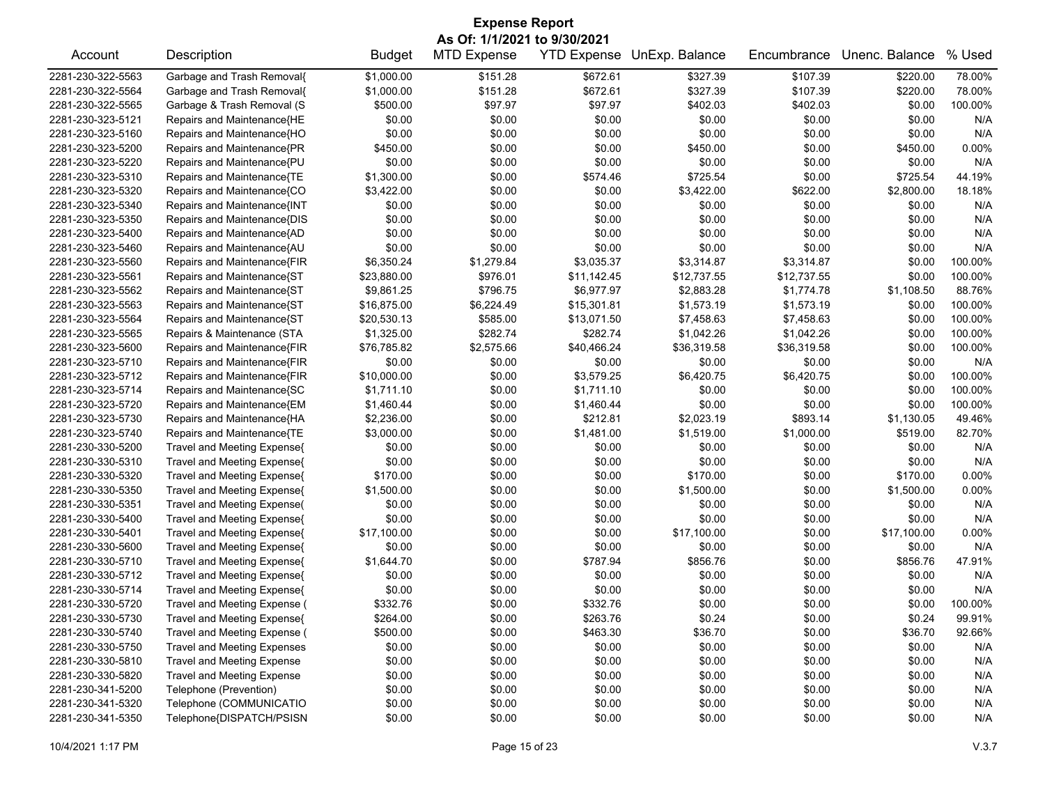# Expense Report

**As Of: 1/1/2021 to 9/30/2021**

| Account | Description | Budget | MTD Expense | YTD Expense | UnExp. Balance | Encumbrance | Unenc. Balance | % Used |
|---|---|---|---|---|---|---|---|---|
| 2281-230-322-5563 | Garbage and Trash Removal{ | $1,000.00 | $151.28 | $672.61 | $327.39 | $107.39 | $220.00 | 78.00% |
| 2281-230-322-5564 | Garbage and Trash Removal{ | $1,000.00 | $151.28 | $672.61 | $327.39 | $107.39 | $220.00 | 78.00% |
| 2281-230-322-5565 | Garbage & Trash Removal (S | $500.00 | $97.97 | $97.97 | $402.03 | $402.03 | $0.00 | 100.00% |
| 2281-230-323-5121 | Repairs and Maintenance{HE | $0.00 | $0.00 | $0.00 | $0.00 | $0.00 | $0.00 | N/A |
| 2281-230-323-5160 | Repairs and Maintenance{HO | $0.00 | $0.00 | $0.00 | $0.00 | $0.00 | $0.00 | N/A |
| 2281-230-323-5200 | Repairs and Maintenance{PR | $450.00 | $0.00 | $0.00 | $450.00 | $0.00 | $450.00 | 0.00% |
| 2281-230-323-5220 | Repairs and Maintenance{PU | $0.00 | $0.00 | $0.00 | $0.00 | $0.00 | $0.00 | N/A |
| 2281-230-323-5310 | Repairs and Maintenance{TE | $1,300.00 | $0.00 | $574.46 | $725.54 | $0.00 | $725.54 | 44.19% |
| 2281-230-323-5320 | Repairs and Maintenance{CO | $3,422.00 | $0.00 | $0.00 | $3,422.00 | $622.00 | $2,800.00 | 18.18% |
| 2281-230-323-5340 | Repairs and Maintenance{INT | $0.00 | $0.00 | $0.00 | $0.00 | $0.00 | $0.00 | N/A |
| 2281-230-323-5350 | Repairs and Maintenance{DIS | $0.00 | $0.00 | $0.00 | $0.00 | $0.00 | $0.00 | N/A |
| 2281-230-323-5400 | Repairs and Maintenance{AD | $0.00 | $0.00 | $0.00 | $0.00 | $0.00 | $0.00 | N/A |
| 2281-230-323-5460 | Repairs and Maintenance{AU | $0.00 | $0.00 | $0.00 | $0.00 | $0.00 | $0.00 | N/A |
| 2281-230-323-5560 | Repairs and Maintenance{FIR | $6,350.24 | $1,279.84 | $3,035.37 | $3,314.87 | $3,314.87 | $0.00 | 100.00% |
| 2281-230-323-5561 | Repairs and Maintenance{ST | $23,880.00 | $976.01 | $11,142.45 | $12,737.55 | $12,737.55 | $0.00 | 100.00% |
| 2281-230-323-5562 | Repairs and Maintenance{ST | $9,861.25 | $796.75 | $6,977.97 | $2,883.28 | $1,774.78 | $1,108.50 | 88.76% |
| 2281-230-323-5563 | Repairs and Maintenance{ST | $16,875.00 | $6,224.49 | $15,301.81 | $1,573.19 | $1,573.19 | $0.00 | 100.00% |
| 2281-230-323-5564 | Repairs and Maintenance{ST | $20,530.13 | $585.00 | $13,071.50 | $7,458.63 | $7,458.63 | $0.00 | 100.00% |
| 2281-230-323-5565 | Repairs & Maintenance (STA | $1,325.00 | $282.74 | $282.74 | $1,042.26 | $1,042.26 | $0.00 | 100.00% |
| 2281-230-323-5600 | Repairs and Maintenance{FIR | $76,785.82 | $2,575.66 | $40,466.24 | $36,319.58 | $36,319.58 | $0.00 | 100.00% |
| 2281-230-323-5710 | Repairs and Maintenance{FIR | $0.00 | $0.00 | $0.00 | $0.00 | $0.00 | $0.00 | N/A |
| 2281-230-323-5712 | Repairs and Maintenance{FIR | $10,000.00 | $0.00 | $3,579.25 | $6,420.75 | $6,420.75 | $0.00 | 100.00% |
| 2281-230-323-5714 | Repairs and Maintenance{SC | $1,711.10 | $0.00 | $1,711.10 | $0.00 | $0.00 | $0.00 | 100.00% |
| 2281-230-323-5720 | Repairs and Maintenance{EM | $1,460.44 | $0.00 | $1,460.44 | $0.00 | $0.00 | $0.00 | 100.00% |
| 2281-230-323-5730 | Repairs and Maintenance{HA | $2,236.00 | $0.00 | $212.81 | $2,023.19 | $893.14 | $1,130.05 | 49.46% |
| 2281-230-323-5740 | Repairs and Maintenance{TE | $3,000.00 | $0.00 | $1,481.00 | $1,519.00 | $1,000.00 | $519.00 | 82.70% |
| 2281-230-330-5200 | Travel and Meeting Expense{ | $0.00 | $0.00 | $0.00 | $0.00 | $0.00 | $0.00 | N/A |
| 2281-230-330-5310 | Travel and Meeting Expense{ | $0.00 | $0.00 | $0.00 | $0.00 | $0.00 | $0.00 | N/A |
| 2281-230-330-5320 | Travel and Meeting Expense{ | $170.00 | $0.00 | $0.00 | $170.00 | $0.00 | $170.00 | 0.00% |
| 2281-230-330-5350 | Travel and Meeting Expense{ | $1,500.00 | $0.00 | $0.00 | $1,500.00 | $0.00 | $1,500.00 | 0.00% |
| 2281-230-330-5351 | Travel and Meeting Expense( | $0.00 | $0.00 | $0.00 | $0.00 | $0.00 | $0.00 | N/A |
| 2281-230-330-5400 | Travel and Meeting Expense{ | $0.00 | $0.00 | $0.00 | $0.00 | $0.00 | $0.00 | N/A |
| 2281-230-330-5401 | Travel and Meeting Expense{ | $17,100.00 | $0.00 | $0.00 | $17,100.00 | $0.00 | $17,100.00 | 0.00% |
| 2281-230-330-5600 | Travel and Meeting Expense{ | $0.00 | $0.00 | $0.00 | $0.00 | $0.00 | $0.00 | N/A |
| 2281-230-330-5710 | Travel and Meeting Expense{ | $1,644.70 | $0.00 | $787.94 | $856.76 | $0.00 | $856.76 | 47.91% |
| 2281-230-330-5712 | Travel and Meeting Expense{ | $0.00 | $0.00 | $0.00 | $0.00 | $0.00 | $0.00 | N/A |
| 2281-230-330-5714 | Travel and Meeting Expense{ | $0.00 | $0.00 | $0.00 | $0.00 | $0.00 | $0.00 | N/A |
| 2281-230-330-5720 | Travel and Meeting Expense ( | $332.76 | $0.00 | $332.76 | $0.00 | $0.00 | $0.00 | 100.00% |
| 2281-230-330-5730 | Travel and Meeting Expense{ | $264.00 | $0.00 | $263.76 | $0.24 | $0.00 | $0.24 | 99.91% |
| 2281-230-330-5740 | Travel and Meeting Expense ( | $500.00 | $0.00 | $463.30 | $36.70 | $0.00 | $36.70 | 92.66% |
| 2281-230-330-5750 | Travel and Meeting Expenses | $0.00 | $0.00 | $0.00 | $0.00 | $0.00 | $0.00 | N/A |
| 2281-230-330-5810 | Travel and Meeting Expense | $0.00 | $0.00 | $0.00 | $0.00 | $0.00 | $0.00 | N/A |
| 2281-230-330-5820 | Travel and Meeting Expense | $0.00 | $0.00 | $0.00 | $0.00 | $0.00 | $0.00 | N/A |
| 2281-230-341-5200 | Telephone (Prevention) | $0.00 | $0.00 | $0.00 | $0.00 | $0.00 | $0.00 | N/A |
| 2281-230-341-5320 | Telephone (COMMUNICATIO | $0.00 | $0.00 | $0.00 | $0.00 | $0.00 | $0.00 | N/A |
| 2281-230-341-5350 | Telephone{DISPATCH/PSISN | $0.00 | $0.00 | $0.00 | $0.00 | $0.00 | $0.00 | N/A |

10/4/2021 1:17 PM V.3.7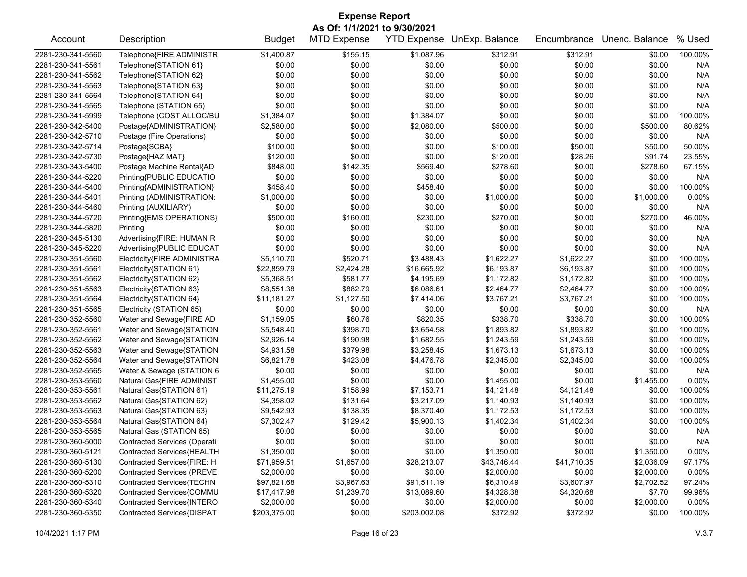# Expense Report

**As Of: 1/1/2021 to 9/30/2021**

| Account | Description | Budget | MTD Expense | YTD Expense | UnExp. Balance | Encumbrance | Unenc. Balance | % Used |
|---|---|---|---|---|---|---|---|---|
| 2281-230-341-5560 | Telephone{FIRE ADMINISTR | $1,400.87 | $155.15 | $1,087.96 | $312.91 | $312.91 | $0.00 | 100.00% |
| 2281-230-341-5561 | Telephone{STATION 61} | $0.00 | $0.00 | $0.00 | $0.00 | $0.00 | $0.00 | N/A |
| 2281-230-341-5562 | Telephone{STATION 62} | $0.00 | $0.00 | $0.00 | $0.00 | $0.00 | $0.00 | N/A |
| 2281-230-341-5563 | Telephone{STATION 63} | $0.00 | $0.00 | $0.00 | $0.00 | $0.00 | $0.00 | N/A |
| 2281-230-341-5564 | Telephone{STATION 64} | $0.00 | $0.00 | $0.00 | $0.00 | $0.00 | $0.00 | N/A |
| 2281-230-341-5565 | Telephone (STATION 65) | $0.00 | $0.00 | $0.00 | $0.00 | $0.00 | $0.00 | N/A |
| 2281-230-341-5999 | Telephone (COST ALLOC/BU | $1,384.07 | $0.00 | $1,384.07 | $0.00 | $0.00 | $0.00 | 100.00% |
| 2281-230-342-5400 | Postage{ADMINISTRATION} | $2,580.00 | $0.00 | $2,080.00 | $500.00 | $0.00 | $500.00 | 80.62% |
| 2281-230-342-5710 | Postage (Fire Operations) | $0.00 | $0.00 | $0.00 | $0.00 | $0.00 | $0.00 | N/A |
| 2281-230-342-5714 | Postage{SCBA} | $100.00 | $0.00 | $0.00 | $100.00 | $50.00 | $50.00 | 50.00% |
| 2281-230-342-5730 | Postage{HAZ MAT} | $120.00 | $0.00 | $0.00 | $120.00 | $28.26 | $91.74 | 23.55% |
| 2281-230-343-5400 | Postage Machine Rental{AD | $848.00 | $142.35 | $569.40 | $278.60 | $0.00 | $278.60 | 67.15% |
| 2281-230-344-5220 | Printing{PUBLIC EDUCATIO | $0.00 | $0.00 | $0.00 | $0.00 | $0.00 | $0.00 | N/A |
| 2281-230-344-5400 | Printing{ADMINISTRATION} | $458.40 | $0.00 | $458.40 | $0.00 | $0.00 | $0.00 | 100.00% |
| 2281-230-344-5401 | Printing (ADMINISTRATION: | $1,000.00 | $0.00 | $0.00 | $1,000.00 | $0.00 | $1,000.00 | 0.00% |
| 2281-230-344-5460 | Printing (AUXILIARY) | $0.00 | $0.00 | $0.00 | $0.00 | $0.00 | $0.00 | N/A |
| 2281-230-344-5720 | Printing{EMS OPERATIONS} | $500.00 | $160.00 | $230.00 | $270.00 | $0.00 | $270.00 | 46.00% |
| 2281-230-344-5820 | Printing | $0.00 | $0.00 | $0.00 | $0.00 | $0.00 | $0.00 | N/A |
| 2281-230-345-5130 | Advertising{FIRE: HUMAN R | $0.00 | $0.00 | $0.00 | $0.00 | $0.00 | $0.00 | N/A |
| 2281-230-345-5220 | Advertising{PUBLIC EDUCAT | $0.00 | $0.00 | $0.00 | $0.00 | $0.00 | $0.00 | N/A |
| 2281-230-351-5560 | Electricity{FIRE ADMINISTRA | $5,110.70 | $520.71 | $3,488.43 | $1,622.27 | $1,622.27 | $0.00 | 100.00% |
| 2281-230-351-5561 | Electricity{STATION 61} | $22,859.79 | $2,424.28 | $16,665.92 | $6,193.87 | $6,193.87 | $0.00 | 100.00% |
| 2281-230-351-5562 | Electricity{STATION 62} | $5,368.51 | $581.77 | $4,195.69 | $1,172.82 | $1,172.82 | $0.00 | 100.00% |
| 2281-230-351-5563 | Electricity{STATION 63} | $8,551.38 | $882.79 | $6,086.61 | $2,464.77 | $2,464.77 | $0.00 | 100.00% |
| 2281-230-351-5564 | Electricity{STATION 64} | $11,181.27 | $1,127.50 | $7,414.06 | $3,767.21 | $3,767.21 | $0.00 | 100.00% |
| 2281-230-351-5565 | Electricity (STATION 65) | $0.00 | $0.00 | $0.00 | $0.00 | $0.00 | $0.00 | N/A |
| 2281-230-352-5560 | Water and Sewage{FIRE AD | $1,159.05 | $60.76 | $820.35 | $338.70 | $338.70 | $0.00 | 100.00% |
| 2281-230-352-5561 | Water and Sewage{STATION | $5,548.40 | $398.70 | $3,654.58 | $1,893.82 | $1,893.82 | $0.00 | 100.00% |
| 2281-230-352-5562 | Water and Sewage{STATION | $2,926.14 | $190.98 | $1,682.55 | $1,243.59 | $1,243.59 | $0.00 | 100.00% |
| 2281-230-352-5563 | Water and Sewage{STATION | $4,931.58 | $379.98 | $3,258.45 | $1,673.13 | $1,673.13 | $0.00 | 100.00% |
| 2281-230-352-5564 | Water and Sewage{STATION | $6,821.78 | $423.08 | $4,476.78 | $2,345.00 | $2,345.00 | $0.00 | 100.00% |
| 2281-230-352-5565 | Water & Sewage (STATION 6 | $0.00 | $0.00 | $0.00 | $0.00 | $0.00 | $0.00 | N/A |
| 2281-230-353-5560 | Natural Gas{FIRE ADMINIST | $1,455.00 | $0.00 | $0.00 | $1,455.00 | $0.00 | $1,455.00 | 0.00% |
| 2281-230-353-5561 | Natural Gas{STATION 61} | $11,275.19 | $158.99 | $7,153.71 | $4,121.48 | $4,121.48 | $0.00 | 100.00% |
| 2281-230-353-5562 | Natural Gas{STATION 62} | $4,358.02 | $131.64 | $3,217.09 | $1,140.93 | $1,140.93 | $0.00 | 100.00% |
| 2281-230-353-5563 | Natural Gas{STATION 63} | $9,542.93 | $138.35 | $8,370.40 | $1,172.53 | $1,172.53 | $0.00 | 100.00% |
| 2281-230-353-5564 | Natural Gas{STATION 64} | $7,302.47 | $129.42 | $5,900.13 | $1,402.34 | $1,402.34 | $0.00 | 100.00% |
| 2281-230-353-5565 | Natural Gas (STATION 65) | $0.00 | $0.00 | $0.00 | $0.00 | $0.00 | $0.00 | N/A |
| 2281-230-360-5000 | Contracted Services (Operati | $0.00 | $0.00 | $0.00 | $0.00 | $0.00 | $0.00 | N/A |
| 2281-230-360-5121 | Contracted Services{HEALTH | $1,350.00 | $0.00 | $0.00 | $1,350.00 | $0.00 | $1,350.00 | 0.00% |
| 2281-230-360-5130 | Contracted Services{FIRE: H | $71,959.51 | $1,657.00 | $28,213.07 | $43,746.44 | $41,710.35 | $2,036.09 | 97.17% |
| 2281-230-360-5200 | Contracted Services (PREVE | $2,000.00 | $0.00 | $0.00 | $2,000.00 | $0.00 | $2,000.00 | 0.00% |
| 2281-230-360-5310 | Contracted Services{TECHN | $97,821.68 | $3,967.63 | $91,511.19 | $6,310.49 | $3,607.97 | $2,702.52 | 97.24% |
| 2281-230-360-5320 | Contracted Services{COMMU | $17,417.98 | $1,239.70 | $13,089.60 | $4,328.38 | $4,320.68 | $7.70 | 99.96% |
| 2281-230-360-5340 | Contracted Services{INTERO | $2,000.00 | $0.00 | $0.00 | $2,000.00 | $0.00 | $2,000.00 | 0.00% |
| 2281-230-360-5350 | Contracted Services{DISPAT | $203,375.00 | $0.00 | $203,002.08 | $372.92 | $372.92 | $0.00 | 100.00% |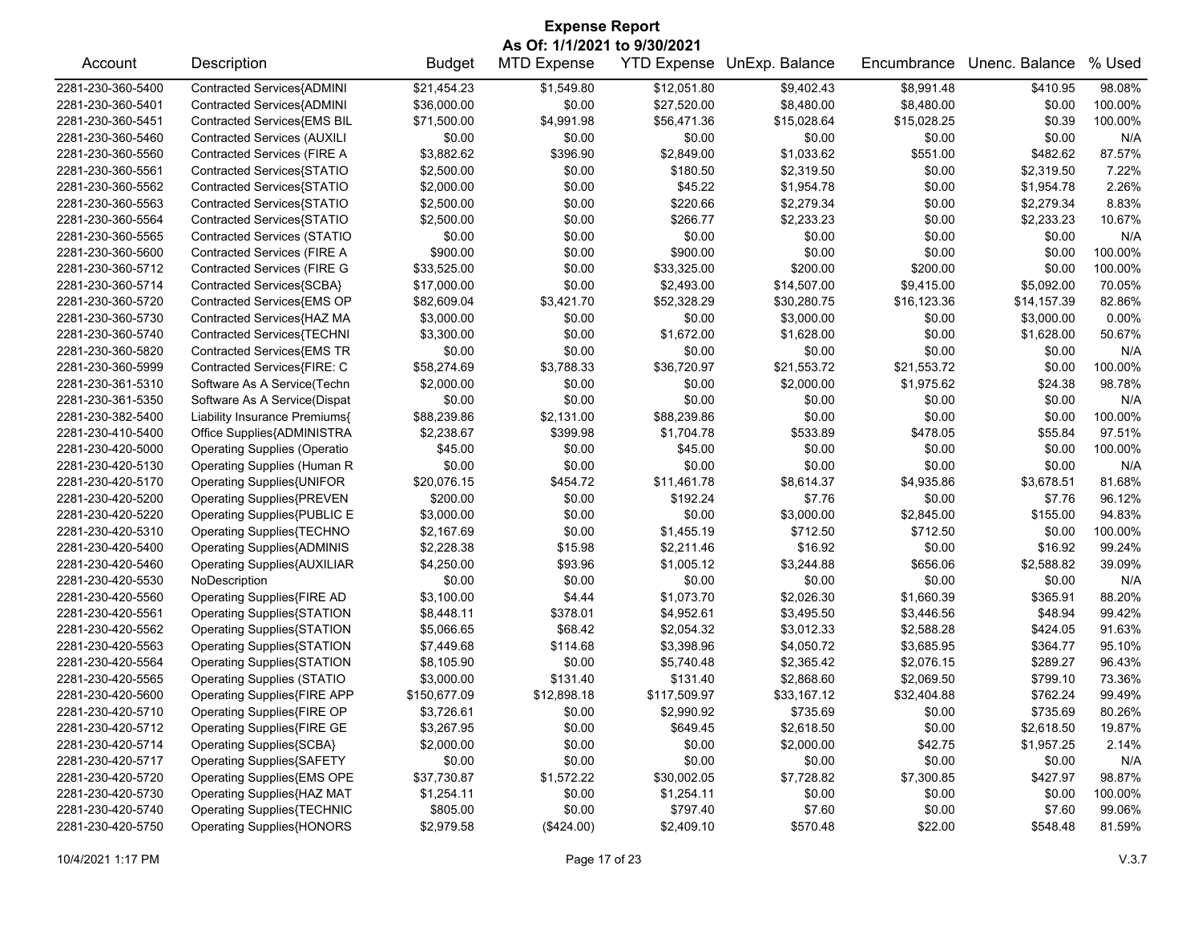# Expense Report

**As Of: 1/1/2021 to 9/30/2021**

| Account | Description | Budget | MTD Expense | YTD Expense | UnExp. Balance | Encumbrance | Unenc. Balance | % Used |
|---|---|---|---|---|---|---|---|---|
| 2281-230-360-5400 | Contracted Services{ADMINI | $21,454.23 | $1,549.80 | $12,051.80 | $9,402.43 | $8,991.48 | $410.95 | 98.08% |
| 2281-230-360-5401 | Contracted Services{ADMINI | $36,000.00 | $0.00 | $27,520.00 | $8,480.00 | $8,480.00 | $0.00 | 100.00% |
| 2281-230-360-5451 | Contracted Services{EMS BIL | $71,500.00 | $4,991.98 | $56,471.36 | $15,028.64 | $15,028.25 | $0.39 | 100.00% |
| 2281-230-360-5460 | Contracted Services (AUXILI | $0.00 | $0.00 | $0.00 | $0.00 | $0.00 | $0.00 | N/A |
| 2281-230-360-5560 | Contracted Services (FIRE A | $3,882.62 | $396.90 | $2,849.00 | $1,033.62 | $551.00 | $482.62 | 87.57% |
| 2281-230-360-5561 | Contracted Services{STATIO | $2,500.00 | $0.00 | $180.50 | $2,319.50 | $0.00 | $2,319.50 | 7.22% |
| 2281-230-360-5562 | Contracted Services{STATIO | $2,000.00 | $0.00 | $45.22 | $1,954.78 | $0.00 | $1,954.78 | 2.26% |
| 2281-230-360-5563 | Contracted Services{STATIO | $2,500.00 | $0.00 | $220.66 | $2,279.34 | $0.00 | $2,279.34 | 8.83% |
| 2281-230-360-5564 | Contracted Services{STATIO | $2,500.00 | $0.00 | $266.77 | $2,233.23 | $0.00 | $2,233.23 | 10.67% |
| 2281-230-360-5565 | Contracted Services (STATIO | $0.00 | $0.00 | $0.00 | $0.00 | $0.00 | $0.00 | N/A |
| 2281-230-360-5600 | Contracted Services (FIRE A | $900.00 | $0.00 | $900.00 | $0.00 | $0.00 | $0.00 | 100.00% |
| 2281-230-360-5712 | Contracted Services (FIRE G | $33,525.00 | $0.00 | $33,325.00 | $200.00 | $200.00 | $0.00 | 100.00% |
| 2281-230-360-5714 | Contracted Services{SCBA} | $17,000.00 | $0.00 | $2,493.00 | $14,507.00 | $9,415.00 | $5,092.00 | 70.05% |
| 2281-230-360-5720 | Contracted Services{EMS OP | $82,609.04 | $3,421.70 | $52,328.29 | $30,280.75 | $16,123.36 | $14,157.39 | 82.86% |
| 2281-230-360-5730 | Contracted Services{HAZ MA | $3,000.00 | $0.00 | $0.00 | $3,000.00 | $0.00 | $3,000.00 | 0.00% |
| 2281-230-360-5740 | Contracted Services{TECHNI | $3,300.00 | $0.00 | $1,672.00 | $1,628.00 | $0.00 | $1,628.00 | 50.67% |
| 2281-230-360-5820 | Contracted Services{EMS TR | $0.00 | $0.00 | $0.00 | $0.00 | $0.00 | $0.00 | N/A |
| 2281-230-360-5999 | Contracted Services{FIRE: C | $58,274.69 | $3,788.33 | $36,720.97 | $21,553.72 | $21,553.72 | $0.00 | 100.00% |
| 2281-230-361-5310 | Software As A Service(Techn | $2,000.00 | $0.00 | $0.00 | $2,000.00 | $1,975.62 | $24.38 | 98.78% |
| 2281-230-361-5350 | Software As A Service(Dispat | $0.00 | $0.00 | $0.00 | $0.00 | $0.00 | $0.00 | N/A |
| 2281-230-382-5400 | Liability Insurance Premiums{ | $88,239.86 | $2,131.00 | $88,239.86 | $0.00 | $0.00 | $0.00 | 100.00% |
| 2281-230-410-5400 | Office Supplies{ADMINISTRA | $2,238.67 | $399.98 | $1,704.78 | $533.89 | $478.05 | $55.84 | 97.51% |
| 2281-230-420-5000 | Operating Supplies (Operatio | $45.00 | $0.00 | $45.00 | $0.00 | $0.00 | $0.00 | 100.00% |
| 2281-230-420-5130 | Operating Supplies (Human R | $0.00 | $0.00 | $0.00 | $0.00 | $0.00 | $0.00 | N/A |
| 2281-230-420-5170 | Operating Supplies{UNIFOR | $20,076.15 | $454.72 | $11,461.78 | $8,614.37 | $4,935.86 | $3,678.51 | 81.68% |
| 2281-230-420-5200 | Operating Supplies{PREVEN | $200.00 | $0.00 | $192.24 | $7.76 | $0.00 | $7.76 | 96.12% |
| 2281-230-420-5220 | Operating Supplies{PUBLIC E | $3,000.00 | $0.00 | $0.00 | $3,000.00 | $2,845.00 | $155.00 | 94.83% |
| 2281-230-420-5310 | Operating Supplies{TECHNO | $2,167.69 | $0.00 | $1,455.19 | $712.50 | $712.50 | $0.00 | 100.00% |
| 2281-230-420-5400 | Operating Supplies{ADMINIS | $2,228.38 | $15.98 | $2,211.46 | $16.92 | $0.00 | $16.92 | 99.24% |
| 2281-230-420-5460 | Operating Supplies{AUXILIAR | $4,250.00 | $93.96 | $1,005.12 | $3,244.88 | $656.06 | $2,588.82 | 39.09% |
| 2281-230-420-5530 | NoDescription | $0.00 | $0.00 | $0.00 | $0.00 | $0.00 | $0.00 | N/A |
| 2281-230-420-5560 | Operating Supplies{FIRE AD | $3,100.00 | $4.44 | $1,073.70 | $2,026.30 | $1,660.39 | $365.91 | 88.20% |
| 2281-230-420-5561 | Operating Supplies{STATION | $8,448.11 | $378.01 | $4,952.61 | $3,495.50 | $3,446.56 | $48.94 | 99.42% |
| 2281-230-420-5562 | Operating Supplies{STATION | $5,066.65 | $68.42 | $2,054.32 | $3,012.33 | $2,588.28 | $424.05 | 91.63% |
| 2281-230-420-5563 | Operating Supplies{STATION | $7,449.68 | $114.68 | $3,398.96 | $4,050.72 | $3,685.95 | $364.77 | 95.10% |
| 2281-230-420-5564 | Operating Supplies{STATION | $8,105.90 | $0.00 | $5,740.48 | $2,365.42 | $2,076.15 | $289.27 | 96.43% |
| 2281-230-420-5565 | Operating Supplies (STATIO | $3,000.00 | $131.40 | $131.40 | $2,868.60 | $2,069.50 | $799.10 | 73.36% |
| 2281-230-420-5600 | Operating Supplies{FIRE APP | $150,677.09 | $12,898.18 | $117,509.97 | $33,167.12 | $32,404.88 | $762.24 | 99.49% |
| 2281-230-420-5710 | Operating Supplies{FIRE OP | $3,726.61 | $0.00 | $2,990.92 | $735.69 | $0.00 | $735.69 | 80.26% |
| 2281-230-420-5712 | Operating Supplies{FIRE GE | $3,267.95 | $0.00 | $649.45 | $2,618.50 | $0.00 | $2,618.50 | 19.87% |
| 2281-230-420-5714 | Operating Supplies{SCBA} | $2,000.00 | $0.00 | $0.00 | $2,000.00 | $42.75 | $1,957.25 | 2.14% |
| 2281-230-420-5717 | Operating Supplies{SAFETY | $0.00 | $0.00 | $0.00 | $0.00 | $0.00 | $0.00 | N/A |
| 2281-230-420-5720 | Operating Supplies{EMS OPE | $37,730.87 | $1,572.22 | $30,002.05 | $7,728.82 | $7,300.85 | $427.97 | 98.87% |
| 2281-230-420-5730 | Operating Supplies{HAZ MAT | $1,254.11 | $0.00 | $1,254.11 | $0.00 | $0.00 | $0.00 | 100.00% |
| 2281-230-420-5740 | Operating Supplies{TECHNIC | $805.00 | $0.00 | $797.40 | $7.60 | $0.00 | $7.60 | 99.06% |
| 2281-230-420-5750 | Operating Supplies{HONORS | $2,979.58 | ($424.00) | $2,409.10 | $570.48 | $22.00 | $548.48 | 81.59% |

10/4/2021 1:17 PM V.3.7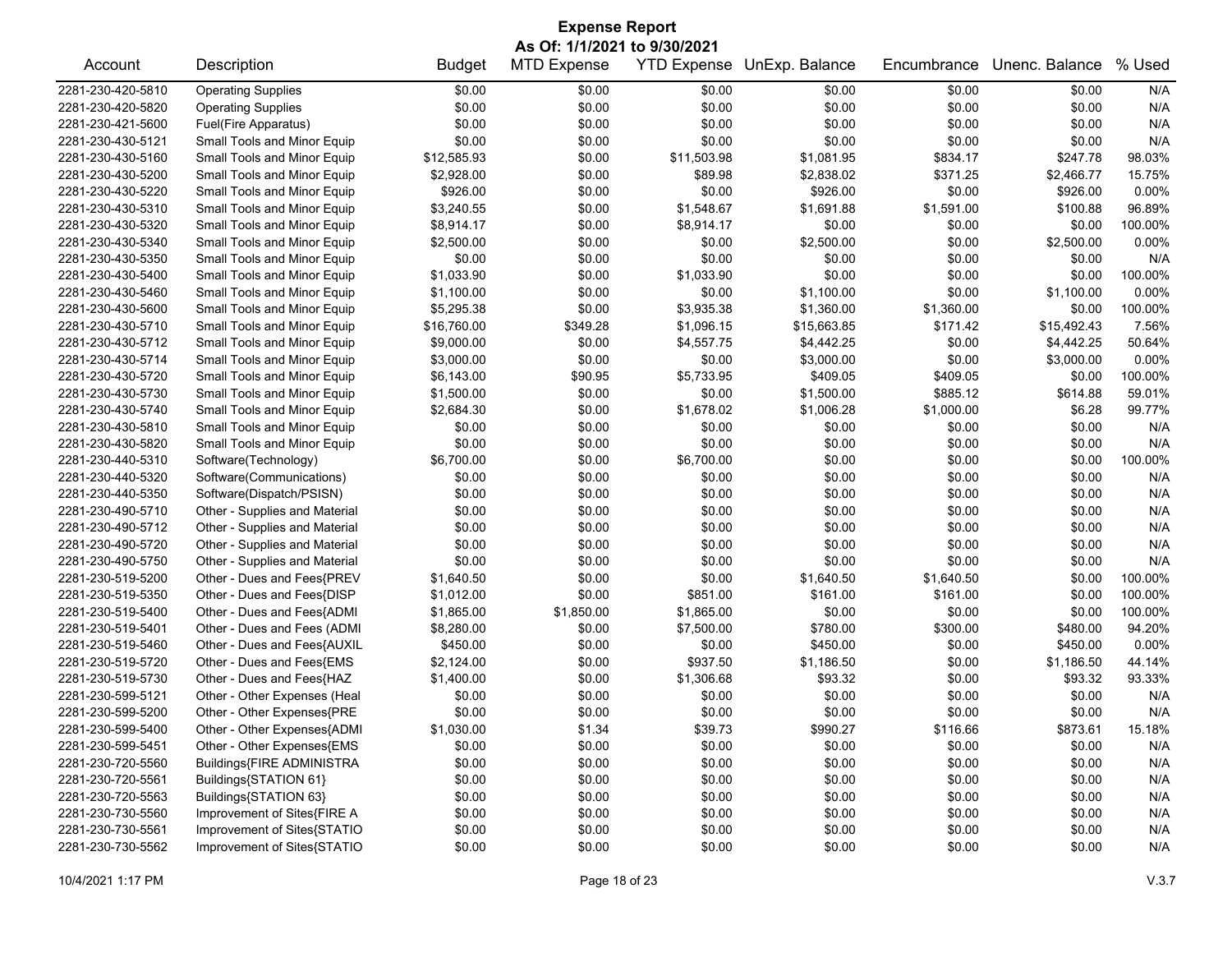# Expense Report

**As Of: 1/1/2021 to 9/30/2021**

| Account | Description | Budget | MTD Expense | YTD Expense | UnExp. Balance | Encumbrance | Unenc. Balance | % Used |
|---|---|---|---|---|---|---|---|---|
| 2281-230-420-5810 | Operating Supplies | $0.00 | $0.00 | $0.00 | $0.00 | $0.00 | $0.00 | N/A |
| 2281-230-420-5820 | Operating Supplies | $0.00 | $0.00 | $0.00 | $0.00 | $0.00 | $0.00 | N/A |
| 2281-230-421-5600 | Fuel(Fire Apparatus) | $0.00 | $0.00 | $0.00 | $0.00 | $0.00 | $0.00 | N/A |
| 2281-230-430-5121 | Small Tools and Minor Equip | $0.00 | $0.00 | $0.00 | $0.00 | $0.00 | $0.00 | N/A |
| 2281-230-430-5160 | Small Tools and Minor Equip | $12,585.93 | $0.00 | $11,503.98 | $1,081.95 | $834.17 | $247.78 | 98.03% |
| 2281-230-430-5200 | Small Tools and Minor Equip | $2,928.00 | $0.00 | $89.98 | $2,838.02 | $371.25 | $2,466.77 | 15.75% |
| 2281-230-430-5220 | Small Tools and Minor Equip | $926.00 | $0.00 | $0.00 | $926.00 | $0.00 | $926.00 | 0.00% |
| 2281-230-430-5310 | Small Tools and Minor Equip | $3,240.55 | $0.00 | $1,548.67 | $1,691.88 | $1,591.00 | $100.88 | 96.89% |
| 2281-230-430-5320 | Small Tools and Minor Equip | $8,914.17 | $0.00 | $8,914.17 | $0.00 | $0.00 | $0.00 | 100.00% |
| 2281-230-430-5340 | Small Tools and Minor Equip | $2,500.00 | $0.00 | $0.00 | $2,500.00 | $0.00 | $2,500.00 | 0.00% |
| 2281-230-430-5350 | Small Tools and Minor Equip | $0.00 | $0.00 | $0.00 | $0.00 | $0.00 | $0.00 | N/A |
| 2281-230-430-5400 | Small Tools and Minor Equip | $1,033.90 | $0.00 | $1,033.90 | $0.00 | $0.00 | $0.00 | 100.00% |
| 2281-230-430-5460 | Small Tools and Minor Equip | $1,100.00 | $0.00 | $0.00 | $1,100.00 | $0.00 | $1,100.00 | 0.00% |
| 2281-230-430-5600 | Small Tools and Minor Equip | $5,295.38 | $0.00 | $3,935.38 | $1,360.00 | $1,360.00 | $0.00 | 100.00% |
| 2281-230-430-5710 | Small Tools and Minor Equip | $16,760.00 | $349.28 | $1,096.15 | $15,663.85 | $171.42 | $15,492.43 | 7.56% |
| 2281-230-430-5712 | Small Tools and Minor Equip | $9,000.00 | $0.00 | $4,557.75 | $4,442.25 | $0.00 | $4,442.25 | 50.64% |
| 2281-230-430-5714 | Small Tools and Minor Equip | $3,000.00 | $0.00 | $0.00 | $3,000.00 | $0.00 | $3,000.00 | 0.00% |
| 2281-230-430-5720 | Small Tools and Minor Equip | $6,143.00 | $90.95 | $5,733.95 | $409.05 | $409.05 | $0.00 | 100.00% |
| 2281-230-430-5730 | Small Tools and Minor Equip | $1,500.00 | $0.00 | $0.00 | $1,500.00 | $885.12 | $614.88 | 59.01% |
| 2281-230-430-5740 | Small Tools and Minor Equip | $2,684.30 | $0.00 | $1,678.02 | $1,006.28 | $1,000.00 | $6.28 | 99.77% |
| 2281-230-430-5810 | Small Tools and Minor Equip | $0.00 | $0.00 | $0.00 | $0.00 | $0.00 | $0.00 | N/A |
| 2281-230-430-5820 | Small Tools and Minor Equip | $0.00 | $0.00 | $0.00 | $0.00 | $0.00 | $0.00 | N/A |
| 2281-230-440-5310 | Software(Technology) | $6,700.00 | $0.00 | $6,700.00 | $0.00 | $0.00 | $0.00 | 100.00% |
| 2281-230-440-5320 | Software(Communications) | $0.00 | $0.00 | $0.00 | $0.00 | $0.00 | $0.00 | N/A |
| 2281-230-440-5350 | Software(Dispatch/PSISN) | $0.00 | $0.00 | $0.00 | $0.00 | $0.00 | $0.00 | N/A |
| 2281-230-490-5710 | Other - Supplies and Material | $0.00 | $0.00 | $0.00 | $0.00 | $0.00 | $0.00 | N/A |
| 2281-230-490-5712 | Other - Supplies and Material | $0.00 | $0.00 | $0.00 | $0.00 | $0.00 | $0.00 | N/A |
| 2281-230-490-5720 | Other - Supplies and Material | $0.00 | $0.00 | $0.00 | $0.00 | $0.00 | $0.00 | N/A |
| 2281-230-490-5750 | Other - Supplies and Material | $0.00 | $0.00 | $0.00 | $0.00 | $0.00 | $0.00 | N/A |
| 2281-230-519-5200 | Other - Dues and Fees{PREV | $1,640.50 | $0.00 | $0.00 | $1,640.50 | $1,640.50 | $0.00 | 100.00% |
| 2281-230-519-5350 | Other - Dues and Fees{DISP | $1,012.00 | $0.00 | $851.00 | $161.00 | $161.00 | $0.00 | 100.00% |
| 2281-230-519-5400 | Other - Dues and Fees{ADMI | $1,865.00 | $1,850.00 | $1,865.00 | $0.00 | $0.00 | $0.00 | 100.00% |
| 2281-230-519-5401 | Other - Dues and Fees (ADMI | $8,280.00 | $0.00 | $7,500.00 | $780.00 | $300.00 | $480.00 | 94.20% |
| 2281-230-519-5460 | Other - Dues and Fees{AUXIL | $450.00 | $0.00 | $0.00 | $450.00 | $0.00 | $450.00 | 0.00% |
| 2281-230-519-5720 | Other - Dues and Fees{EMS | $2,124.00 | $0.00 | $937.50 | $1,186.50 | $0.00 | $1,186.50 | 44.14% |
| 2281-230-519-5730 | Other - Dues and Fees{HAZ | $1,400.00 | $0.00 | $1,306.68 | $93.32 | $0.00 | $93.32 | 93.33% |
| 2281-230-599-5121 | Other - Other Expenses (Heal | $0.00 | $0.00 | $0.00 | $0.00 | $0.00 | $0.00 | N/A |
| 2281-230-599-5200 | Other - Other Expenses{PRE | $0.00 | $0.00 | $0.00 | $0.00 | $0.00 | $0.00 | N/A |
| 2281-230-599-5400 | Other - Other Expenses{ADMI | $1,030.00 | $1.34 | $39.73 | $990.27 | $116.66 | $873.61 | 15.18% |
| 2281-230-599-5451 | Other - Other Expenses{EMS | $0.00 | $0.00 | $0.00 | $0.00 | $0.00 | $0.00 | N/A |
| 2281-230-720-5560 | Buildings{FIRE ADMINISTRA | $0.00 | $0.00 | $0.00 | $0.00 | $0.00 | $0.00 | N/A |
| 2281-230-720-5561 | Buildings{STATION 61} | $0.00 | $0.00 | $0.00 | $0.00 | $0.00 | $0.00 | N/A |
| 2281-230-720-5563 | Buildings{STATION 63} | $0.00 | $0.00 | $0.00 | $0.00 | $0.00 | $0.00 | N/A |
| 2281-230-730-5560 | Improvement of Sites{FIRE A | $0.00 | $0.00 | $0.00 | $0.00 | $0.00 | $0.00 | N/A |
| 2281-230-730-5561 | Improvement of Sites{STATIO | $0.00 | $0.00 | $0.00 | $0.00 | $0.00 | $0.00 | N/A |
| 2281-230-730-5562 | Improvement of Sites{STATIO | $0.00 | $0.00 | $0.00 | $0.00 | $0.00 | $0.00 | N/A |

10/4/2021 1:17 PM V.3.7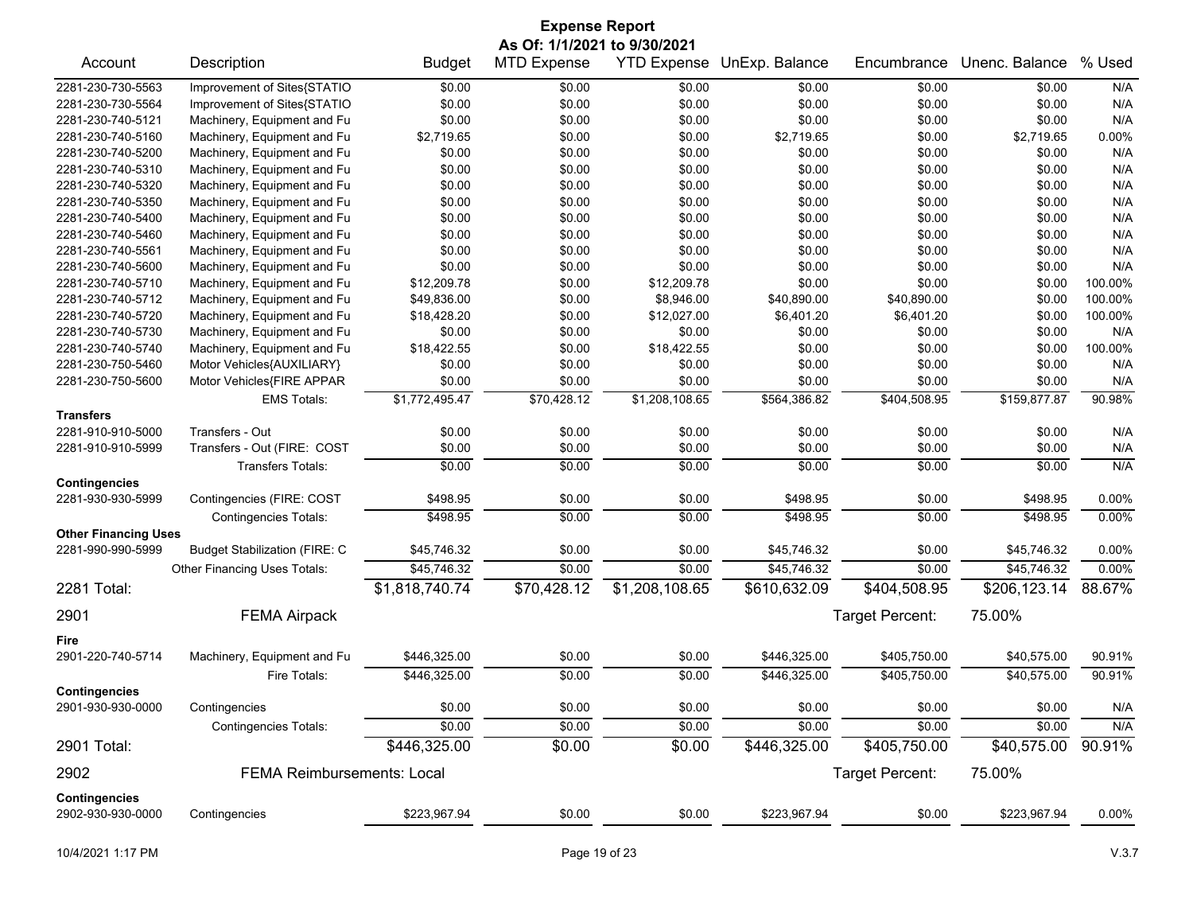# Expense Report

**As Of: 1/1/2021 to 9/30/2021**

| Account | Description | Budget | MTD Expense | YTD Expense | UnExp. Balance | Encumbrance | Unenc. Balance | % Used |
|---|---|---|---|---|---|---|---|---|
| 2281-230-730-5563 | Improvement of Sites{STATIO | $0.00 | $0.00 | $0.00 | $0.00 | $0.00 | $0.00 | N/A |
| 2281-230-730-5564 | Improvement of Sites{STATIO | $0.00 | $0.00 | $0.00 | $0.00 | $0.00 | $0.00 | N/A |
| 2281-230-740-5121 | Machinery, Equipment and Fu | $0.00 | $0.00 | $0.00 | $0.00 | $0.00 | $0.00 | N/A |
| 2281-230-740-5160 | Machinery, Equipment and Fu | $2,719.65 | $0.00 | $0.00 | $2,719.65 | $0.00 | $2,719.65 | 0.00% |
| 2281-230-740-5200 | Machinery, Equipment and Fu | $0.00 | $0.00 | $0.00 | $0.00 | $0.00 | $0.00 | N/A |
| 2281-230-740-5310 | Machinery, Equipment and Fu | $0.00 | $0.00 | $0.00 | $0.00 | $0.00 | $0.00 | N/A |
| 2281-230-740-5320 | Machinery, Equipment and Fu | $0.00 | $0.00 | $0.00 | $0.00 | $0.00 | $0.00 | N/A |
| 2281-230-740-5350 | Machinery, Equipment and Fu | $0.00 | $0.00 | $0.00 | $0.00 | $0.00 | $0.00 | N/A |
| 2281-230-740-5400 | Machinery, Equipment and Fu | $0.00 | $0.00 | $0.00 | $0.00 | $0.00 | $0.00 | N/A |
| 2281-230-740-5460 | Machinery, Equipment and Fu | $0.00 | $0.00 | $0.00 | $0.00 | $0.00 | $0.00 | N/A |
| 2281-230-740-5561 | Machinery, Equipment and Fu | $0.00 | $0.00 | $0.00 | $0.00 | $0.00 | $0.00 | N/A |
| 2281-230-740-5600 | Machinery, Equipment and Fu | $0.00 | $0.00 | $0.00 | $0.00 | $0.00 | $0.00 | N/A |
| 2281-230-740-5710 | Machinery, Equipment and Fu | $12,209.78 | $0.00 | $12,209.78 | $0.00 | $0.00 | $0.00 | 100.00% |
| 2281-230-740-5712 | Machinery, Equipment and Fu | $49,836.00 | $0.00 | $8,946.00 | $40,890.00 | $40,890.00 | $0.00 | 100.00% |
| 2281-230-740-5720 | Machinery, Equipment and Fu | $18,428.20 | $0.00 | $12,027.00 | $6,401.20 | $6,401.20 | $0.00 | 100.00% |
| 2281-230-740-5730 | Machinery, Equipment and Fu | $0.00 | $0.00 | $0.00 | $0.00 | $0.00 | $0.00 | N/A |
| 2281-230-740-5740 | Machinery, Equipment and Fu | $18,422.55 | $0.00 | $18,422.55 | $0.00 | $0.00 | $0.00 | 100.00% |
| 2281-230-750-5460 | Motor Vehicles{AUXILIARY} | $0.00 | $0.00 | $0.00 | $0.00 | $0.00 | $0.00 | N/A |
| 2281-230-750-5600 | Motor Vehicles{FIRE APPAR | $0.00 | $0.00 | $0.00 | $0.00 | $0.00 | $0.00 | N/A |
| | EMS Totals: | $1,772,495.47 | $70,428.12 | $1,208,108.65 | $564,386.82 | $404,508.95 | $159,877.87 | 90.98% |
| **Transfers** | | | | | | | | |
| 2281-910-910-5000 | Transfers - Out | $0.00 | $0.00 | $0.00 | $0.00 | $0.00 | $0.00 | N/A |
| 2281-910-910-5999 | Transfers - Out (FIRE: COST | $0.00 | $0.00 | $0.00 | $0.00 | $0.00 | $0.00 | N/A |
| | Transfers Totals: | $0.00 | $0.00 | $0.00 | $0.00 | $0.00 | $0.00 | N/A |
| **Contingencies** | | | | | | | | |
| 2281-930-930-5999 | Contingencies (FIRE: COST | $498.95 | $0.00 | $0.00 | $498.95 | $0.00 | $498.95 | 0.00% |
| | Contingencies Totals: | $498.95 | $0.00 | $0.00 | $498.95 | $0.00 | $498.95 | 0.00% |
| **Other Financing Uses** | | | | | | | | |
| 2281-990-990-5999 | Budget Stabilization (FIRE: C | $45,746.32 | $0.00 | $0.00 | $45,746.32 | $0.00 | $45,746.32 | 0.00% |
| | Other Financing Uses Totals: | $45,746.32 | $0.00 | $0.00 | $45,746.32 | $0.00 | $45,746.32 | 0.00% |
| **2281 Total:** | | $1,818,740.74 | $70,428.12 | $1,208,108.65 | $610,632.09 | $404,508.95 | $206,123.14 | 88.67% |
| **2901** | **FEMA Airpack** | | | | | Target Percent: | 75.00% | |
| **Fire** | | | | | | | | |
| 2901-220-740-5714 | Machinery, Equipment and Fu | $446,325.00 | $0.00 | $0.00 | $446,325.00 | $405,750.00 | $40,575.00 | 90.91% |
| | Fire Totals: | $446,325.00 | $0.00 | $0.00 | $446,325.00 | $405,750.00 | $40,575.00 | 90.91% |
| **Contingencies** | | | | | | | | |
| 2901-930-930-0000 | Contingencies | $0.00 | $0.00 | $0.00 | $0.00 | $0.00 | $0.00 | N/A |
| | Contingencies Totals: | $0.00 | $0.00 | $0.00 | $0.00 | $0.00 | $0.00 | N/A |
| **2901 Total:** | | $446,325.00 | $0.00 | $0.00 | $446,325.00 | $405,750.00 | $40,575.00 | 90.91% |
| **2902** | **FEMA Reimbursements: Local** | | | | | Target Percent: | 75.00% | |
| **Contingencies** | | | | | | | | |
| 2902-930-930-0000 | Contingencies | $223,967.94 | $0.00 | $0.00 | $223,967.94 | $0.00 | $223,967.94 | 0.00% |

10/4/2021 1:17 PM

V.3.7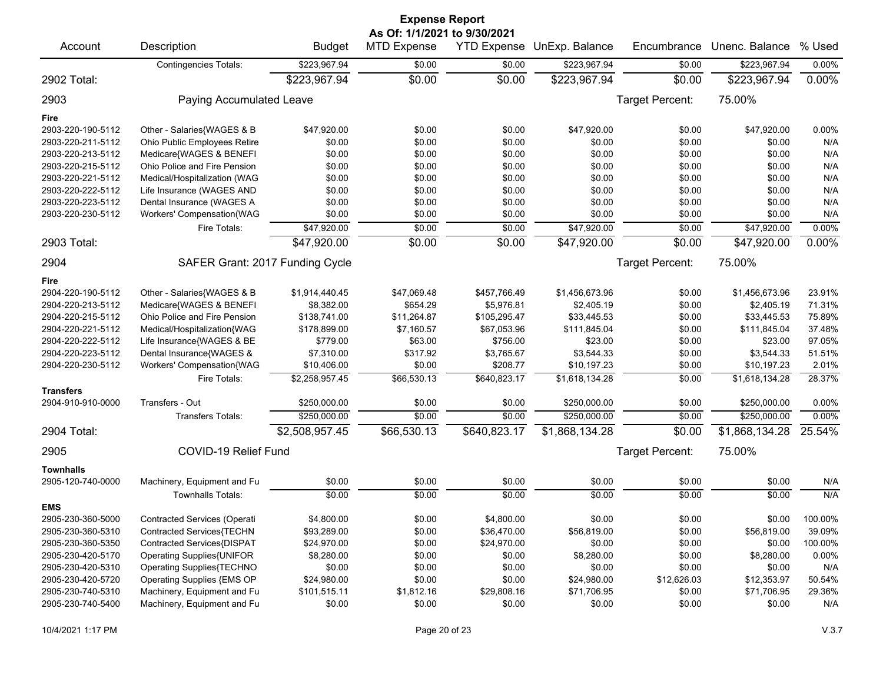# Expense Report

**As Of: 1/1/2021 to 9/30/2021**

| Account | Description | Budget | MTD Expense | YTD Expense | UnExp. Balance | Encumbrance | Unenc. Balance | % Used |
|---|---|---|---|---|---|---|---|---|
| | Contingencies Totals: | $223,967.94 | $0.00 | $0.00 | $223,967.94 | $0.00 | $223,967.94 | 0.00% |
| 2902 Total: | | $223,967.94 | $0.00 | $0.00 | $223,967.94 | $0.00 | $223,967.94 | 0.00% |
| 2903 | Paying Accumulated Leave | | | | | Target Percent: | 75.00% | |
| **Fire** | | | | | | | | |
| 2903-220-190-5112 | Other - Salaries{WAGES & B | $47,920.00 | $0.00 | $0.00 | $47,920.00 | $0.00 | $47,920.00 | 0.00% |
| 2903-220-211-5112 | Ohio Public Employees Retire | $0.00 | $0.00 | $0.00 | $0.00 | $0.00 | $0.00 | N/A |
| 2903-220-213-5112 | Medicare{WAGES & BENEFI | $0.00 | $0.00 | $0.00 | $0.00 | $0.00 | $0.00 | N/A |
| 2903-220-215-5112 | Ohio Police and Fire Pension | $0.00 | $0.00 | $0.00 | $0.00 | $0.00 | $0.00 | N/A |
| 2903-220-221-5112 | Medical/Hospitalization (WAG | $0.00 | $0.00 | $0.00 | $0.00 | $0.00 | $0.00 | N/A |
| 2903-220-222-5112 | Life Insurance (WAGES AND | $0.00 | $0.00 | $0.00 | $0.00 | $0.00 | $0.00 | N/A |
| 2903-220-223-5112 | Dental Insurance (WAGES A | $0.00 | $0.00 | $0.00 | $0.00 | $0.00 | $0.00 | N/A |
| 2903-220-230-5112 | Workers' Compensation(WAG | $0.00 | $0.00 | $0.00 | $0.00 | $0.00 | $0.00 | N/A |
| | Fire Totals: | $47,920.00 | $0.00 | $0.00 | $47,920.00 | $0.00 | $47,920.00 | 0.00% |
| 2903 Total: | | $47,920.00 | $0.00 | $0.00 | $47,920.00 | $0.00 | $47,920.00 | 0.00% |
| 2904 | SAFER Grant: 2017 Funding Cycle | | | | | Target Percent: | 75.00% | |
| **Fire** | | | | | | | | |
| 2904-220-190-5112 | Other - Salaries{WAGES & B | $1,914,440.45 | $47,069.48 | $457,766.49 | $1,456,673.96 | $0.00 | $1,456,673.96 | 23.91% |
| 2904-220-213-5112 | Medicare{WAGES & BENEFI | $8,382.00 | $654.29 | $5,976.81 | $2,405.19 | $0.00 | $2,405.19 | 71.31% |
| 2904-220-215-5112 | Ohio Police and Fire Pension | $138,741.00 | $11,264.87 | $105,295.47 | $33,445.53 | $0.00 | $33,445.53 | 75.89% |
| 2904-220-221-5112 | Medical/Hospitalization{WAG | $178,899.00 | $7,160.57 | $67,053.96 | $111,845.04 | $0.00 | $111,845.04 | 37.48% |
| 2904-220-222-5112 | Life Insurance{WAGES & BE | $779.00 | $63.00 | $756.00 | $23.00 | $0.00 | $23.00 | 97.05% |
| 2904-220-223-5112 | Dental Insurance{WAGES & | $7,310.00 | $317.92 | $3,765.67 | $3,544.33 | $0.00 | $3,544.33 | 51.51% |
| 2904-220-230-5112 | Workers' Compensation{WAG | $10,406.00 | $0.00 | $208.77 | $10,197.23 | $0.00 | $10,197.23 | 2.01% |
| | Fire Totals: | $2,258,957.45 | $66,530.13 | $640,823.17 | $1,618,134.28 | $0.00 | $1,618,134.28 | 28.37% |
| **Transfers** | | | | | | | | |
| 2904-910-910-0000 | Transfers - Out | $250,000.00 | $0.00 | $0.00 | $250,000.00 | $0.00 | $250,000.00 | 0.00% |
| | Transfers Totals: | $250,000.00 | $0.00 | $0.00 | $250,000.00 | $0.00 | $250,000.00 | 0.00% |
| 2904 Total: | | $2,508,957.45 | $66,530.13 | $640,823.17 | $1,868,134.28 | $0.00 | $1,868,134.28 | 25.54% |
| 2905 | COVID-19 Relief Fund | | | | | Target Percent: | 75.00% | |
| **Townhalls** | | | | | | | | |
| 2905-120-740-0000 | Machinery, Equipment and Fu | $0.00 | $0.00 | $0.00 | $0.00 | $0.00 | $0.00 | N/A |
| | Townhalls Totals: | $0.00 | $0.00 | $0.00 | $0.00 | $0.00 | $0.00 | N/A |
| **EMS** | | | | | | | | |
| 2905-230-360-5000 | Contracted Services (Operati | $4,800.00 | $0.00 | $4,800.00 | $0.00 | $0.00 | $0.00 | 100.00% |
| 2905-230-360-5310 | Contracted Services{TECHN | $93,289.00 | $0.00 | $36,470.00 | $56,819.00 | $0.00 | $56,819.00 | 39.09% |
| 2905-230-360-5350 | Contracted Services{DISPAT | $24,970.00 | $0.00 | $24,970.00 | $0.00 | $0.00 | $0.00 | 100.00% |
| 2905-230-420-5170 | Operating Supplies{UNIFOR | $8,280.00 | $0.00 | $0.00 | $8,280.00 | $0.00 | $8,280.00 | 0.00% |
| 2905-230-420-5310 | Operating Supplies{TECHNO | $0.00 | $0.00 | $0.00 | $0.00 | $0.00 | $0.00 | N/A |
| 2905-230-420-5720 | Operating Supplies {EMS OP | $24,980.00 | $0.00 | $0.00 | $24,980.00 | $12,626.03 | $12,353.97 | 50.54% |
| 2905-230-740-5310 | Machinery, Equipment and Fu | $101,515.11 | $1,812.16 | $29,808.16 | $71,706.95 | $0.00 | $71,706.95 | 29.36% |
| 2905-230-740-5400 | Machinery, Equipment and Fu | $0.00 | $0.00 | $0.00 | $0.00 | $0.00 | $0.00 | N/A |

10/4/2021 1:17 PM V.3.7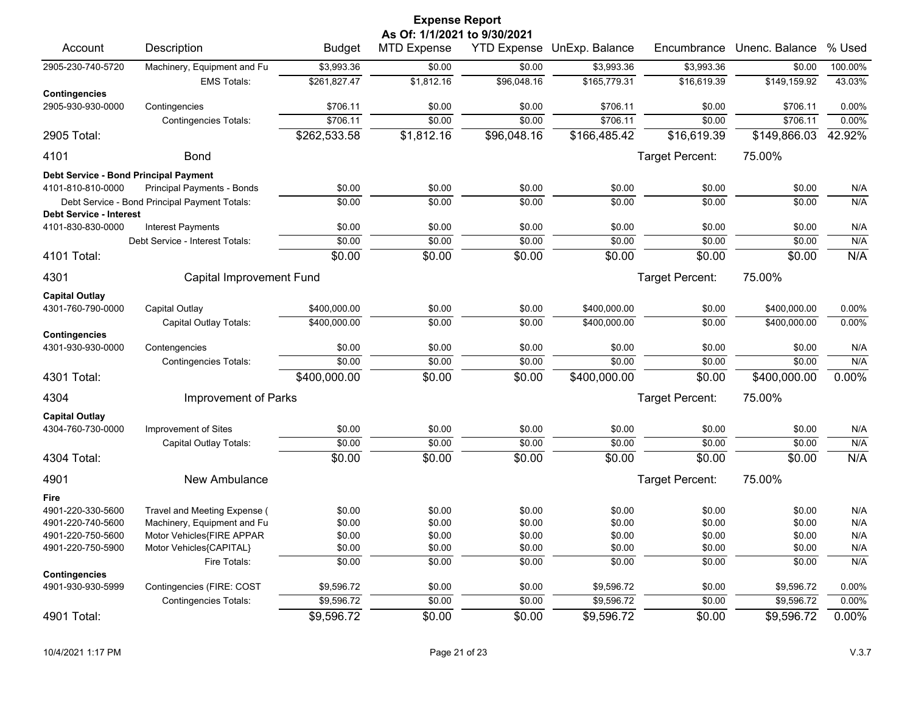# Expense Report

**As Of: 1/1/2021 to 9/30/2021**

| Account | Description | Budget | MTD Expense | YTD Expense | UnExp. Balance | Encumbrance | Unenc. Balance | % Used |
|---|---|---|---|---|---|---|---|---|
| 2905-230-740-5720 | Machinery, Equipment and Fu | $3,993.36 | $0.00 | $0.00 | $3,993.36 | $3,993.36 | $0.00 | 100.00% |
| | EMS Totals: | $261,827.47 | $1,812.16 | $96,048.16 | $165,779.31 | $16,619.39 | $149,159.92 | 43.03% |
| **Contingencies** | | | | | | | | |
| 2905-930-930-0000 | Contingencies | $706.11 | $0.00 | $0.00 | $706.11 | $0.00 | $706.11 | 0.00% |
| | Contingencies Totals: | $706.11 | $0.00 | $0.00 | $706.11 | $0.00 | $706.11 | 0.00% |
| 2905 Total: | | $262,533.58 | $1,812.16 | $96,048.16 | $166,485.42 | $16,619.39 | $149,866.03 | 42.92% |
| 4101 | Bond | | | | | Target Percent: | 75.00% | |
| **Debt Service - Bond Principal Payment** | | | | | | | | |
| 4101-810-810-0000 | Principal Payments - Bonds | $0.00 | $0.00 | $0.00 | $0.00 | $0.00 | $0.00 | N/A |
| | Debt Service - Bond Principal Payment Totals: | $0.00 | $0.00 | $0.00 | $0.00 | $0.00 | $0.00 | N/A |
| **Debt Service - Interest** | | | | | | | | |
| 4101-830-830-0000 | Interest Payments | $0.00 | $0.00 | $0.00 | $0.00 | $0.00 | $0.00 | N/A |
| | Debt Service - Interest Totals: | $0.00 | $0.00 | $0.00 | $0.00 | $0.00 | $0.00 | N/A |
| 4101 Total: | | $0.00 | $0.00 | $0.00 | $0.00 | $0.00 | $0.00 | N/A |
| 4301 | Capital Improvement Fund | | | | | Target Percent: | 75.00% | |
| **Capital Outlay** | | | | | | | | |
| 4301-760-790-0000 | Capital Outlay | $400,000.00 | $0.00 | $0.00 | $400,000.00 | $0.00 | $400,000.00 | 0.00% |
| | Capital Outlay Totals: | $400,000.00 | $0.00 | $0.00 | $400,000.00 | $0.00 | $400,000.00 | 0.00% |
| **Contingencies** | | | | | | | | |
| 4301-930-930-0000 | Contengencies | $0.00 | $0.00 | $0.00 | $0.00 | $0.00 | $0.00 | N/A |
| | Contingencies Totals: | $0.00 | $0.00 | $0.00 | $0.00 | $0.00 | $0.00 | N/A |
| 4301 Total: | | $400,000.00 | $0.00 | $0.00 | $400,000.00 | $0.00 | $400,000.00 | 0.00% |
| 4304 | Improvement of Parks | | | | | Target Percent: | 75.00% | |
| **Capital Outlay** | | | | | | | | |
| 4304-760-730-0000 | Improvement of Sites | $0.00 | $0.00 | $0.00 | $0.00 | $0.00 | $0.00 | N/A |
| | Capital Outlay Totals: | $0.00 | $0.00 | $0.00 | $0.00 | $0.00 | $0.00 | N/A |
| 4304 Total: | | $0.00 | $0.00 | $0.00 | $0.00 | $0.00 | $0.00 | N/A |
| 4901 | New Ambulance | | | | | Target Percent: | 75.00% | |
| **Fire** | | | | | | | | |
| 4901-220-330-5600 | Travel and Meeting Expense ( | $0.00 | $0.00 | $0.00 | $0.00 | $0.00 | $0.00 | N/A |
| 4901-220-740-5600 | Machinery, Equipment and Fu | $0.00 | $0.00 | $0.00 | $0.00 | $0.00 | $0.00 | N/A |
| 4901-220-750-5600 | Motor Vehicles{FIRE APPAR | $0.00 | $0.00 | $0.00 | $0.00 | $0.00 | $0.00 | N/A |
| 4901-220-750-5900 | Motor Vehicles{CAPITAL} | $0.00 | $0.00 | $0.00 | $0.00 | $0.00 | $0.00 | N/A |
| | Fire Totals: | $0.00 | $0.00 | $0.00 | $0.00 | $0.00 | $0.00 | N/A |
| **Contingencies** | | | | | | | | |
| 4901-930-930-5999 | Contingencies (FIRE: COST | $9,596.72 | $0.00 | $0.00 | $9,596.72 | $0.00 | $9,596.72 | 0.00% |
| | Contingencies Totals: | $9,596.72 | $0.00 | $0.00 | $9,596.72 | $0.00 | $9,596.72 | 0.00% |
| 4901 Total: | | $9,596.72 | $0.00 | $0.00 | $9,596.72 | $0.00 | $9,596.72 | 0.00% |

10/4/2021 1:17 PM

V.3.7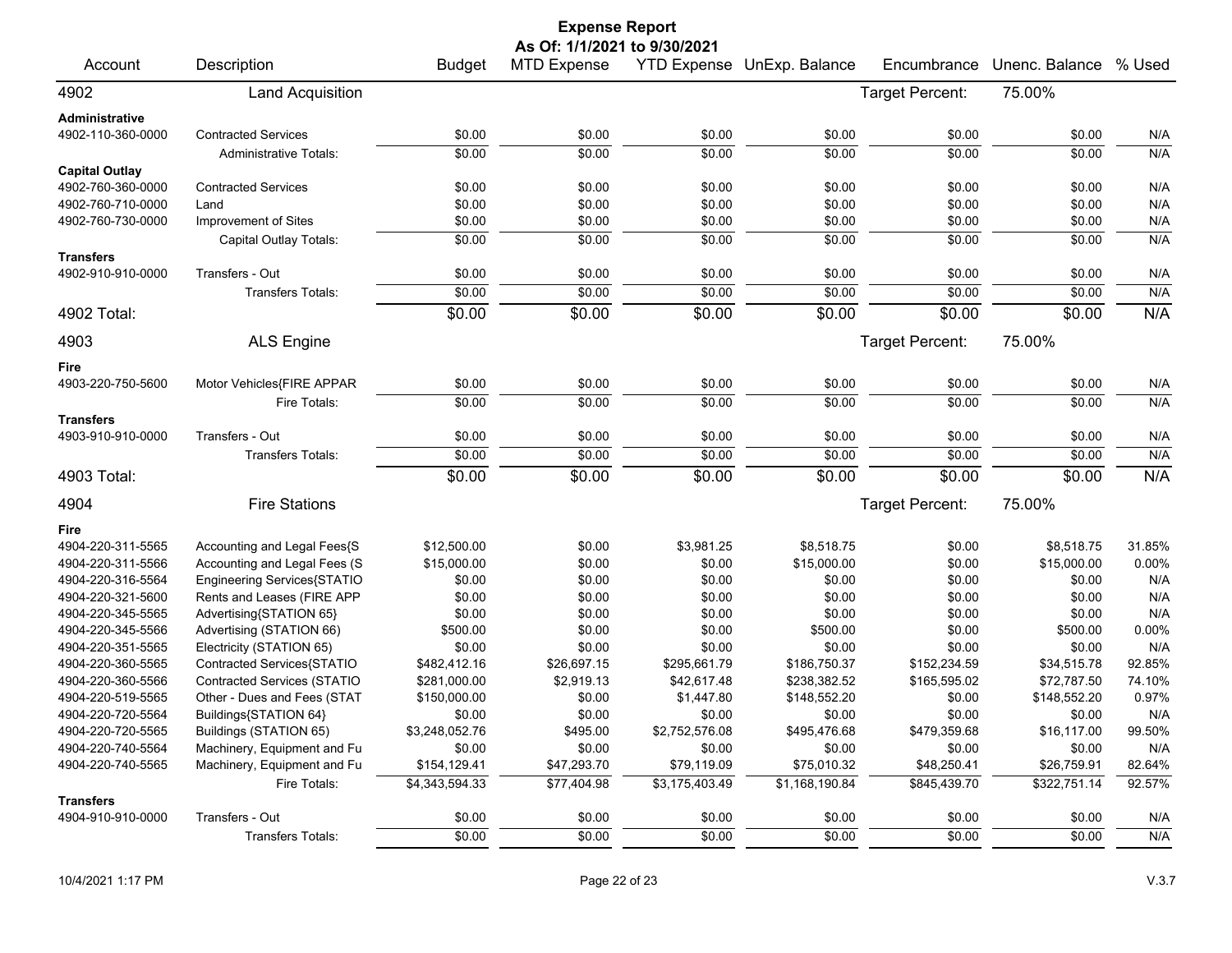# Expense Report

**As Of: 1/1/2021 to 9/30/2021**

| Account | Description | Budget | MTD Expense | YTD Expense | UnExp. Balance | Encumbrance | Unenc. Balance | % Used |
|---|---|---|---|---|---|---|---|---|
| **4902** | **Land Acquisition** | | | | | Target Percent: | 75.00% | |
| **Administrative** | | | | | | | | |
| 4902-110-360-0000 | Contracted Services | $0.00 | $0.00 | $0.00 | $0.00 | $0.00 | $0.00 | N/A |
| | Administrative Totals: | $0.00 | $0.00 | $0.00 | $0.00 | $0.00 | $0.00 | N/A |
| **Capital Outlay** | | | | | | | | |
| 4902-760-360-0000 | Contracted Services | $0.00 | $0.00 | $0.00 | $0.00 | $0.00 | $0.00 | N/A |
| 4902-760-710-0000 | Land | $0.00 | $0.00 | $0.00 | $0.00 | $0.00 | $0.00 | N/A |
| 4902-760-730-0000 | Improvement of Sites | $0.00 | $0.00 | $0.00 | $0.00 | $0.00 | $0.00 | N/A |
| | Capital Outlay Totals: | $0.00 | $0.00 | $0.00 | $0.00 | $0.00 | $0.00 | N/A |
| **Transfers** | | | | | | | | |
| 4902-910-910-0000 | Transfers - Out | $0.00 | $0.00 | $0.00 | $0.00 | $0.00 | $0.00 | N/A |
| | Transfers Totals: | $0.00 | $0.00 | $0.00 | $0.00 | $0.00 | $0.00 | N/A |
| **4902 Total:** | | $0.00 | $0.00 | $0.00 | $0.00 | $0.00 | $0.00 | N/A |
| **4903** | **ALS Engine** | | | | | Target Percent: | 75.00% | |
| **Fire** | | | | | | | | |
| 4903-220-750-5600 | Motor Vehicles{FIRE APPAR | $0.00 | $0.00 | $0.00 | $0.00 | $0.00 | $0.00 | N/A |
| | Fire Totals: | $0.00 | $0.00 | $0.00 | $0.00 | $0.00 | $0.00 | N/A |
| **Transfers** | | | | | | | | |
| 4903-910-910-0000 | Transfers - Out | $0.00 | $0.00 | $0.00 | $0.00 | $0.00 | $0.00 | N/A |
| | Transfers Totals: | $0.00 | $0.00 | $0.00 | $0.00 | $0.00 | $0.00 | N/A |
| **4903 Total:** | | $0.00 | $0.00 | $0.00 | $0.00 | $0.00 | $0.00 | N/A |
| **4904** | **Fire Stations** | | | | | Target Percent: | 75.00% | |
| **Fire** | | | | | | | | |
| 4904-220-311-5565 | Accounting and Legal Fees{S | $12,500.00 | $0.00 | $3,981.25 | $8,518.75 | $0.00 | $8,518.75 | 31.85% |
| 4904-220-311-5566 | Accounting and Legal Fees (S | $15,000.00 | $0.00 | $0.00 | $15,000.00 | $0.00 | $15,000.00 | 0.00% |
| 4904-220-316-5564 | Engineering Services{STATIO | $0.00 | $0.00 | $0.00 | $0.00 | $0.00 | $0.00 | N/A |
| 4904-220-321-5600 | Rents and Leases (FIRE APP | $0.00 | $0.00 | $0.00 | $0.00 | $0.00 | $0.00 | N/A |
| 4904-220-345-5565 | Advertising{STATION 65} | $0.00 | $0.00 | $0.00 | $0.00 | $0.00 | $0.00 | N/A |
| 4904-220-345-5566 | Advertising (STATION 66) | $500.00 | $0.00 | $0.00 | $500.00 | $0.00 | $500.00 | 0.00% |
| 4904-220-351-5565 | Electricity (STATION 65) | $0.00 | $0.00 | $0.00 | $0.00 | $0.00 | $0.00 | N/A |
| 4904-220-360-5565 | Contracted Services{STATIO | $482,412.16 | $26,697.15 | $295,661.79 | $186,750.37 | $152,234.59 | $34,515.78 | 92.85% |
| 4904-220-360-5566 | Contracted Services (STATIO | $281,000.00 | $2,919.13 | $42,617.48 | $238,382.52 | $165,595.02 | $72,787.50 | 74.10% |
| 4904-220-519-5565 | Other - Dues and Fees (STAT | $150,000.00 | $0.00 | $1,447.80 | $148,552.20 | $0.00 | $148,552.20 | 0.97% |
| 4904-220-720-5564 | Buildings{STATION 64} | $0.00 | $0.00 | $0.00 | $0.00 | $0.00 | $0.00 | N/A |
| 4904-220-720-5565 | Buildings (STATION 65) | $3,248,052.76 | $495.00 | $2,752,576.08 | $495,476.68 | $479,359.68 | $16,117.00 | 99.50% |
| 4904-220-740-5564 | Machinery, Equipment and Fu | $0.00 | $0.00 | $0.00 | $0.00 | $0.00 | $0.00 | N/A |
| 4904-220-740-5565 | Machinery, Equipment and Fu | $154,129.41 | $47,293.70 | $79,119.09 | $75,010.32 | $48,250.41 | $26,759.91 | 82.64% |
| | Fire Totals: | $4,343,594.33 | $77,404.98 | $3,175,403.49 | $1,168,190.84 | $845,439.70 | $322,751.14 | 92.57% |
| **Transfers** | | | | | | | | |
| 4904-910-910-0000 | Transfers - Out | $0.00 | $0.00 | $0.00 | $0.00 | $0.00 | $0.00 | N/A |
| | Transfers Totals: | $0.00 | $0.00 | $0.00 | $0.00 | $0.00 | $0.00 | N/A |

10/4/2021 1:17 PM V.3.7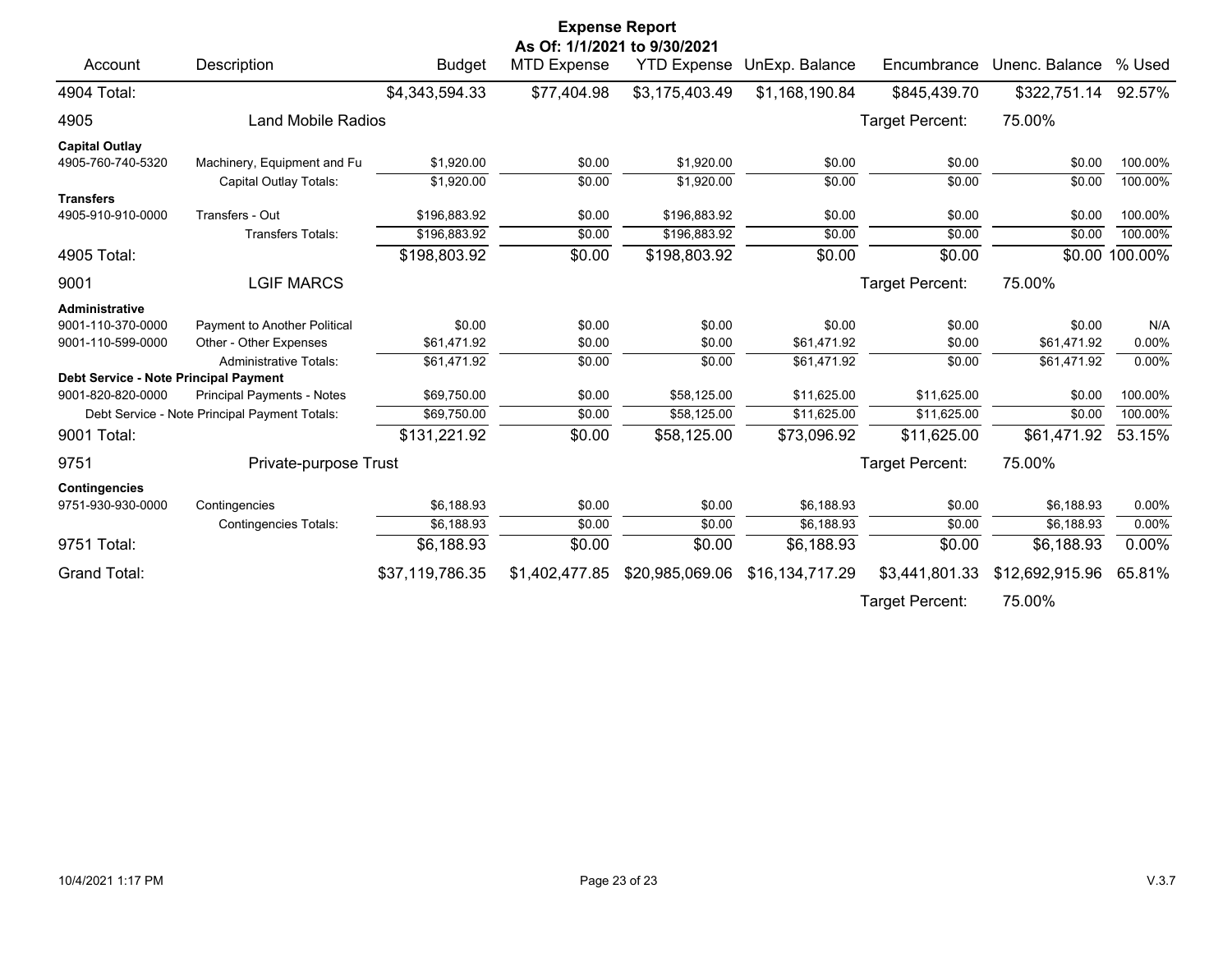# Expense Report

**As Of: 1/1/2021 to 9/30/2021**

| Account | Description | Budget | MTD Expense | YTD Expense | UnExp. Balance | Encumbrance | Unenc. Balance | % Used |
|---|---|---|---|---|---|---|---|---|
| **4904 Total:** | | $4,343,594.33 | $77,404.98 | $3,175,403.49 | $1,168,190.84 | $845,439.70 | $322,751.14 | 92.57% |
| **4905** | **Land Mobile Radios** | | | | | Target Percent: | 75.00% | |
| **Capital Outlay** | | | | | | | | |
| 4905-760-740-5320 | Machinery, Equipment and Fu | $1,920.00 | $0.00 | $1,920.00 | $0.00 | $0.00 | $0.00 | 100.00% |
| | Capital Outlay Totals: | $1,920.00 | $0.00 | $1,920.00 | $0.00 | $0.00 | $0.00 | 100.00% |
| **Transfers** | | | | | | | | |
| 4905-910-910-0000 | Transfers - Out | $196,883.92 | $0.00 | $196,883.92 | $0.00 | $0.00 | $0.00 | 100.00% |
| | Transfers Totals: | $196,883.92 | $0.00 | $196,883.92 | $0.00 | $0.00 | $0.00 | 100.00% |
| **4905 Total:** | | $198,803.92 | $0.00 | $198,803.92 | $0.00 | $0.00 | $0.00 | 100.00% |
| **9001** | **LGIF MARCS** | | | | | Target Percent: | 75.00% | |
| **Administrative** | | | | | | | | |
| 9001-110-370-0000 | Payment to Another Political | $0.00 | $0.00 | $0.00 | $0.00 | $0.00 | $0.00 | N/A |
| 9001-110-599-0000 | Other - Other Expenses | $61,471.92 | $0.00 | $0.00 | $61,471.92 | $0.00 | $61,471.92 | 0.00% |
| | Administrative Totals: | $61,471.92 | $0.00 | $0.00 | $61,471.92 | $0.00 | $61,471.92 | 0.00% |
| **Debt Service - Note Principal Payment** | | | | | | | | |
| 9001-820-820-0000 | Principal Payments - Notes | $69,750.00 | $0.00 | $58,125.00 | $11,625.00 | $11,625.00 | $0.00 | 100.00% |
| | Debt Service - Note Principal Payment Totals: | $69,750.00 | $0.00 | $58,125.00 | $11,625.00 | $11,625.00 | $0.00 | 100.00% |
| **9001 Total:** | | $131,221.92 | $0.00 | $58,125.00 | $73,096.92 | $11,625.00 | $61,471.92 | 53.15% |
| **9751** | **Private-purpose Trust** | | | | | Target Percent: | 75.00% | |
| **Contingencies** | | | | | | | | |
| 9751-930-930-0000 | Contingencies | $6,188.93 | $0.00 | $0.00 | $6,188.93 | $0.00 | $6,188.93 | 0.00% |
| | Contingencies Totals: | $6,188.93 | $0.00 | $0.00 | $6,188.93 | $0.00 | $6,188.93 | 0.00% |
| **9751 Total:** | | $6,188.93 | $0.00 | $0.00 | $6,188.93 | $0.00 | $6,188.93 | 0.00% |
| **Grand Total:** | | $37,119,786.35 | $1,402,477.85 | $20,985,069.06 | $16,134,717.29 | $3,441,801.33 | $12,692,915.96 | 65.81% |
| | | | | | | Target Percent: | 75.00% | |

10/4/2021 1:17 PM V.3.7